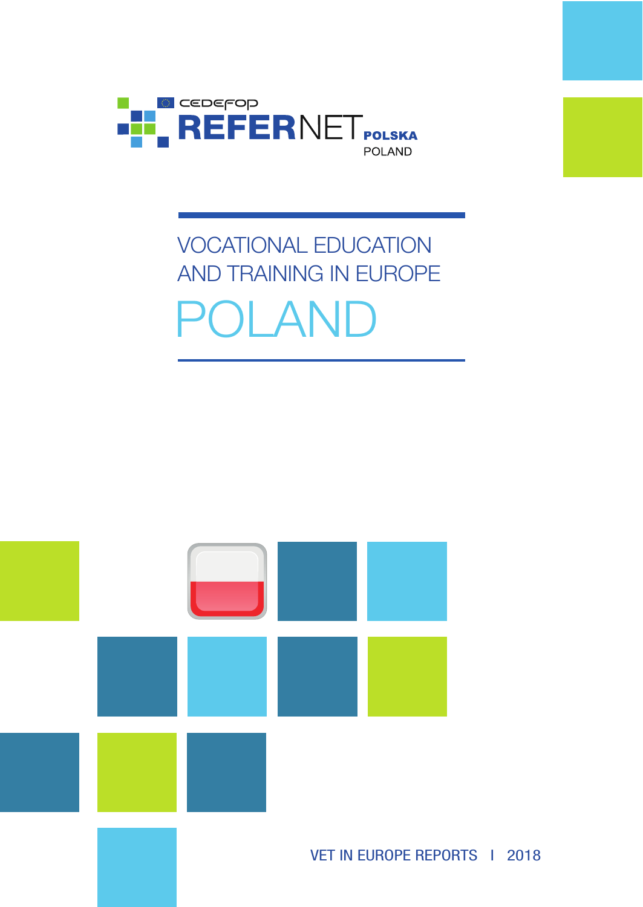CEDEFOP

REFERNET POLSKA

POLAND

# VOCATIONAL EDUCATION AND TRAINING IN EUROPE

# POLAND

VET IN EUROPE REPORTS | 2018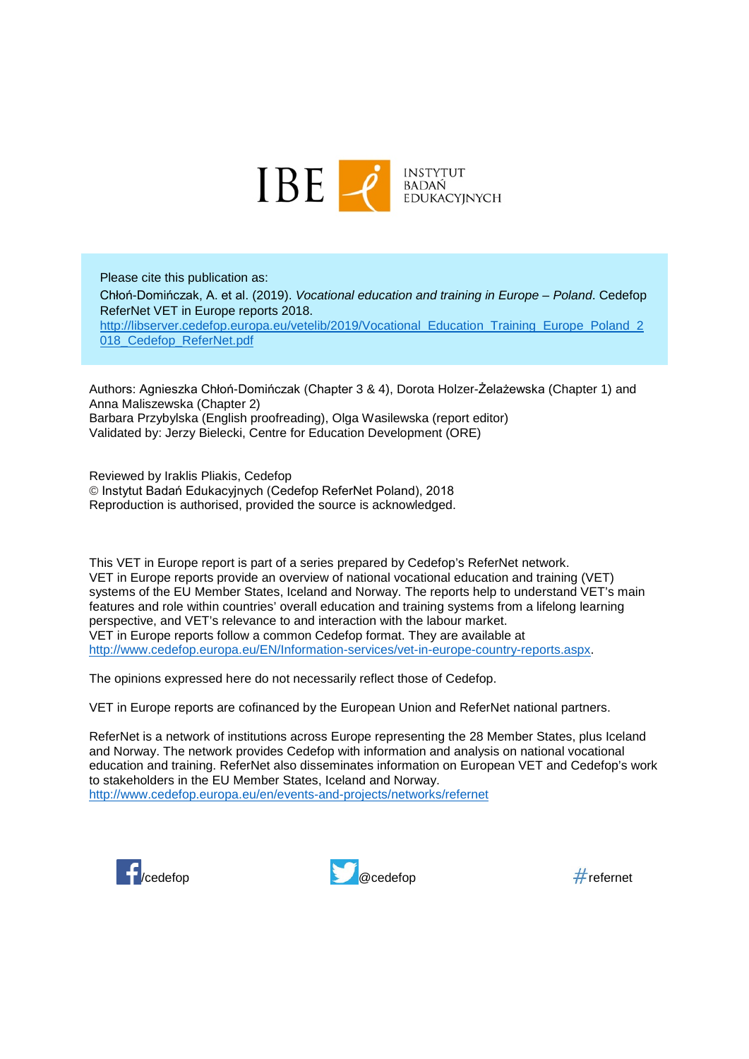IBE INSTYTUT BADAŃ EDUKACYJNYCH

Please cite this publication as:

Chłoń-Domińczak, A. et al. (2019). *Vocational education and training in Europe – Poland*. Cedefop ReferNet VET in Europe reports 2018.
http://libserver.cedefop.europa.eu/vetelib/2019/Vocational_Education_Training_Europe_Poland_2018_Cedefop_ReferNet.pdf

Authors: Agnieszka Chłoń-Domińczak (Chapter 3 & 4), Dorota Holzer-Żelażewska (Chapter 1) and Anna Maliszewska (Chapter 2)
Barbara Przybylska (English proofreading), Olga Wasilewska (report editor)
Validated by: Jerzy Bielecki, Centre for Education Development (ORE)

Reviewed by Iraklis Pliakis, Cedefop
© Instytut Badań Edukacyjnych (Cedefop ReferNet Poland), 2018
Reproduction is authorised, provided the source is acknowledged.

This VET in Europe report is part of a series prepared by Cedefop's ReferNet network.
VET in Europe reports provide an overview of national vocational education and training (VET) systems of the EU Member States, Iceland and Norway. The reports help to understand VET's main features and role within countries' overall education and training systems from a lifelong learning perspective, and VET's relevance to and interaction with the labour market.
VET in Europe reports follow a common Cedefop format. They are available at
http://www.cedefop.europa.eu/EN/Information-services/vet-in-europe-country-reports.aspx.

The opinions expressed here do not necessarily reflect those of Cedefop.

VET in Europe reports are cofinanced by the European Union and ReferNet national partners.

ReferNet is a network of institutions across Europe representing the 28 Member States, plus Iceland and Norway. The network provides Cedefop with information and analysis on national vocational education and training. ReferNet also disseminates information on European VET and Cedefop's work to stakeholders in the EU Member States, Iceland and Norway.
http://www.cedefop.europa.eu/en/events-and-projects/networks/refernet

/cedefop @cedefop #refernet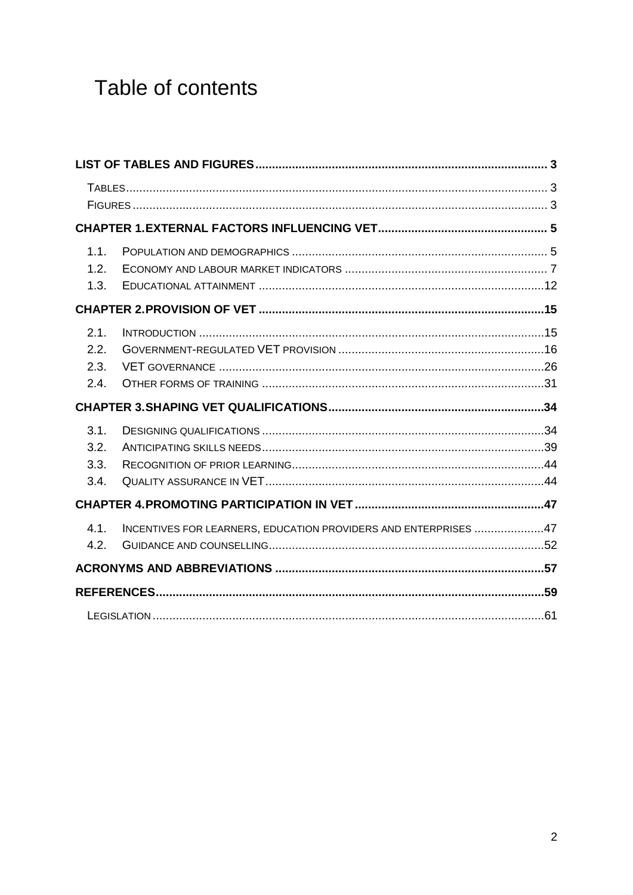# Table of contents

| | | |
|---|---|---|
| **LIST OF TABLES AND FIGURES** | | **3** |
| TABLES | | 3 |
| FIGURES | | 3 |
| **CHAPTER 1. EXTERNAL FACTORS INFLUENCING VET** | | **5** |
| 1.1. | POPULATION AND DEMOGRAPHICS | 5 |
| 1.2. | ECONOMY AND LABOUR MARKET INDICATORS | 7 |
| 1.3. | EDUCATIONAL ATTAINMENT | 12 |
| **CHAPTER 2. PROVISION OF VET** | | **15** |
| 2.1. | INTRODUCTION | 15 |
| 2.2. | GOVERNMENT-REGULATED VET PROVISION | 16 |
| 2.3. | VET GOVERNANCE | 26 |
| 2.4. | OTHER FORMS OF TRAINING | 31 |
| **CHAPTER 3. SHAPING VET QUALIFICATIONS** | | **34** |
| 3.1. | DESIGNING QUALIFICATIONS | 34 |
| 3.2. | ANTICIPATING SKILLS NEEDS | 39 |
| 3.3. | RECOGNITION OF PRIOR LEARNING | 44 |
| 3.4. | QUALITY ASSURANCE IN VET | 44 |
| **CHAPTER 4. PROMOTING PARTICIPATION IN VET** | | **47** |
| 4.1. | INCENTIVES FOR LEARNERS, EDUCATION PROVIDERS AND ENTERPRISES | 47 |
| 4.2. | GUIDANCE AND COUNSELLING | 52 |
| **ACRONYMS AND ABBREVIATIONS** | | **57** |
| **REFERENCES** | | **59** |
| LEGISLATION | | 61 |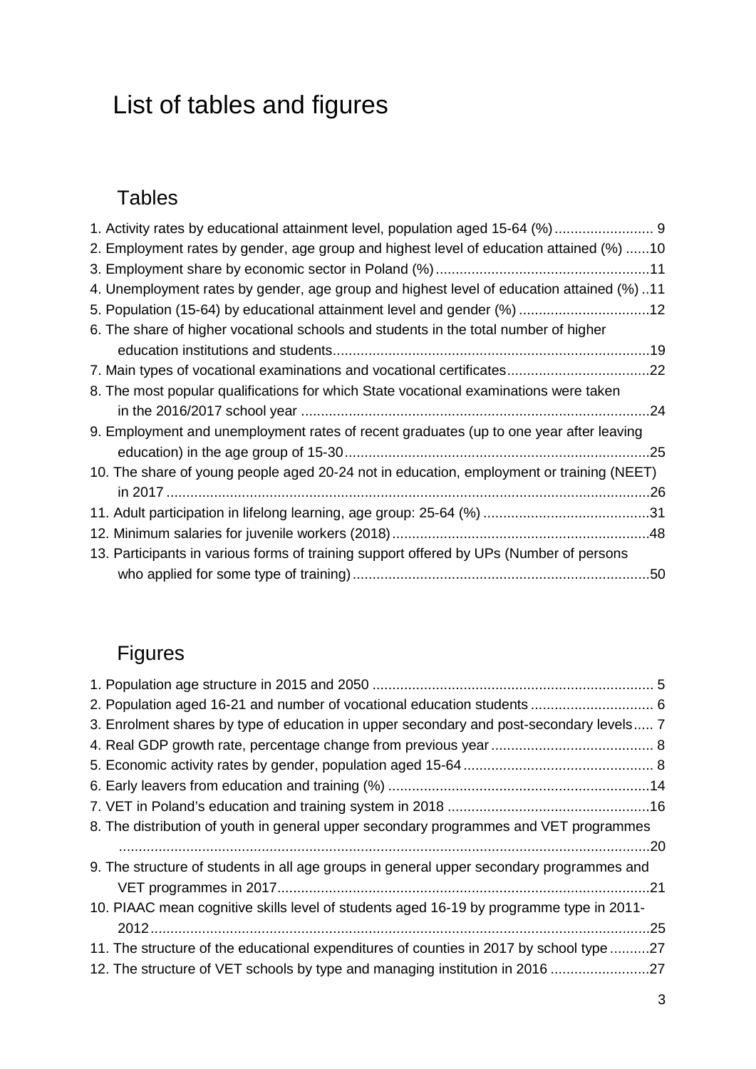# List of tables and figures

## Tables

1. Activity rates by educational attainment level, population aged 15-64 (%) ......................... 9
2. Employment rates by gender, age group and highest level of education attained (%) ......10
3. Employment share by economic sector in Poland (%) ......................................................11
4. Unemployment rates by gender, age group and highest level of education attained (%) ..11
5. Population (15-64) by educational attainment level and gender (%) .................................12
6. The share of higher vocational schools and students in the total number of higher education institutions and students.................................................................................19
7. Main types of vocational examinations and vocational certificates....................................22
8. The most popular qualifications for which State vocational examinations were taken in the 2016/2017 school year .........................................................................................24
9. Employment and unemployment rates of recent graduates (up to one year after leaving education) in the age group of 15-30.............................................................................25
10. The share of young people aged 20-24 not in education, employment or training (NEET) in 2017 ...........................................................................................................................26
11. Adult participation in lifelong learning, age group: 25-64 (%) ..........................................31
12. Minimum salaries for juvenile workers (2018).................................................................48
13. Participants in various forms of training support offered by UPs (Number of persons who applied for some type of training)...........................................................................50

## Figures

1. Population age structure in 2015 and 2050 ....................................................................... 5
2. Population aged 16-21 and number of vocational education students ............................... 6
3. Enrolment shares by type of education in upper secondary and post-secondary levels..... 7
4. Real GDP growth rate, percentage change from previous year ......................................... 8
5. Economic activity rates by gender, population aged 15-64 ................................................ 8
6. Early leavers from education and training (%) ..................................................................14
7. VET in Poland's education and training system in 2018 ...................................................16
8. The distribution of youth in general upper secondary programmes and VET programmes ......................................................................................................................................20
9. The structure of students in all age groups in general upper secondary programmes and VET programmes in 2017..............................................................................................21
10. PIAAC mean cognitive skills level of students aged 16-19 by programme type in 2011-2012..............................................................................................................................25
11. The structure of the educational expenditures of counties in 2017 by school type ..........27
12. The structure of VET schools by type and managing institution in 2016 .........................27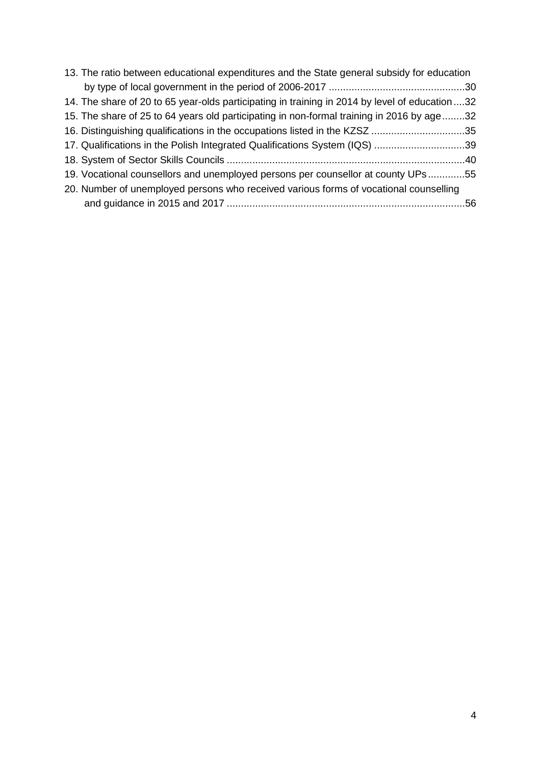13. The ratio between educational expenditures and the State general subsidy for education by type of local government in the period of 2006-2017 ....30
14. The share of 20 to 65 year-olds participating in training in 2014 by level of education ....32
15. The share of 25 to 64 years old participating in non-formal training in 2016 by age ....32
16. Distinguishing qualifications in the occupations listed in the KZSZ ....35
17. Qualifications in the Polish Integrated Qualifications System (IQS) ....39
18. System of Sector Skills Councils ....40
19. Vocational counsellors and unemployed persons per counsellor at county UPs ....55
20. Number of unemployed persons who received various forms of vocational counselling and guidance in 2015 and 2017 ....56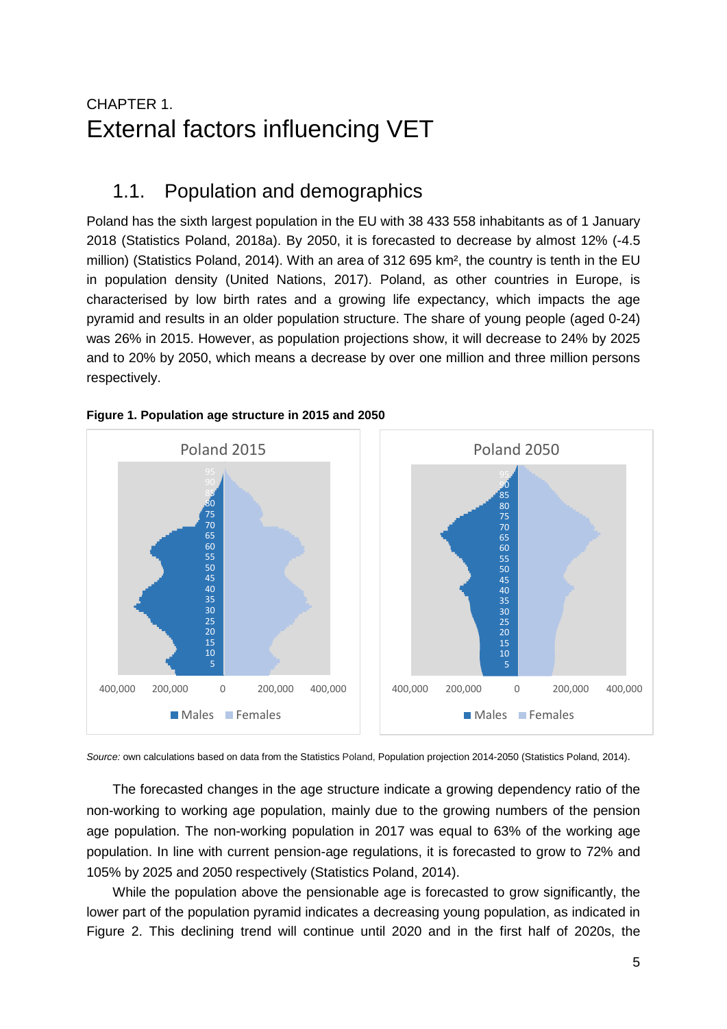# CHAPTER 1.
# External factors influencing VET

## 1.1. Population and demographics

Poland has the sixth largest population in the EU with 38 433 558 inhabitants as of 1 January 2018 (Statistics Poland, 2018a). By 2050, it is forecasted to decrease by almost 12% (-4.5 million) (Statistics Poland, 2014). With an area of 312 695 km², the country is tenth in the EU in population density (United Nations, 2017). Poland, as other countries in Europe, is characterised by low birth rates and a growing life expectancy, which impacts the age pyramid and results in an older population structure. The share of young people (aged 0-24) was 26% in 2015. However, as population projections show, it will decrease to 24% by 2025 and to 20% by 2050, which means a decrease by over one million and three million persons respectively.

**Figure 1. Population age structure in 2015 and 2050**

*Source:* own calculations based on data from the Statistics Poland, Population projection 2014-2050 (Statistics Poland, 2014).

The forecasted changes in the age structure indicate a growing dependency ratio of the non-working to working age population, mainly due to the growing numbers of the pension age population. The non-working population in 2017 was equal to 63% of the working age population. In line with current pension-age regulations, it is forecasted to grow to 72% and 105% by 2025 and 2050 respectively (Statistics Poland, 2014).

While the population above the pensionable age is forecasted to grow significantly, the lower part of the population pyramid indicates a decreasing young population, as indicated in Figure 2. This declining trend will continue until 2020 and in the first half of 2020s, the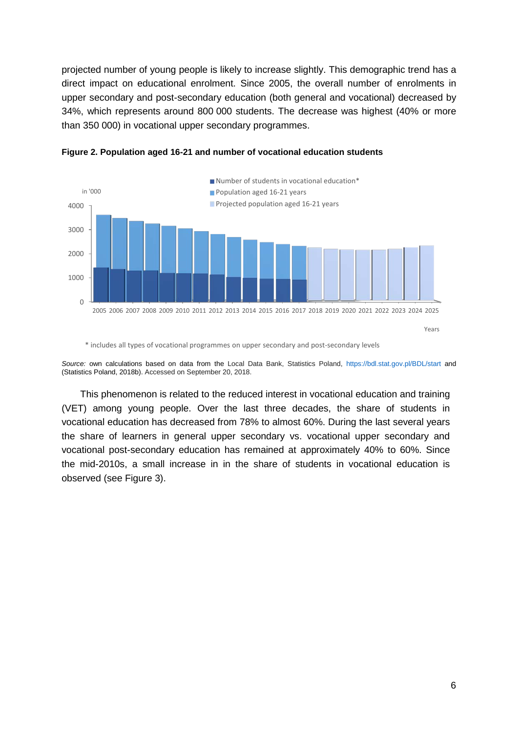projected number of young people is likely to increase slightly. This demographic trend has a direct impact on educational enrolment. Since 2005, the overall number of enrolments in upper secondary and post-secondary education (both general and vocational) decreased by 34%, which represents around 800 000 students. The decrease was highest (40% or more than 350 000) in vocational upper secondary programmes.

**Figure 2. Population aged 16-21 and number of vocational education students**

* includes all types of vocational programmes on upper secondary and post-secondary levels

*Source:* own calculations based on data from the Local Data Bank, Statistics Poland, https://bdl.stat.gov.pl/BDL/start and (Statistics Poland, 2018b). Accessed on September 20, 2018.

This phenomenon is related to the reduced interest in vocational education and training (VET) among young people. Over the last three decades, the share of students in vocational education has decreased from 78% to almost 60%. During the last several years the share of learners in general upper secondary vs. vocational upper secondary and vocational post-secondary education has remained at approximately 40% to 60%. Since the mid-2010s, a small increase in in the share of students in vocational education is observed (see Figure 3).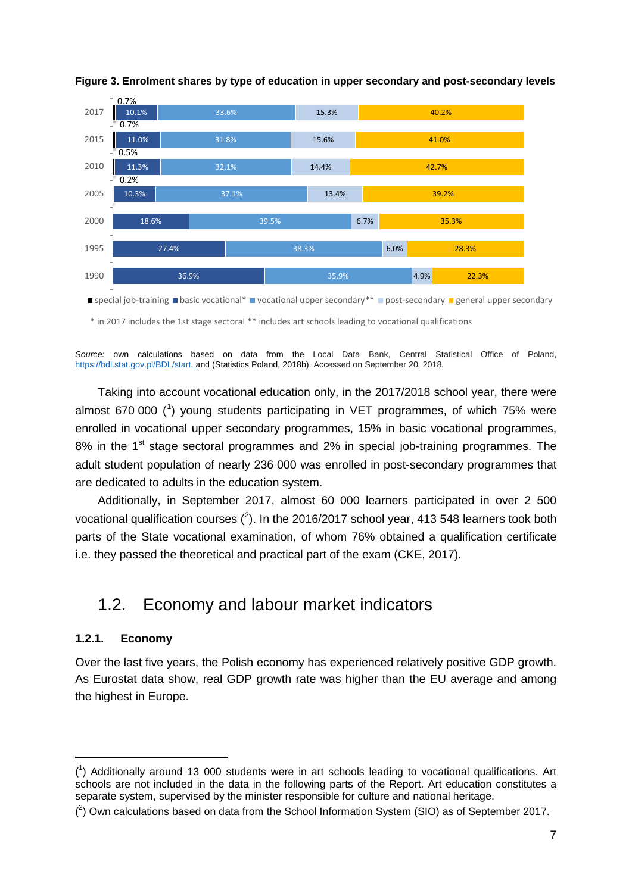**Figure 3. Enrolment shares by type of education in upper secondary and post-secondary levels**

| Year | special job-training | basic vocational* | vocational upper secondary** | post-secondary | general upper secondary |
|---|---|---|---|---|---|
| 2017 | 0.7% | 10.1% | 33.6% | 15.3% | 40.2% |
| 2015 | 0.7% | 11.0% | 31.8% | 15.6% | 41.0% |
| 2010 | 0.5% | 11.3% | 32.1% | 14.4% | 42.7% |
| 2005 | 0.2% | 10.3% | 37.1% | 13.4% | 39.2% |
| 2000 | | 18.6% | 39.5% | 6.7% | 35.3% |
| 1995 | | 27.4% | 38.3% | 6.0% | 28.3% |
| 1990 | | 36.9% | 35.9% | 4.9% | 22.3% |

\* in 2017 includes the 1st stage sectoral ** includes art schools leading to vocational qualifications

*Source:* own calculations based on data from the Local Data Bank, Central Statistical Office of Poland, https://bdl.stat.gov.pl/BDL/start. and (Statistics Poland, 2018b). Accessed on September 20, 2018.

Taking into account vocational education only, in the 2017/2018 school year, there were almost 670 000 ([1]) young students participating in VET programmes, of which 75% were enrolled in vocational upper secondary programmes, 15% in basic vocational programmes, 8% in the 1st stage sectoral programmes and 2% in special job-training programmes. The adult student population of nearly 236 000 was enrolled in post-secondary programmes that are dedicated to adults in the education system.

Additionally, in September 2017, almost 60 000 learners participated in over 2 500 vocational qualification courses ([2]). In the 2016/2017 school year, 413 548 learners took both parts of the State vocational examination, of whom 76% obtained a qualification certificate i.e. they passed the theoretical and practical part of the exam (CKE, 2017).

## 1.2. Economy and labour market indicators

### 1.2.1. Economy

Over the last five years, the Polish economy has experienced relatively positive GDP growth. As Eurostat data show, real GDP growth rate was higher than the EU average and among the highest in Europe.

([1]) Additionally around 13 000 students were in art schools leading to vocational qualifications. Art schools are not included in the data in the following parts of the Report. Art education constitutes a separate system, supervised by the minister responsible for culture and national heritage.

([2]) Own calculations based on data from the School Information System (SIO) as of September 2017.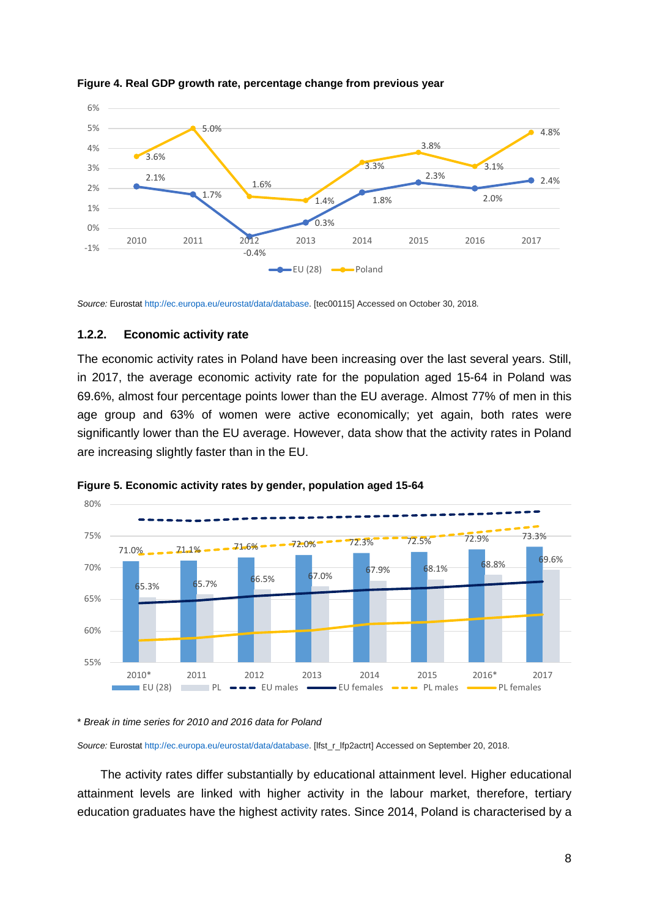**Figure 4. Real GDP growth rate, percentage change from previous year**

| Year | EU (28) | Poland |
|---|---|---|
| 2010 | 2.1% | 3.6% |
| 2011 | 1.7% | 5.0% |
| 2012 | -0.4% | 1.6% |
| 2013 | 0.3% | 1.4% |
| 2014 | 1.8% | 3.3% |
| 2015 | 2.3% | 3.8% |
| 2016 | 2.0% | 3.1% |
| 2017 | 2.4% | 4.8% |

*Source:* Eurostat http://ec.europa.eu/eurostat/data/database. [tec00115] Accessed on October 30, 2018.

### 1.2.2. Economic activity rate

The economic activity rates in Poland have been increasing over the last several years. Still, in 2017, the average economic activity rate for the population aged 15-64 in Poland was 69.6%, almost four percentage points lower than the EU average. Almost 77% of men in this age group and 63% of women were active economically; yet again, both rates were significantly lower than the EU average. However, data show that the activity rates in Poland are increasing slightly faster than in the EU.

**Figure 5. Economic activity rates by gender, population aged 15-64**

| Year | EU (28) | PL |
|---|---|---|
| 2010* | 71.0% | 65.3% |
| 2011 | 71.1% | 65.7% |
| 2012 | 71.6% | 66.5% |
| 2013 | 72.0% | 67.0% |
| 2014 | 72.3% | 67.9% |
| 2015 | 72.5% | 68.1% |
| 2016* | 72.9% | 68.8% |
| 2017 | 73.3% | 69.6% |

Legend: EU (28), PL, EU males, EU females, PL males, PL females

*\* Break in time series for 2010 and 2016 data for Poland*

*Source:* Eurostat http://ec.europa.eu/eurostat/data/database. [lfst_r_lfp2actrt] Accessed on September 20, 2018.

The activity rates differ substantially by educational attainment level. Higher educational attainment levels are linked with higher activity in the labour market, therefore, tertiary education graduates have the highest activity rates. Since 2014, Poland is characterised by a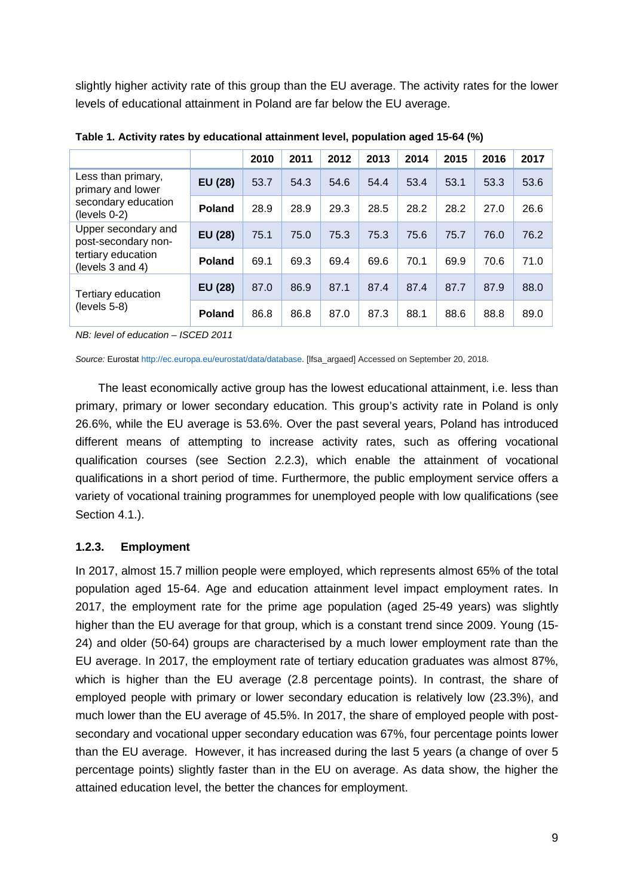slightly higher activity rate of this group than the EU average. The activity rates for the lower levels of educational attainment in Poland are far below the EU average.

**Table 1. Activity rates by educational attainment level, population aged 15-64 (%)**

| | | 2010 | 2011 | 2012 | 2013 | 2014 | 2015 | 2016 | 2017 |
|---|---|---|---|---|---|---|---|---|---|
| Less than primary, primary and lower secondary education (levels 0-2) | **EU (28)** | 53.7 | 54.3 | 54.6 | 54.4 | 53.4 | 53.1 | 53.3 | 53.6 |
| | **Poland** | 28.9 | 28.9 | 29.3 | 28.5 | 28.2 | 28.2 | 27.0 | 26.6 |
| Upper secondary and post-secondary non-tertiary education (levels 3 and 4) | **EU (28)** | 75.1 | 75.0 | 75.3 | 75.3 | 75.6 | 75.7 | 76.0 | 76.2 |
| | **Poland** | 69.1 | 69.3 | 69.4 | 69.6 | 70.1 | 69.9 | 70.6 | 71.0 |
| Tertiary education (levels 5-8) | **EU (28)** | 87.0 | 86.9 | 87.1 | 87.4 | 87.4 | 87.7 | 87.9 | 88.0 |
| | **Poland** | 86.8 | 86.8 | 87.0 | 87.3 | 88.1 | 88.6 | 88.8 | 89.0 |

*NB: level of education – ISCED 2011*

*Source:* Eurostat http://ec.europa.eu/eurostat/data/database. [lfsa_argaed] Accessed on September 20, 2018.

The least economically active group has the lowest educational attainment, i.e. less than primary, primary or lower secondary education. This group's activity rate in Poland is only 26.6%, while the EU average is 53.6%. Over the past several years, Poland has introduced different means of attempting to increase activity rates, such as offering vocational qualification courses (see Section 2.2.3), which enable the attainment of vocational qualifications in a short period of time. Furthermore, the public employment service offers a variety of vocational training programmes for unemployed people with low qualifications (see Section 4.1.).

### 1.2.3. Employment

In 2017, almost 15.7 million people were employed, which represents almost 65% of the total population aged 15-64. Age and education attainment level impact employment rates. In 2017, the employment rate for the prime age population (aged 25-49 years) was slightly higher than the EU average for that group, which is a constant trend since 2009. Young (15-24) and older (50-64) groups are characterised by a much lower employment rate than the EU average. In 2017, the employment rate of tertiary education graduates was almost 87%, which is higher than the EU average (2.8 percentage points). In contrast, the share of employed people with primary or lower secondary education is relatively low (23.3%), and much lower than the EU average of 45.5%. In 2017, the share of employed people with post-secondary and vocational upper secondary education was 67%, four percentage points lower than the EU average. However, it has increased during the last 5 years (a change of over 5 percentage points) slightly faster than in the EU on average. As data show, the higher the attained education level, the better the chances for employment.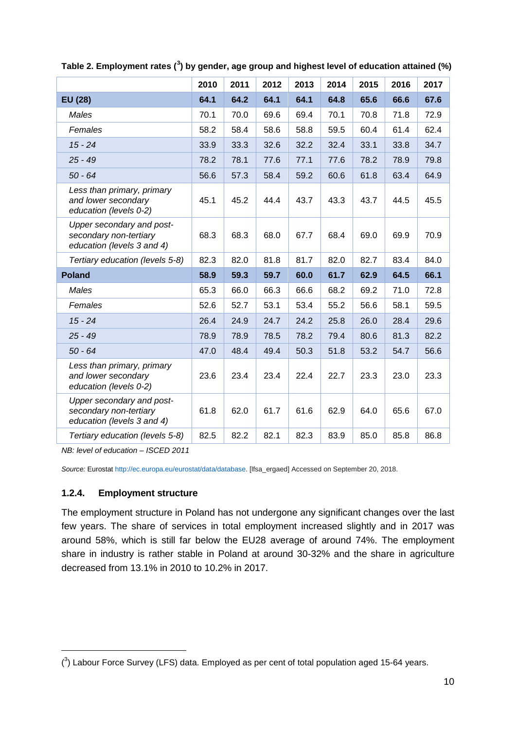**Table 2. Employment rates ([3]) by gender, age group and highest level of education attained (%)**

| | 2010 | 2011 | 2012 | 2013 | 2014 | 2015 | 2016 | 2017 |
|---|---|---|---|---|---|---|---|---|
| **EU (28)** | **64.1** | **64.2** | **64.1** | **64.1** | **64.8** | **65.6** | **66.6** | **67.6** |
| *Males* | 70.1 | 70.0 | 69.6 | 69.4 | 70.1 | 70.8 | 71.8 | 72.9 |
| *Females* | 58.2 | 58.4 | 58.6 | 58.8 | 59.5 | 60.4 | 61.4 | 62.4 |
| *15 - 24* | 33.9 | 33.3 | 32.6 | 32.2 | 32.4 | 33.1 | 33.8 | 34.7 |
| *25 - 49* | 78.2 | 78.1 | 77.6 | 77.1 | 77.6 | 78.2 | 78.9 | 79.8 |
| *50 - 64* | 56.6 | 57.3 | 58.4 | 59.2 | 60.6 | 61.8 | 63.4 | 64.9 |
| *Less than primary, primary and lower secondary education (levels 0-2)* | 45.1 | 45.2 | 44.4 | 43.7 | 43.3 | 43.7 | 44.5 | 45.5 |
| *Upper secondary and post-secondary non-tertiary education (levels 3 and 4)* | 68.3 | 68.3 | 68.0 | 67.7 | 68.4 | 69.0 | 69.9 | 70.9 |
| *Tertiary education (levels 5-8)* | 82.3 | 82.0 | 81.8 | 81.7 | 82.0 | 82.7 | 83.4 | 84.0 |
| **Poland** | **58.9** | **59.3** | **59.7** | **60.0** | **61.7** | **62.9** | **64.5** | **66.1** |
| *Males* | 65.3 | 66.0 | 66.3 | 66.6 | 68.2 | 69.2 | 71.0 | 72.8 |
| *Females* | 52.6 | 52.7 | 53.1 | 53.4 | 55.2 | 56.6 | 58.1 | 59.5 |
| *15 - 24* | 26.4 | 24.9 | 24.7 | 24.2 | 25.8 | 26.0 | 28.4 | 29.6 |
| *25 - 49* | 78.9 | 78.9 | 78.5 | 78.2 | 79.4 | 80.6 | 81.3 | 82.2 |
| *50 - 64* | 47.0 | 48.4 | 49.4 | 50.3 | 51.8 | 53.2 | 54.7 | 56.6 |
| *Less than primary, primary and lower secondary education (levels 0-2)* | 23.6 | 23.4 | 23.4 | 22.4 | 22.7 | 23.3 | 23.0 | 23.3 |
| *Upper secondary and post-secondary non-tertiary education (levels 3 and 4)* | 61.8 | 62.0 | 61.7 | 61.6 | 62.9 | 64.0 | 65.6 | 67.0 |
| *Tertiary education (levels 5-8)* | 82.5 | 82.2 | 82.1 | 82.3 | 83.9 | 85.0 | 85.8 | 86.8 |

*NB: level of education – ISCED 2011*

*Source:* Eurostat http://ec.europa.eu/eurostat/data/database. [lfsa_ergaed] Accessed on September 20, 2018.

### 1.2.4. Employment structure

The employment structure in Poland has not undergone any significant changes over the last few years. The share of services in total employment increased slightly and in 2017 was around 58%, which is still far below the EU28 average of around 74%. The employment share in industry is rather stable in Poland at around 30-32% and the share in agriculture decreased from 13.1% in 2010 to 10.2% in 2017.

([3]) Labour Force Survey (LFS) data. Employed as per cent of total population aged 15-64 years.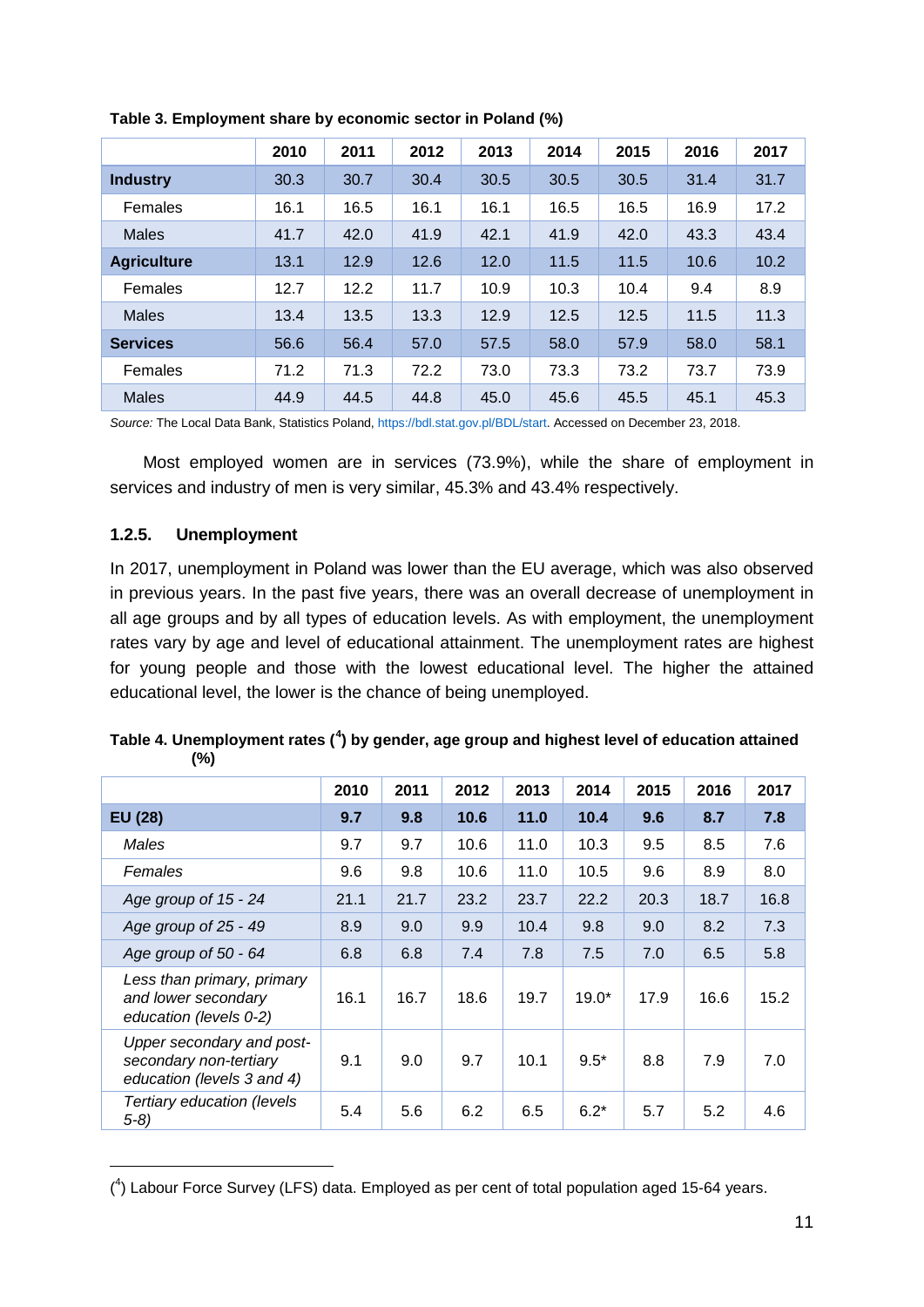**Table 3. Employment share by economic sector in Poland (%)**

| | 2010 | 2011 | 2012 | 2013 | 2014 | 2015 | 2016 | 2017 |
|---|---|---|---|---|---|---|---|---|
| **Industry** | 30.3 | 30.7 | 30.4 | 30.5 | 30.5 | 30.5 | 31.4 | 31.7 |
| Females | 16.1 | 16.5 | 16.1 | 16.1 | 16.5 | 16.5 | 16.9 | 17.2 |
| Males | 41.7 | 42.0 | 41.9 | 42.1 | 41.9 | 42.0 | 43.3 | 43.4 |
| **Agriculture** | 13.1 | 12.9 | 12.6 | 12.0 | 11.5 | 11.5 | 10.6 | 10.2 |
| Females | 12.7 | 12.2 | 11.7 | 10.9 | 10.3 | 10.4 | 9.4 | 8.9 |
| Males | 13.4 | 13.5 | 13.3 | 12.9 | 12.5 | 12.5 | 11.5 | 11.3 |
| **Services** | 56.6 | 56.4 | 57.0 | 57.5 | 58.0 | 57.9 | 58.0 | 58.1 |
| Females | 71.2 | 71.3 | 72.2 | 73.0 | 73.3 | 73.2 | 73.7 | 73.9 |
| Males | 44.9 | 44.5 | 44.8 | 45.0 | 45.6 | 45.5 | 45.1 | 45.3 |

*Source:* The Local Data Bank, Statistics Poland, https://bdl.stat.gov.pl/BDL/start. Accessed on December 23, 2018.

Most employed women are in services (73.9%), while the share of employment in services and industry of men is very similar, 45.3% and 43.4% respectively.

### 1.2.5. Unemployment

In 2017, unemployment in Poland was lower than the EU average, which was also observed in previous years. In the past five years, there was an overall decrease of unemployment in all age groups and by all types of education levels. As with employment, the unemployment rates vary by age and level of educational attainment. The unemployment rates are highest for young people and those with the lowest educational level. The higher the attained educational level, the lower is the chance of being unemployed.

**Table 4. Unemployment rates ([4]) by gender, age group and highest level of education attained (%)**

| | 2010 | 2011 | 2012 | 2013 | 2014 | 2015 | 2016 | 2017 |
|---|---|---|---|---|---|---|---|---|
| **EU (28)** | **9.7** | **9.8** | **10.6** | **11.0** | **10.4** | **9.6** | **8.7** | **7.8** |
| *Males* | 9.7 | 9.7 | 10.6 | 11.0 | 10.3 | 9.5 | 8.5 | 7.6 |
| *Females* | 9.6 | 9.8 | 10.6 | 11.0 | 10.5 | 9.6 | 8.9 | 8.0 |
| *Age group of 15 - 24* | 21.1 | 21.7 | 23.2 | 23.7 | 22.2 | 20.3 | 18.7 | 16.8 |
| *Age group of 25 - 49* | 8.9 | 9.0 | 9.9 | 10.4 | 9.8 | 9.0 | 8.2 | 7.3 |
| *Age group of 50 - 64* | 6.8 | 6.8 | 7.4 | 7.8 | 7.5 | 7.0 | 6.5 | 5.8 |
| *Less than primary, primary and lower secondary education (levels 0-2)* | 16.1 | 16.7 | 18.6 | 19.7 | 19.0* | 17.9 | 16.6 | 15.2 |
| *Upper secondary and post-secondary non-tertiary education (levels 3 and 4)* | 9.1 | 9.0 | 9.7 | 10.1 | 9.5* | 8.8 | 7.9 | 7.0 |
| *Tertiary education (levels 5-8)* | 5.4 | 5.6 | 6.2 | 6.5 | 6.2* | 5.7 | 5.2 | 4.6 |

([4]) Labour Force Survey (LFS) data. Employed as per cent of total population aged 15-64 years.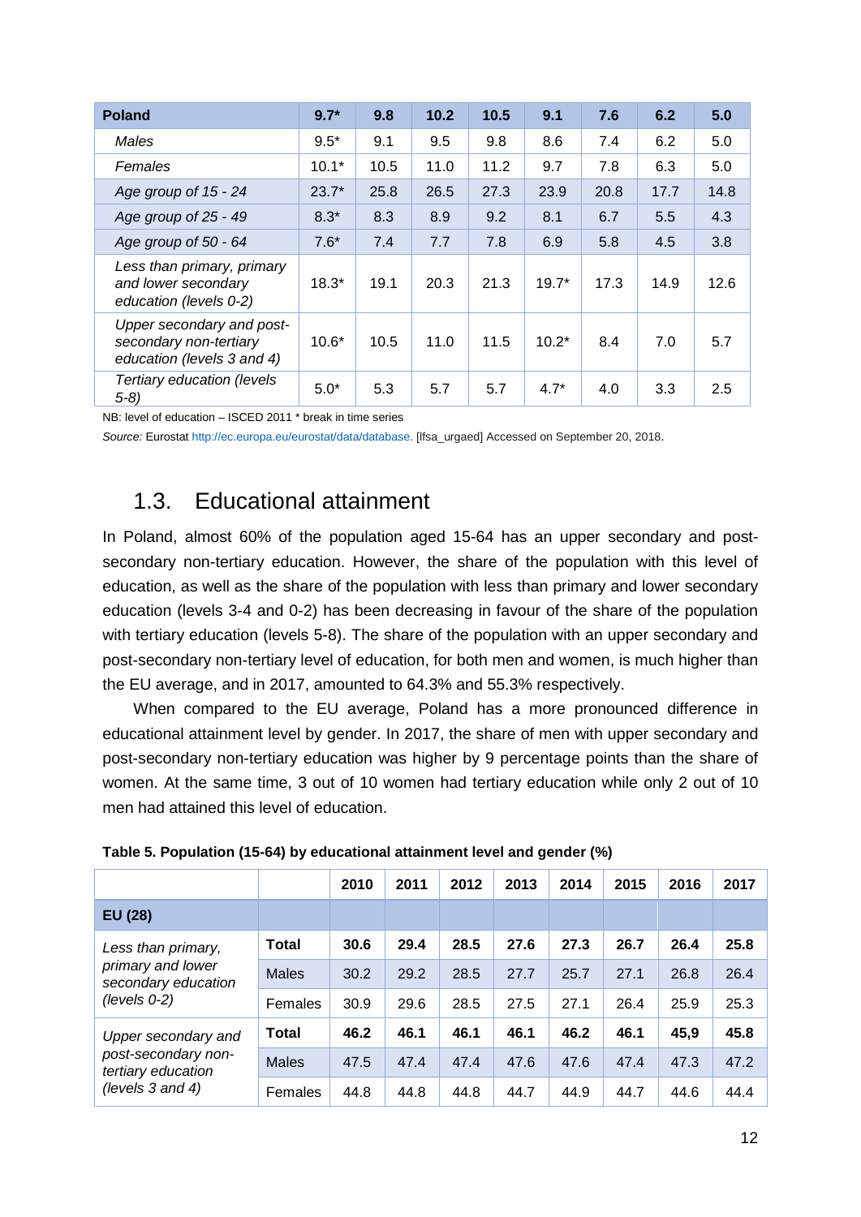| Poland | 9.7* | 9.8 | 10.2 | 10.5 | 9.1 | 7.6 | 6.2 | 5.0 |
|---|---|---|---|---|---|---|---|---|
| *Males* | 9.5* | 9.1 | 9.5 | 9.8 | 8.6 | 7.4 | 6.2 | 5.0 |
| *Females* | 10.1* | 10.5 | 11.0 | 11.2 | 9.7 | 7.8 | 6.3 | 5.0 |
| *Age group of 15 - 24* | 23.7* | 25.8 | 26.5 | 27.3 | 23.9 | 20.8 | 17.7 | 14.8 |
| *Age group of 25 - 49* | 8.3* | 8.3 | 8.9 | 9.2 | 8.1 | 6.7 | 5.5 | 4.3 |
| *Age group of 50 - 64* | 7.6* | 7.4 | 7.7 | 7.8 | 6.9 | 5.8 | 4.5 | 3.8 |
| *Less than primary, primary and lower secondary education (levels 0-2)* | 18.3* | 19.1 | 20.3 | 21.3 | 19.7* | 17.3 | 14.9 | 12.6 |
| *Upper secondary and post-secondary non-tertiary education (levels 3 and 4)* | 10.6* | 10.5 | 11.0 | 11.5 | 10.2* | 8.4 | 7.0 | 5.7 |
| *Tertiary education (levels 5-8)* | 5.0* | 5.3 | 5.7 | 5.7 | 4.7* | 4.0 | 3.3 | 2.5 |

NB: level of education – ISCED 2011 * break in time series

*Source:* Eurostat http://ec.europa.eu/eurostat/data/database. [lfsa_urgaed] Accessed on September 20, 2018.

## 1.3. Educational attainment

In Poland, almost 60% of the population aged 15-64 has an upper secondary and post-secondary non-tertiary education. However, the share of the population with this level of education, as well as the share of the population with less than primary and lower secondary education (levels 3-4 and 0-2) has been decreasing in favour of the share of the population with tertiary education (levels 5-8). The share of the population with an upper secondary and post-secondary non-tertiary level of education, for both men and women, is much higher than the EU average, and in 2017, amounted to 64.3% and 55.3% respectively.

When compared to the EU average, Poland has a more pronounced difference in educational attainment level by gender. In 2017, the share of men with upper secondary and post-secondary non-tertiary education was higher by 9 percentage points than the share of women. At the same time, 3 out of 10 women had tertiary education while only 2 out of 10 men had attained this level of education.

**Table 5. Population (15-64) by educational attainment level and gender (%)**

| | | 2010 | 2011 | 2012 | 2013 | 2014 | 2015 | 2016 | 2017 |
|---|---|---|---|---|---|---|---|---|---|
| **EU (28)** | | | | | | | | | |
| *Less than primary, primary and lower secondary education (levels 0-2)* | **Total** | **30.6** | **29.4** | **28.5** | **27.6** | **27.3** | **26.7** | **26.4** | **25.8** |
| | Males | 30.2 | 29.2 | 28.5 | 27.7 | 25.7 | 27.1 | 26.8 | 26.4 |
| | Females | 30.9 | 29.6 | 28.5 | 27.5 | 27.1 | 26.4 | 25.9 | 25.3 |
| *Upper secondary and post-secondary non-tertiary education (levels 3 and 4)* | **Total** | **46.2** | **46.1** | **46.1** | **46.1** | **46.2** | **46.1** | **45,9** | **45.8** |
| | Males | 47.5 | 47.4 | 47.4 | 47.6 | 47.6 | 47.4 | 47.3 | 47.2 |
| | Females | 44.8 | 44.8 | 44.8 | 44.7 | 44.9 | 44.7 | 44.6 | 44.4 |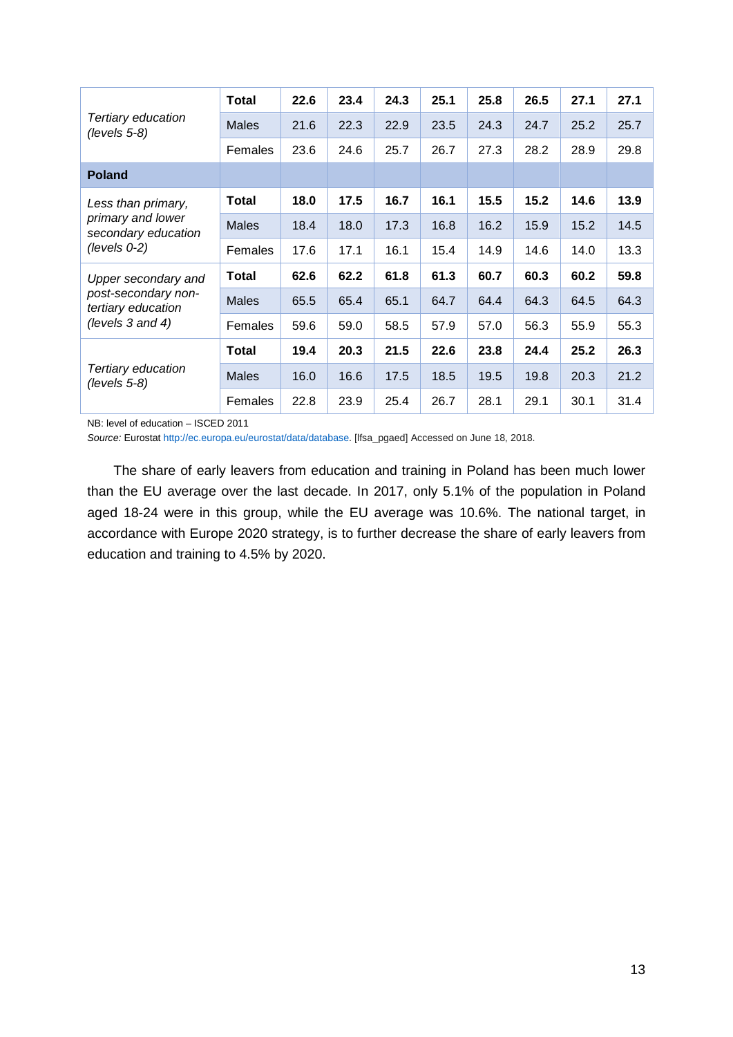| | | | | | | | | | |
|---|---|---|---|---|---|---|---|---|---|
| *Tertiary education (levels 5-8)* | **Total** | **22.6** | **23.4** | **24.3** | **25.1** | **25.8** | **26.5** | **27.1** | **27.1** |
| | Males | 21.6 | 22.3 | 22.9 | 23.5 | 24.3 | 24.7 | 25.2 | 25.7 |
| | Females | 23.6 | 24.6 | 25.7 | 26.7 | 27.3 | 28.2 | 28.9 | 29.8 |
| **Poland** | | | | | | | | | |
| *Less than primary, primary and lower secondary education (levels 0-2)* | **Total** | **18.0** | **17.5** | **16.7** | **16.1** | **15.5** | **15.2** | **14.6** | **13.9** |
| | Males | 18.4 | 18.0 | 17.3 | 16.8 | 16.2 | 15.9 | 15.2 | 14.5 |
| | Females | 17.6 | 17.1 | 16.1 | 15.4 | 14.9 | 14.6 | 14.0 | 13.3 |
| *Upper secondary and post-secondary non-tertiary education (levels 3 and 4)* | **Total** | **62.6** | **62.2** | **61.8** | **61.3** | **60.7** | **60.3** | **60.2** | **59.8** |
| | Males | 65.5 | 65.4 | 65.1 | 64.7 | 64.4 | 64.3 | 64.5 | 64.3 |
| | Females | 59.6 | 59.0 | 58.5 | 57.9 | 57.0 | 56.3 | 55.9 | 55.3 |
| *Tertiary education (levels 5-8)* | **Total** | **19.4** | **20.3** | **21.5** | **22.6** | **23.8** | **24.4** | **25.2** | **26.3** |
| | Males | 16.0 | 16.6 | 17.5 | 18.5 | 19.5 | 19.8 | 20.3 | 21.2 |
| | Females | 22.8 | 23.9 | 25.4 | 26.7 | 28.1 | 29.1 | 30.1 | 31.4 |

NB: level of education – ISCED 2011

*Source:* Eurostat http://ec.europa.eu/eurostat/data/database. [lfsa_pgaed] Accessed on June 18, 2018.

The share of early leavers from education and training in Poland has been much lower than the EU average over the last decade. In 2017, only 5.1% of the population in Poland aged 18-24 were in this group, while the EU average was 10.6%. The national target, in accordance with Europe 2020 strategy, is to further decrease the share of early leavers from education and training to 4.5% by 2020.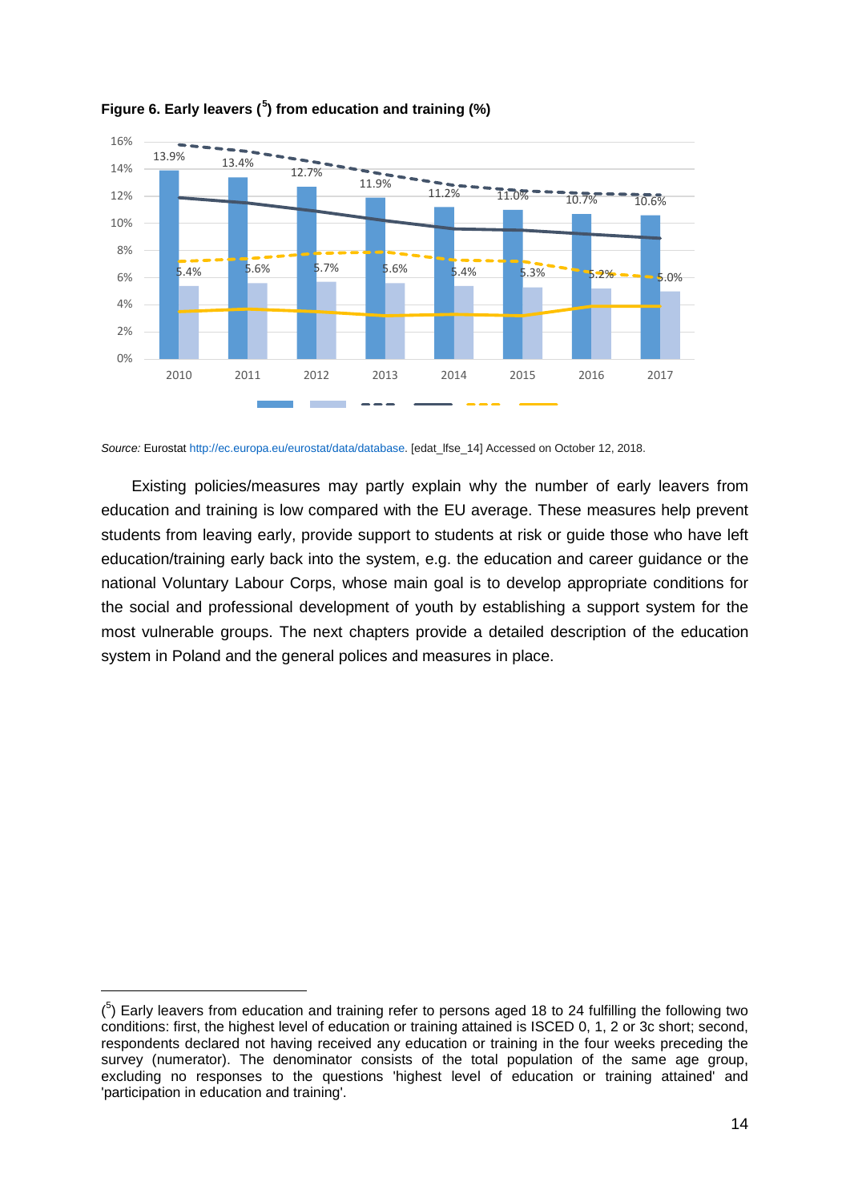**Figure 6. Early leavers ([5]) from education and training (%)**

| Year | Series 1 | Series 2 |
|---|---|---|
| 2010 | 13.9% | 5.4% |
| 2011 | 13.4% | 5.6% |
| 2012 | 12.7% | 5.7% |
| 2013 | 11.9% | 5.6% |
| 2014 | 11.2% | 5.4% |
| 2015 | 11.0% | 5.3% |
| 2016 | 10.7% | 5.2% |
| 2017 | 10.6% | 5.0% |

*Source:* Eurostat http://ec.europa.eu/eurostat/data/database. [edat_lfse_14] Accessed on October 12, 2018.

Existing policies/measures may partly explain why the number of early leavers from education and training is low compared with the EU average. These measures help prevent students from leaving early, provide support to students at risk or guide those who have left education/training early back into the system, e.g. the education and career guidance or the national Voluntary Labour Corps, whose main goal is to develop appropriate conditions for the social and professional development of youth by establishing a support system for the most vulnerable groups. The next chapters provide a detailed description of the education system in Poland and the general polices and measures in place.

---

([5]) Early leavers from education and training refer to persons aged 18 to 24 fulfilling the following two conditions: first, the highest level of education or training attained is ISCED 0, 1, 2 or 3c short; second, respondents declared not having received any education or training in the four weeks preceding the survey (numerator). The denominator consists of the total population of the same age group, excluding no responses to the questions 'highest level of education or training attained' and 'participation in education and training'.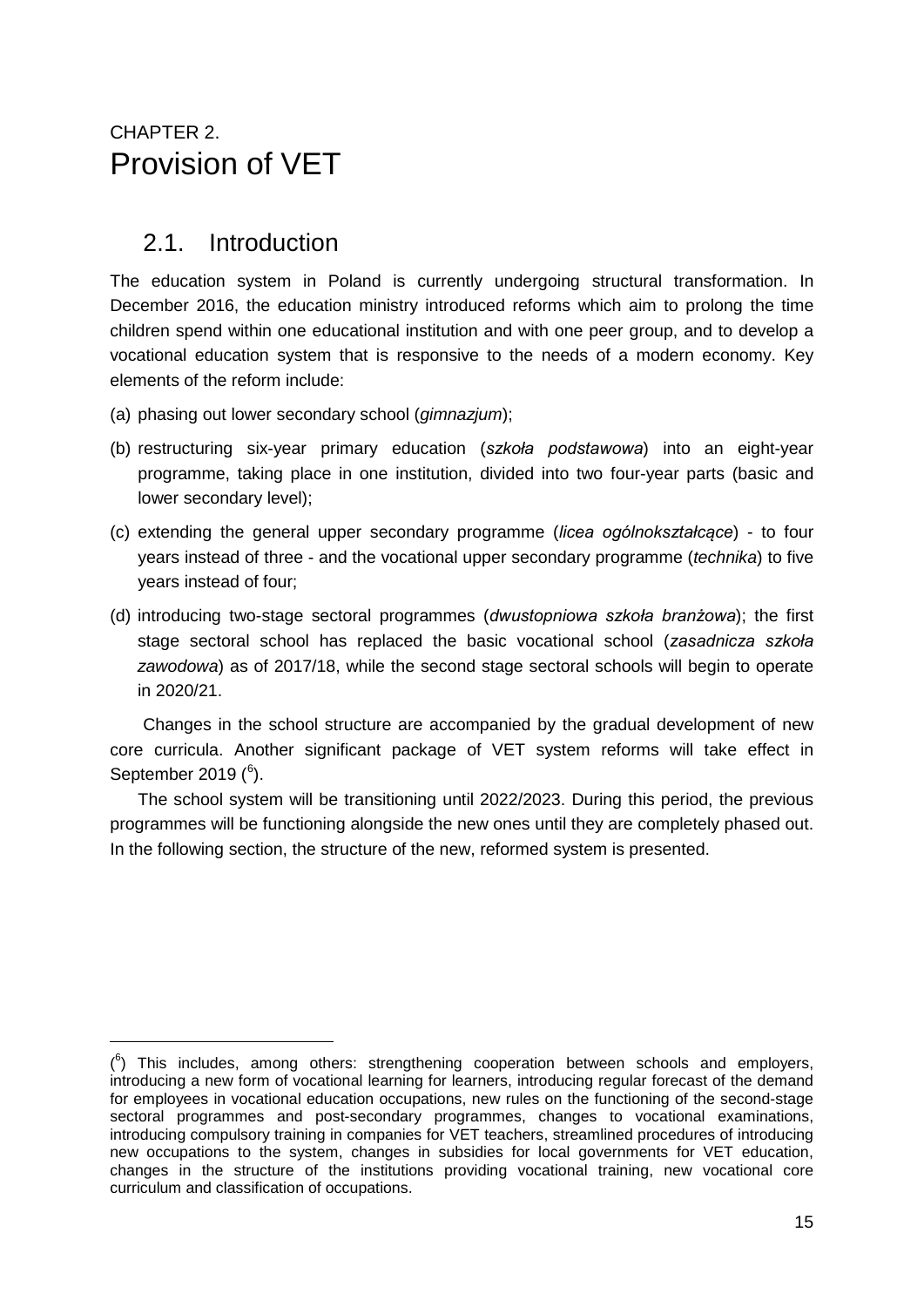# CHAPTER 2.
# Provision of VET

## 2.1. Introduction

The education system in Poland is currently undergoing structural transformation. In December 2016, the education ministry introduced reforms which aim to prolong the time children spend within one educational institution and with one peer group, and to develop a vocational education system that is responsive to the needs of a modern economy. Key elements of the reform include:

(a) phasing out lower secondary school (*gimnazjum*);

(b) restructuring six-year primary education (*szkoła podstawowa*) into an eight-year programme, taking place in one institution, divided into two four-year parts (basic and lower secondary level);

(c) extending the general upper secondary programme (*licea ogólnokształcące*) - to four years instead of three - and the vocational upper secondary programme (*technika*) to five years instead of four;

(d) introducing two-stage sectoral programmes (*dwustopniowa szkoła branżowa*); the first stage sectoral school has replaced the basic vocational school (*zasadnicza szkoła zawodowa*) as of 2017/18, while the second stage sectoral schools will begin to operate in 2020/21.

Changes in the school structure are accompanied by the gradual development of new core curricula. Another significant package of VET system reforms will take effect in September 2019 ([6]).

The school system will be transitioning until 2022/2023. During this period, the previous programmes will be functioning alongside the new ones until they are completely phased out. In the following section, the structure of the new, reformed system is presented.

---

([6]) This includes, among others: strengthening cooperation between schools and employers, introducing a new form of vocational learning for learners, introducing regular forecast of the demand for employees in vocational education occupations, new rules on the functioning of the second-stage sectoral programmes and post-secondary programmes, changes to vocational examinations, introducing compulsory training in companies for VET teachers, streamlined procedures of introducing new occupations to the system, changes in subsidies for local governments for VET education, changes in the structure of the institutions providing vocational training, new vocational core curriculum and classification of occupations.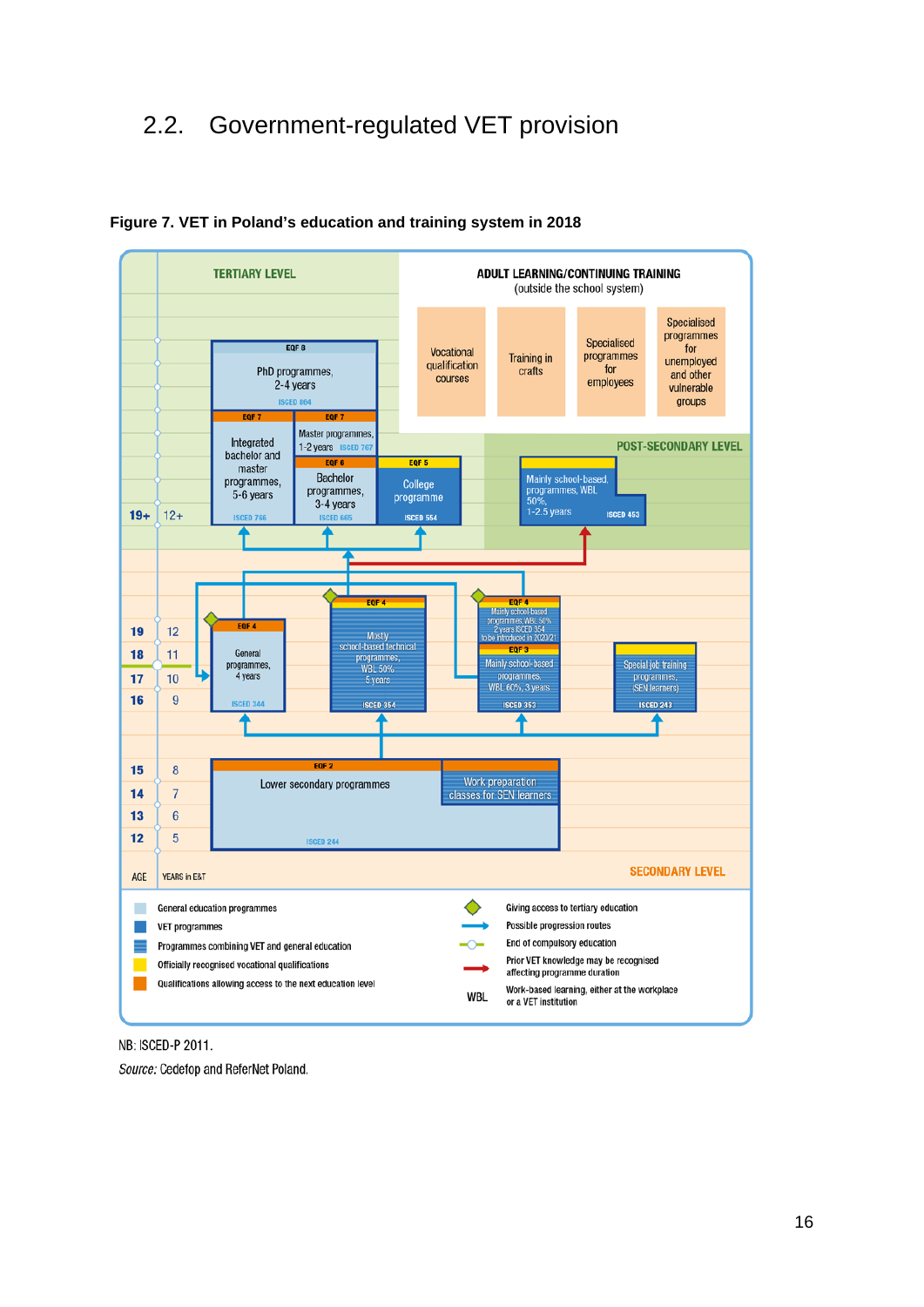## 2.2. Government-regulated VET provision

**Figure 7. VET in Poland's education and training system in 2018**

TERTIARY LEVEL

ADULT LEARNING/CONTINUING TRAINING
(outside the school system)

- Vocational qualification courses
- Training in crafts
- Specialised programmes for employees
- Specialised programmes for unemployed and other vulnerable groups

EQF 8 — PhD programmes, 2-4 years — ISCED 864

EQF 7 — Integrated bachelor and master programmes, 5-6 years — ISCED 766

EQF 7 — Master programmes, 1-2 years — ISCED 767

EQF 6 — Bachelor programmes, 3-4 years — ISCED 665

EQF 5 — College programme — ISCED 554

POST-SECONDARY LEVEL

Mainly school-based, programmes, WBL 50%, 1-2.5 years — ISCED 453

19+ | 12+

EQF 4 — General programmes, 4 years — ISCED 344

EQF 4 — Mostly school-based technical programmes, WBL 50% 5 years — ISCED 354

EQF 4 — Mainly school-based programmes, WBL 50% 2 years ISCED 354 to be introduced in 2020/21

EQF 3 — Mainly school-based programmes, WBL 60%, 3 years — ISCED 353

Special job training programmes, (SEN learners) — ISCED 243

EQF 2 — Lower secondary programmes — ISCED 244

Work preparation classes for SEN learners

| AGE | YEARS in E&T |
|---|---|
| 19 | 12 |
| 18 | 11 |
| 17 | 10 |
| 16 | 9 |
| 15 | 8 |
| 14 | 7 |
| 13 | 6 |
| 12 | 5 |

SECONDARY LEVEL

Legend:

- General education programmes
- VET programmes
- Programmes combining VET and general education
- Officially recognised vocational qualifications
- Qualifications allowing access to the next education level
- Giving access to tertiary education
- Possible progression routes
- End of compulsory education
- Prior VET knowledge may be recognised affecting programme duration
- WBL: Work-based learning, either at the workplace or a VET institution

NB: ISCED-P 2011.

*Source:* Cedefop and ReferNet Poland.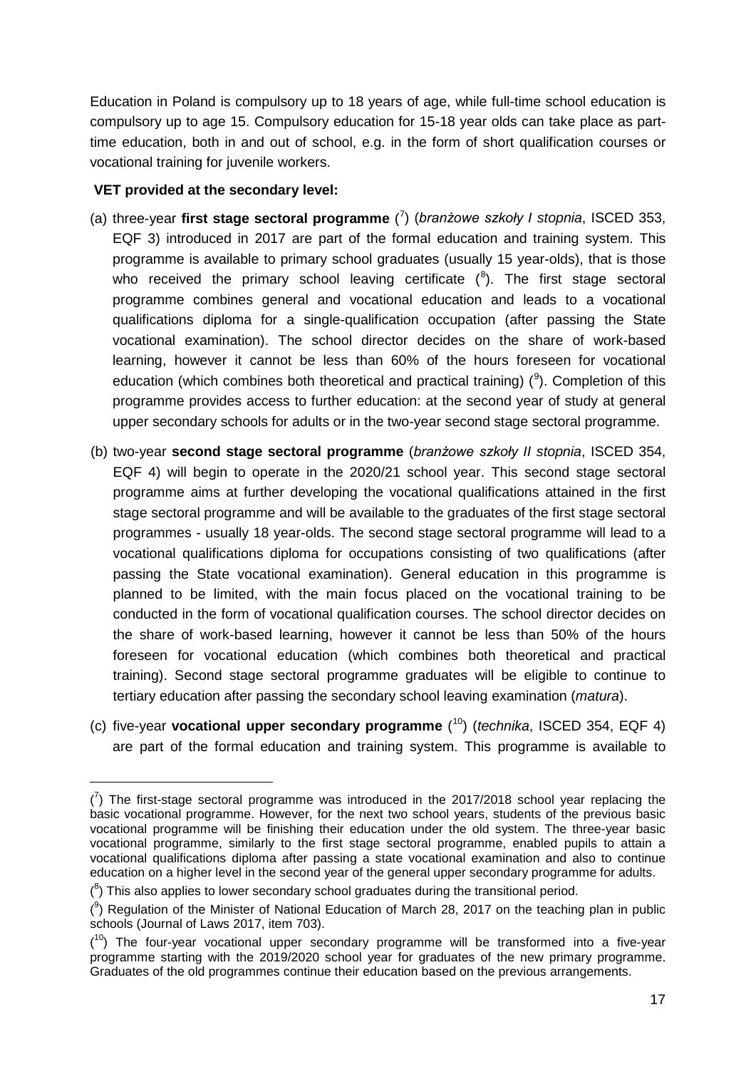Education in Poland is compulsory up to 18 years of age, while full-time school education is compulsory up to age 15. Compulsory education for 15-18 year olds can take place as part-time education, both in and out of school, e.g. in the form of short qualification courses or vocational training for juvenile workers.

**VET provided at the secondary level:**

(a) three-year **first stage sectoral programme** ([7]) (*branżowe szkoły I stopnia*, ISCED 353, EQF 3) introduced in 2017 are part of the formal education and training system. This programme is available to primary school graduates (usually 15 year-olds), that is those who received the primary school leaving certificate ([8]). The first stage sectoral programme combines general and vocational education and leads to a vocational qualifications diploma for a single-qualification occupation (after passing the State vocational examination). The school director decides on the share of work-based learning, however it cannot be less than 60% of the hours foreseen for vocational education (which combines both theoretical and practical training) ([9]). Completion of this programme provides access to further education: at the second year of study at general upper secondary schools for adults or in the two-year second stage sectoral programme.

(b) two-year **second stage sectoral programme** (*branżowe szkoły II stopnia*, ISCED 354, EQF 4) will begin to operate in the 2020/21 school year. This second stage sectoral programme aims at further developing the vocational qualifications attained in the first stage sectoral programme and will be available to the graduates of the first stage sectoral programmes - usually 18 year-olds. The second stage sectoral programme will lead to a vocational qualifications diploma for occupations consisting of two qualifications (after passing the State vocational examination). General education in this programme is planned to be limited, with the main focus placed on the vocational training to be conducted in the form of vocational qualification courses. The school director decides on the share of work-based learning, however it cannot be less than 50% of the hours foreseen for vocational education (which combines both theoretical and practical training). Second stage sectoral programme graduates will be eligible to continue to tertiary education after passing the secondary school leaving examination (*matura*).

(c) five-year **vocational upper secondary programme** ([10]) (*technika*, ISCED 354, EQF 4) are part of the formal education and training system. This programme is available to

---

([7]) The first-stage sectoral programme was introduced in the 2017/2018 school year replacing the basic vocational programme. However, for the next two school years, students of the previous basic vocational programme will be finishing their education under the old system. The three-year basic vocational programme, similarly to the first stage sectoral programme, enabled pupils to attain a vocational qualifications diploma after passing a state vocational examination and also to continue education on a higher level in the second year of the general upper secondary programme for adults.

([8]) This also applies to lower secondary school graduates during the transitional period.

([9]) Regulation of the Minister of National Education of March 28, 2017 on the teaching plan in public schools (Journal of Laws 2017, item 703).

([10]) The four-year vocational upper secondary programme will be transformed into a five-year programme starting with the 2019/2020 school year for graduates of the new primary programme. Graduates of the old programmes continue their education based on the previous arrangements.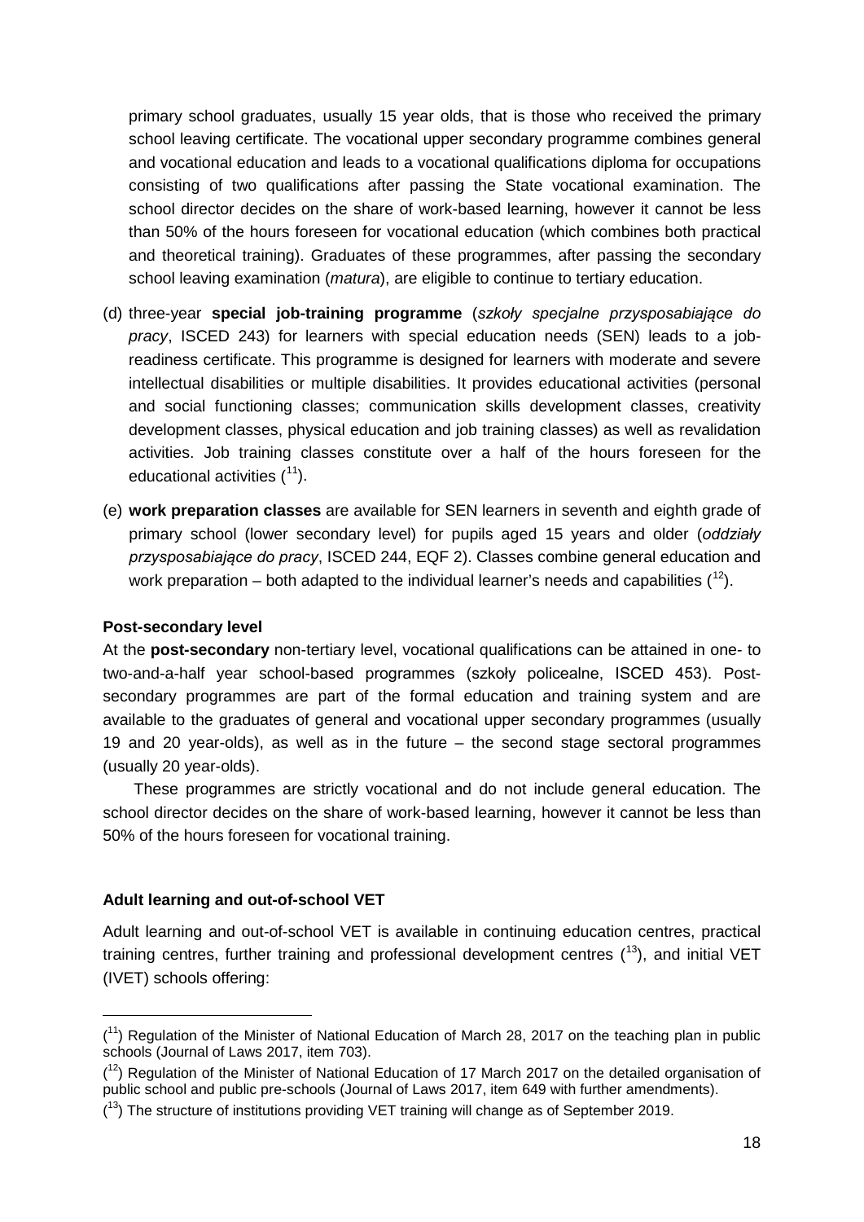primary school graduates, usually 15 year olds, that is those who received the primary school leaving certificate. The vocational upper secondary programme combines general and vocational education and leads to a vocational qualifications diploma for occupations consisting of two qualifications after passing the State vocational examination. The school director decides on the share of work-based learning, however it cannot be less than 50% of the hours foreseen for vocational education (which combines both practical and theoretical training). Graduates of these programmes, after passing the secondary school leaving examination (*matura*), are eligible to continue to tertiary education.

(d) three-year **special job-training programme** (*szkoły specjalne przysposabiające do pracy*, ISCED 243) for learners with special education needs (SEN) leads to a job-readiness certificate. This programme is designed for learners with moderate and severe intellectual disabilities or multiple disabilities. It provides educational activities (personal and social functioning classes; communication skills development classes, creativity development classes, physical education and job training classes) as well as revalidation activities. Job training classes constitute over a half of the hours foreseen for the educational activities ([11]).

(e) **work preparation classes** are available for SEN learners in seventh and eighth grade of primary school (lower secondary level) for pupils aged 15 years and older (*oddziały przysposabiające do pracy*, ISCED 244, EQF 2). Classes combine general education and work preparation – both adapted to the individual learner's needs and capabilities ([12]).

**Post-secondary level**

At the **post-secondary** non-tertiary level, vocational qualifications can be attained in one- to two-and-a-half year school-based programmes (szkoły policealne, ISCED 453). Post-secondary programmes are part of the formal education and training system and are available to the graduates of general and vocational upper secondary programmes (usually 19 and 20 year-olds), as well as in the future – the second stage sectoral programmes (usually 20 year-olds).

These programmes are strictly vocational and do not include general education. The school director decides on the share of work-based learning, however it cannot be less than 50% of the hours foreseen for vocational training.

**Adult learning and out-of-school VET**

Adult learning and out-of-school VET is available in continuing education centres, practical training centres, further training and professional development centres ([13]), and initial VET (IVET) schools offering:

---

([11]) Regulation of the Minister of National Education of March 28, 2017 on the teaching plan in public schools (Journal of Laws 2017, item 703).

([12]) Regulation of the Minister of National Education of 17 March 2017 on the detailed organisation of public school and public pre-schools (Journal of Laws 2017, item 649 with further amendments).

([13]) The structure of institutions providing VET training will change as of September 2019.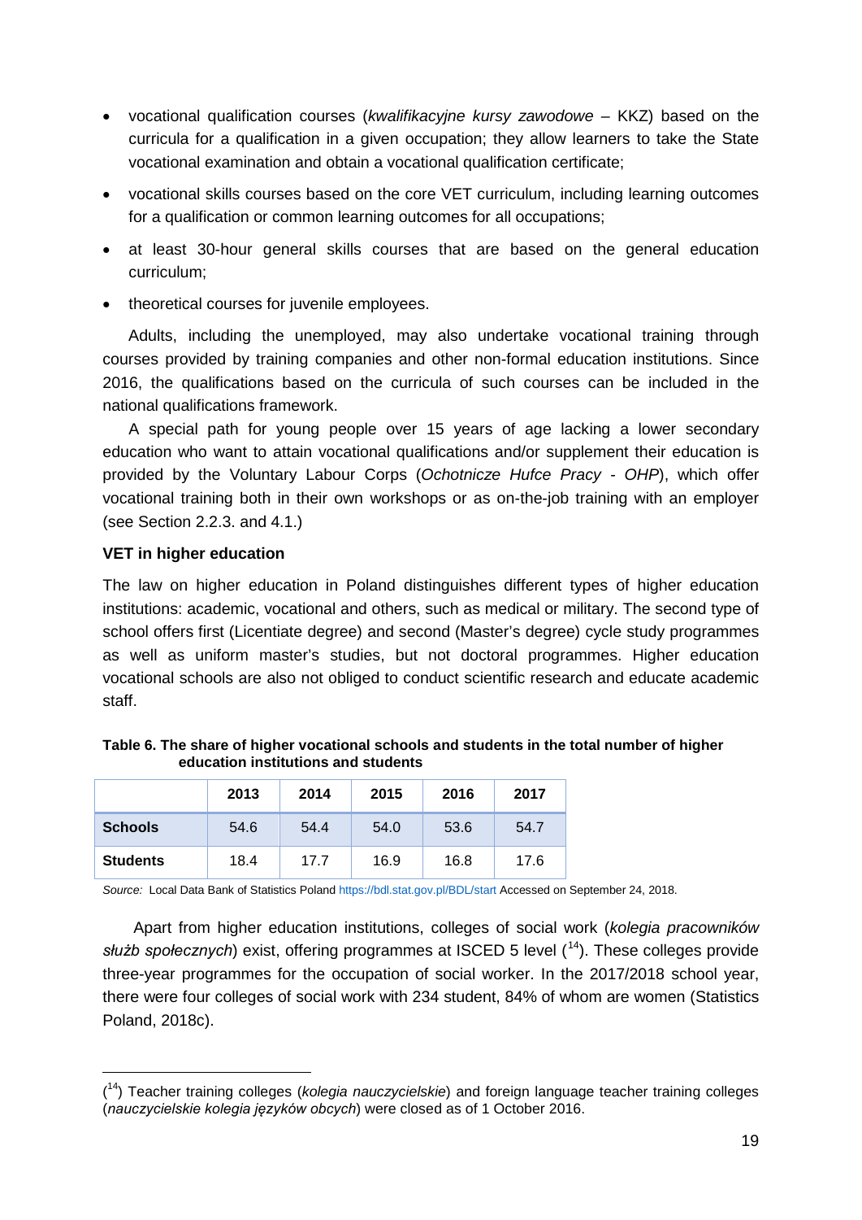- vocational qualification courses (*kwalifikacyjne kursy zawodowe* – KKZ) based on the curricula for a qualification in a given occupation; they allow learners to take the State vocational examination and obtain a vocational qualification certificate;
- vocational skills courses based on the core VET curriculum, including learning outcomes for a qualification or common learning outcomes for all occupations;
- at least 30-hour general skills courses that are based on the general education curriculum;
- theoretical courses for juvenile employees.

Adults, including the unemployed, may also undertake vocational training through courses provided by training companies and other non-formal education institutions. Since 2016, the qualifications based on the curricula of such courses can be included in the national qualifications framework.

A special path for young people over 15 years of age lacking a lower secondary education who want to attain vocational qualifications and/or supplement their education is provided by the Voluntary Labour Corps (*Ochotnicze Hufce Pracy - OHP*), which offer vocational training both in their own workshops or as on-the-job training with an employer (see Section 2.2.3. and 4.1.)

**VET in higher education**

The law on higher education in Poland distinguishes different types of higher education institutions: academic, vocational and others, such as medical or military. The second type of school offers first (Licentiate degree) and second (Master's degree) cycle study programmes as well as uniform master's studies, but not doctoral programmes. Higher education vocational schools are also not obliged to conduct scientific research and educate academic staff.

**Table 6. The share of higher vocational schools and students in the total number of higher education institutions and students**

| | 2013 | 2014 | 2015 | 2016 | 2017 |
|---|---|---|---|---|---|
| **Schools** | 54.6 | 54.4 | 54.0 | 53.6 | 54.7 |
| **Students** | 18.4 | 17.7 | 16.9 | 16.8 | 17.6 |

*Source:* Local Data Bank of Statistics Poland https://bdl.stat.gov.pl/BDL/start Accessed on September 24, 2018.

Apart from higher education institutions, colleges of social work (*kolegia pracowników służb społecznych*) exist, offering programmes at ISCED 5 level ([14]). These colleges provide three-year programmes for the occupation of social worker. In the 2017/2018 school year, there were four colleges of social work with 234 student, 84% of whom are women (Statistics Poland, 2018c).

([14]) Teacher training colleges (*kolegia nauczycielskie*) and foreign language teacher training colleges (*nauczycielskie kolegia języków obcych*) were closed as of 1 October 2016.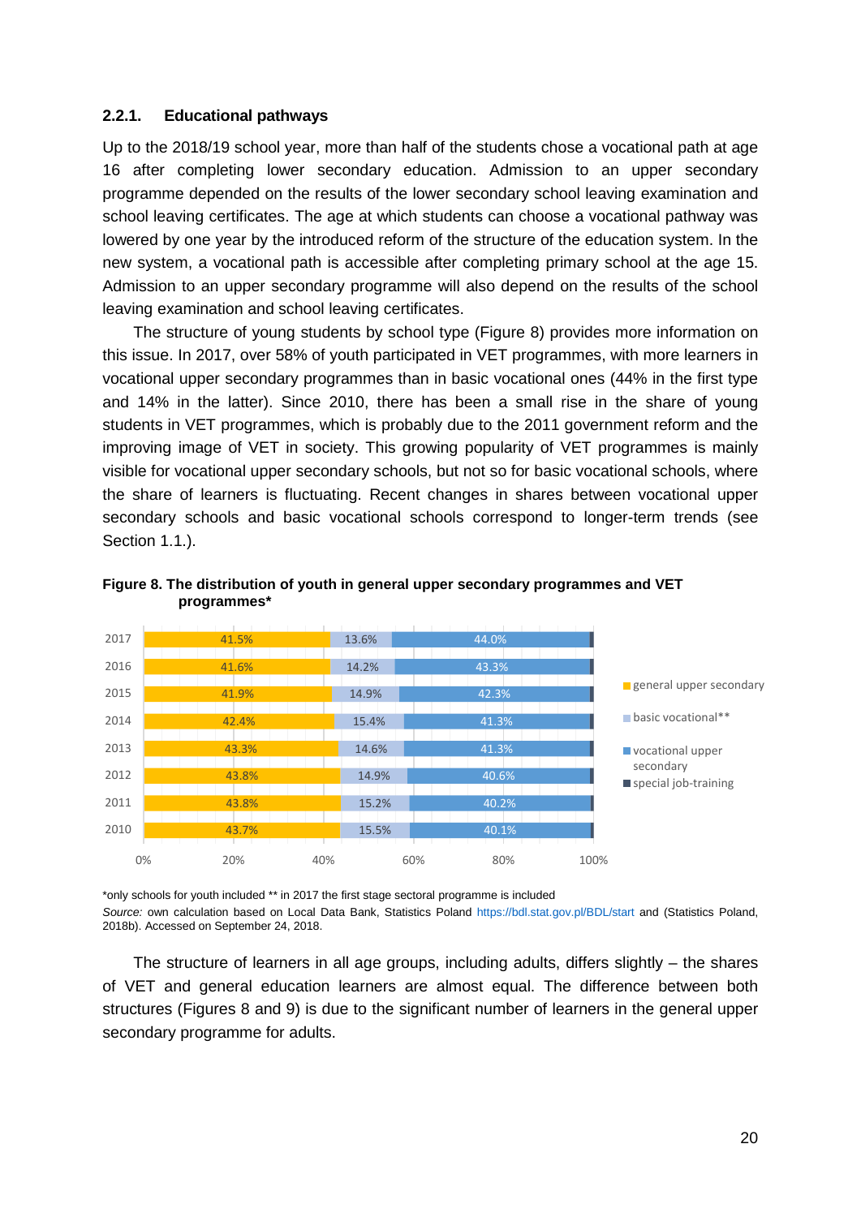### 2.2.1. Educational pathways

Up to the 2018/19 school year, more than half of the students chose a vocational path at age 16 after completing lower secondary education. Admission to an upper secondary programme depended on the results of the lower secondary school leaving examination and school leaving certificates. The age at which students can choose a vocational pathway was lowered by one year by the introduced reform of the structure of the education system. In the new system, a vocational path is accessible after completing primary school at the age 15. Admission to an upper secondary programme will also depend on the results of the school leaving examination and school leaving certificates.

The structure of young students by school type (Figure 8) provides more information on this issue. In 2017, over 58% of youth participated in VET programmes, with more learners in vocational upper secondary programmes than in basic vocational ones (44% in the first type and 14% in the latter). Since 2010, there has been a small rise in the share of young students in VET programmes, which is probably due to the 2011 government reform and the improving image of VET in society. This growing popularity of VET programmes is mainly visible for vocational upper secondary schools, but not so for basic vocational schools, where the share of learners is fluctuating. Recent changes in shares between vocational upper secondary schools and basic vocational schools correspond to longer-term trends (see Section 1.1.).

**Figure 8. The distribution of youth in general upper secondary programmes and VET programmes***

| Year | general upper secondary | basic vocational** | vocational upper secondary | special job-training |
|---|---|---|---|---|
| 2017 | 41.5% | 13.6% | 44.0% | |
| 2016 | 41.6% | 14.2% | 43.3% | |
| 2015 | 41.9% | 14.9% | 42.3% | |
| 2014 | 42.4% | 15.4% | 41.3% | |
| 2013 | 43.3% | 14.6% | 41.3% | |
| 2012 | 43.8% | 14.9% | 40.6% | |
| 2011 | 43.8% | 15.2% | 40.2% | |
| 2010 | 43.7% | 15.5% | 40.1% | |

*only schools for youth included ** in 2017 the first stage sectoral programme is included

*Source:* own calculation based on Local Data Bank, Statistics Poland https://bdl.stat.gov.pl/BDL/start and (Statistics Poland, 2018b). Accessed on September 24, 2018.

The structure of learners in all age groups, including adults, differs slightly – the shares of VET and general education learners are almost equal. The difference between both structures (Figures 8 and 9) is due to the significant number of learners in the general upper secondary programme for adults.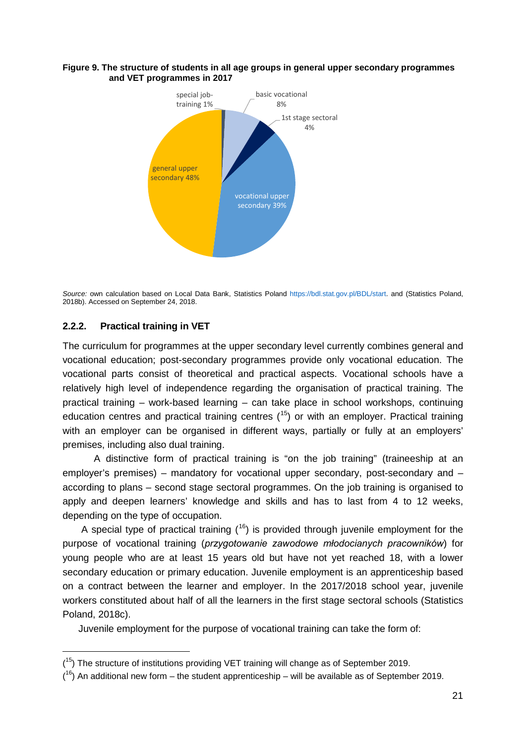**Figure 9. The structure of students in all age groups in general upper secondary programmes and VET programmes in 2017**

special job-training 1%
basic vocational 8%
1st stage sectoral 4%
general upper secondary 48%
vocational upper secondary 39%

*Source:* own calculation based on Local Data Bank, Statistics Poland https://bdl.stat.gov.pl/BDL/start. and (Statistics Poland, 2018b). Accessed on September 24, 2018.

### 2.2.2. Practical training in VET

The curriculum for programmes at the upper secondary level currently combines general and vocational education; post-secondary programmes provide only vocational education. The vocational parts consist of theoretical and practical aspects. Vocational schools have a relatively high level of independence regarding the organisation of practical training. The practical training – work-based learning – can take place in school workshops, continuing education centres and practical training centres ([15]) or with an employer. Practical training with an employer can be organised in different ways, partially or fully at an employers' premises, including also dual training.

A distinctive form of practical training is "on the job training" (traineeship at an employer's premises) – mandatory for vocational upper secondary, post-secondary and – according to plans – second stage sectoral programmes. On the job training is organised to apply and deepen learners' knowledge and skills and has to last from 4 to 12 weeks, depending on the type of occupation.

A special type of practical training ([16]) is provided through juvenile employment for the purpose of vocational training (*przygotowanie zawodowe młodocianych pracowników*) for young people who are at least 15 years old but have not yet reached 18, with a lower secondary education or primary education. Juvenile employment is an apprenticeship based on a contract between the learner and employer. In the 2017/2018 school year, juvenile workers constituted about half of all the learners in the first stage sectoral schools (Statistics Poland, 2018c).

Juvenile employment for the purpose of vocational training can take the form of:

([15]) The structure of institutions providing VET training will change as of September 2019.

([16]) An additional new form – the student apprenticeship – will be available as of September 2019.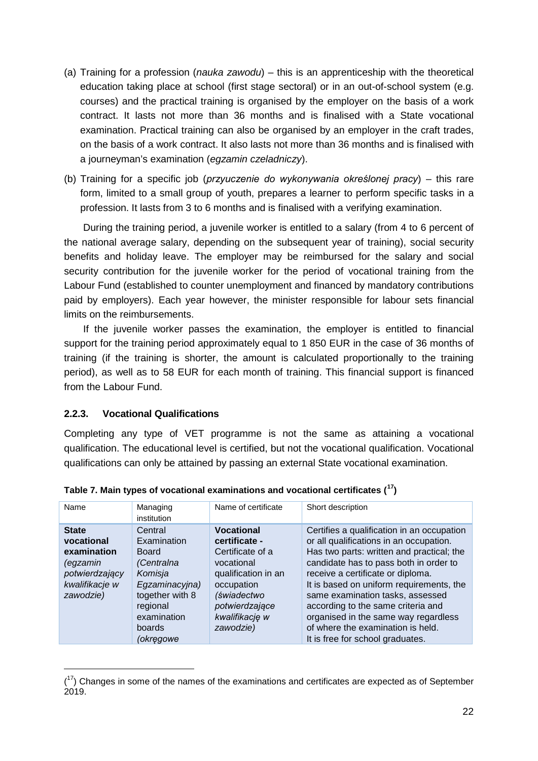(a) Training for a profession (*nauka zawodu*) – this is an apprenticeship with the theoretical education taking place at school (first stage sectoral) or in an out-of-school system (e.g. courses) and the practical training is organised by the employer on the basis of a work contract. It lasts not more than 36 months and is finalised with a State vocational examination. Practical training can also be organised by an employer in the craft trades, on the basis of a work contract. It also lasts not more than 36 months and is finalised with a journeyman's examination (*egzamin czeladniczy*).

(b) Training for a specific job (*przyuczenie do wykonywania określonej pracy*) – this rare form, limited to a small group of youth, prepares a learner to perform specific tasks in a profession. It lasts from 3 to 6 months and is finalised with a verifying examination.

During the training period, a juvenile worker is entitled to a salary (from 4 to 6 percent of the national average salary, depending on the subsequent year of training), social security benefits and holiday leave. The employer may be reimbursed for the salary and social security contribution for the juvenile worker for the period of vocational training from the Labour Fund (established to counter unemployment and financed by mandatory contributions paid by employers). Each year however, the minister responsible for labour sets financial limits on the reimbursements.

If the juvenile worker passes the examination, the employer is entitled to financial support for the training period approximately equal to 1 850 EUR in the case of 36 months of training (if the training is shorter, the amount is calculated proportionally to the training period), as well as to 58 EUR for each month of training. This financial support is financed from the Labour Fund.

### 2.2.3. Vocational Qualifications

Completing any type of VET programme is not the same as attaining a vocational qualification. The educational level is certified, but not the vocational qualification. Vocational qualifications can only be attained by passing an external State vocational examination.

**Table 7. Main types of vocational examinations and vocational certificates ([17])**

| Name | Managing institution | Name of certificate | Short description |
|---|---|---|---|
| **State vocational examination** *(egzamin potwierdzający kwalifikacje w zawodzie)* | Central Examination Board *(Centralna Komisja Egzaminacyjna)* together with 8 regional examination boards *(okręgowe* | **Vocational certificate -** Certificate of a vocational qualification in an occupation *(świadectwo potwierdzające kwalifikację w zawodzie)* | Certifies a qualification in an occupation or all qualifications in an occupation. Has two parts: written and practical; the candidate has to pass both in order to receive a certificate or diploma. It is based on uniform requirements, the same examination tasks, assessed according to the same criteria and organised in the same way regardless of where the examination is held. It is free for school graduates. |

([17]) Changes in some of the names of the examinations and certificates are expected as of September 2019.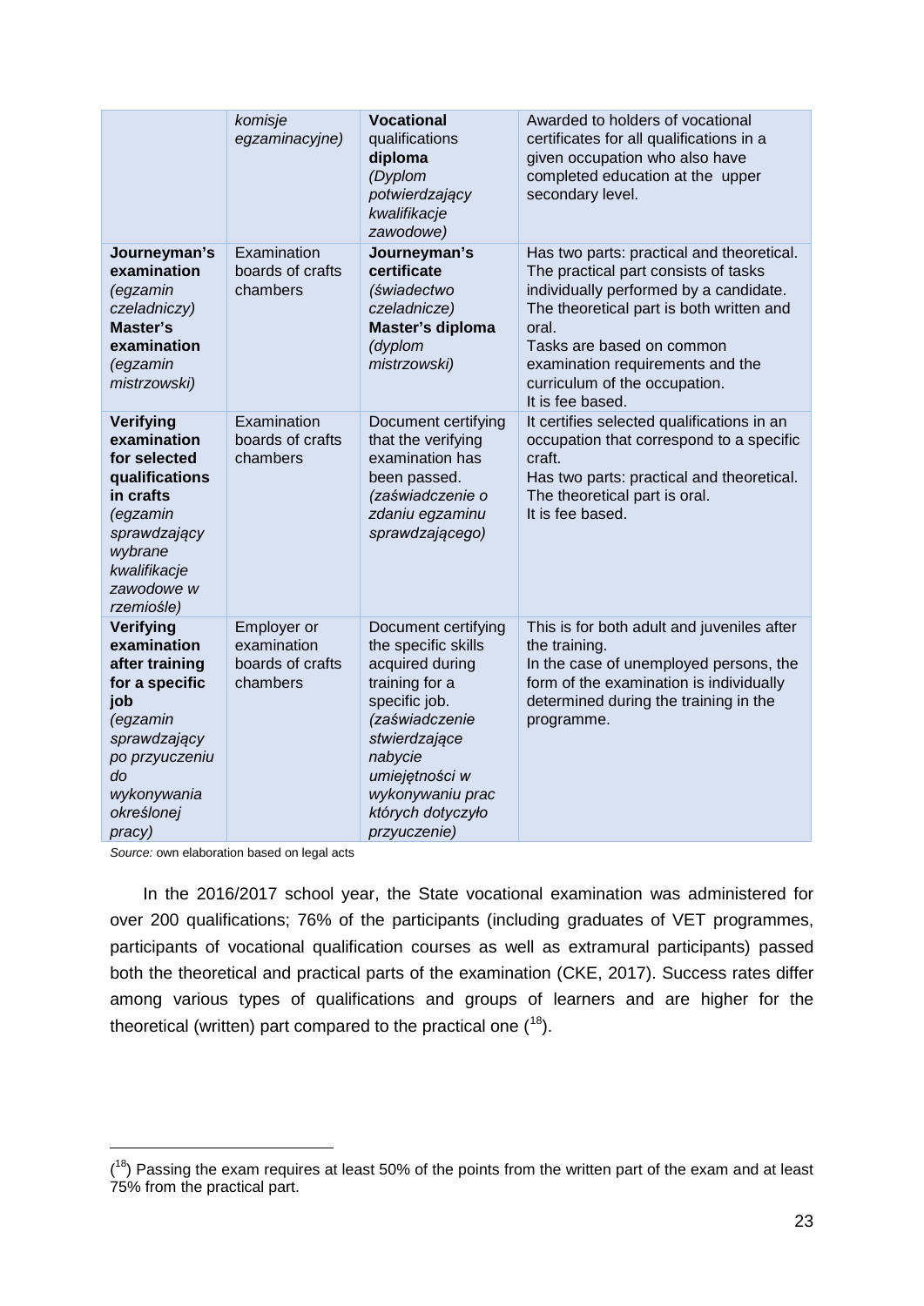| | | | |
|---|---|---|---|
| | *komisje egzaminacyjne)* | **Vocational** qualifications **diploma** *(Dyplom potwierdzający kwalifikacje zawodowe)* | Awarded to holders of vocational certificates for all qualifications in a given occupation who also have completed education at the upper secondary level. |
| **Journeyman's examination** *(egzamin czeladniczy)* **Master's examination** *(egzamin mistrzowski)* | Examination boards of crafts chambers | **Journeyman's certificate** *(świadectwo czeladnicze)* **Master's diploma** *(dyplom mistrzowski)* | Has two parts: practical and theoretical. The practical part consists of tasks individually performed by a candidate. The theoretical part is both written and oral.<br>Tasks are based on common examination requirements and the curriculum of the occupation.<br>It is fee based. |
| **Verifying examination for selected qualifications in crafts** *(egzamin sprawdzający wybrane kwalifikacje zawodowe w rzemiośle)* | Examination boards of crafts chambers | Document certifying that the verifying examination has been passed. *(zaświadczenie o zdaniu egzaminu sprawdzającego)* | It certifies selected qualifications in an occupation that correspond to a specific craft.<br>Has two parts: practical and theoretical. The theoretical part is oral.<br>It is fee based. |
| **Verifying examination after training for a specific job** *(egzamin sprawdzający po przyuczeniu do wykonywania określonej pracy)* | Employer or examination boards of crafts chambers | Document certifying the specific skills acquired during training for a specific job. *(zaświadczenie stwierdzające nabycie umiejętności w wykonywaniu prac których dotyczyło przyuczenie)* | This is for both adult and juveniles after the training.<br>In the case of unemployed persons, the form of the examination is individually determined during the training in the programme. |

*Source:* own elaboration based on legal acts

In the 2016/2017 school year, the State vocational examination was administered for over 200 qualifications; 76% of the participants (including graduates of VET programmes, participants of vocational qualification courses as well as extramural participants) passed both the theoretical and practical parts of the examination (CKE, 2017). Success rates differ among various types of qualifications and groups of learners and are higher for the theoretical (written) part compared to the practical one ([18]).

([18]) Passing the exam requires at least 50% of the points from the written part of the exam and at least 75% from the practical part.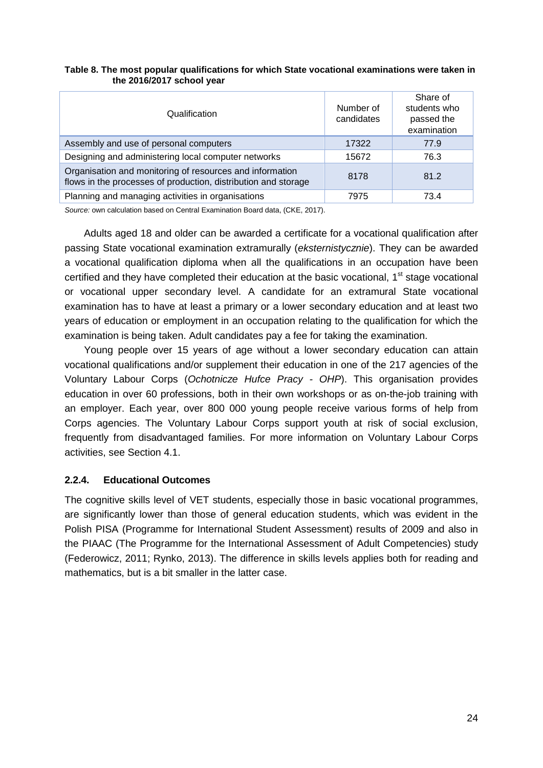**Table 8. The most popular qualifications for which State vocational examinations were taken in the 2016/2017 school year**

| Qualification | Number of candidates | Share of students who passed the examination |
|---|---|---|
| Assembly and use of personal computers | 17322 | 77.9 |
| Designing and administering local computer networks | 15672 | 76.3 |
| Organisation and monitoring of resources and information flows in the processes of production, distribution and storage | 8178 | 81.2 |
| Planning and managing activities in organisations | 7975 | 73.4 |

*Source:* own calculation based on Central Examination Board data, (CKE, 2017).

Adults aged 18 and older can be awarded a certificate for a vocational qualification after passing State vocational examination extramurally (*eksternistycznie*). They can be awarded a vocational qualification diploma when all the qualifications in an occupation have been certified and they have completed their education at the basic vocational, 1st stage vocational or vocational upper secondary level. A candidate for an extramural State vocational examination has to have at least a primary or a lower secondary education and at least two years of education or employment in an occupation relating to the qualification for which the examination is being taken. Adult candidates pay a fee for taking the examination.

Young people over 15 years of age without a lower secondary education can attain vocational qualifications and/or supplement their education in one of the 217 agencies of the Voluntary Labour Corps (*Ochotnicze Hufce Pracy - OHP*). This organisation provides education in over 60 professions, both in their own workshops or as on-the-job training with an employer. Each year, over 800 000 young people receive various forms of help from Corps agencies. The Voluntary Labour Corps support youth at risk of social exclusion, frequently from disadvantaged families. For more information on Voluntary Labour Corps activities, see Section 4.1.

### 2.2.4. Educational Outcomes

The cognitive skills level of VET students, especially those in basic vocational programmes, are significantly lower than those of general education students, which was evident in the Polish PISA (Programme for International Student Assessment) results of 2009 and also in the PIAAC (The Programme for the International Assessment of Adult Competencies) study (Federowicz, 2011; Rynko, 2013). The difference in skills levels applies both for reading and mathematics, but is a bit smaller in the latter case.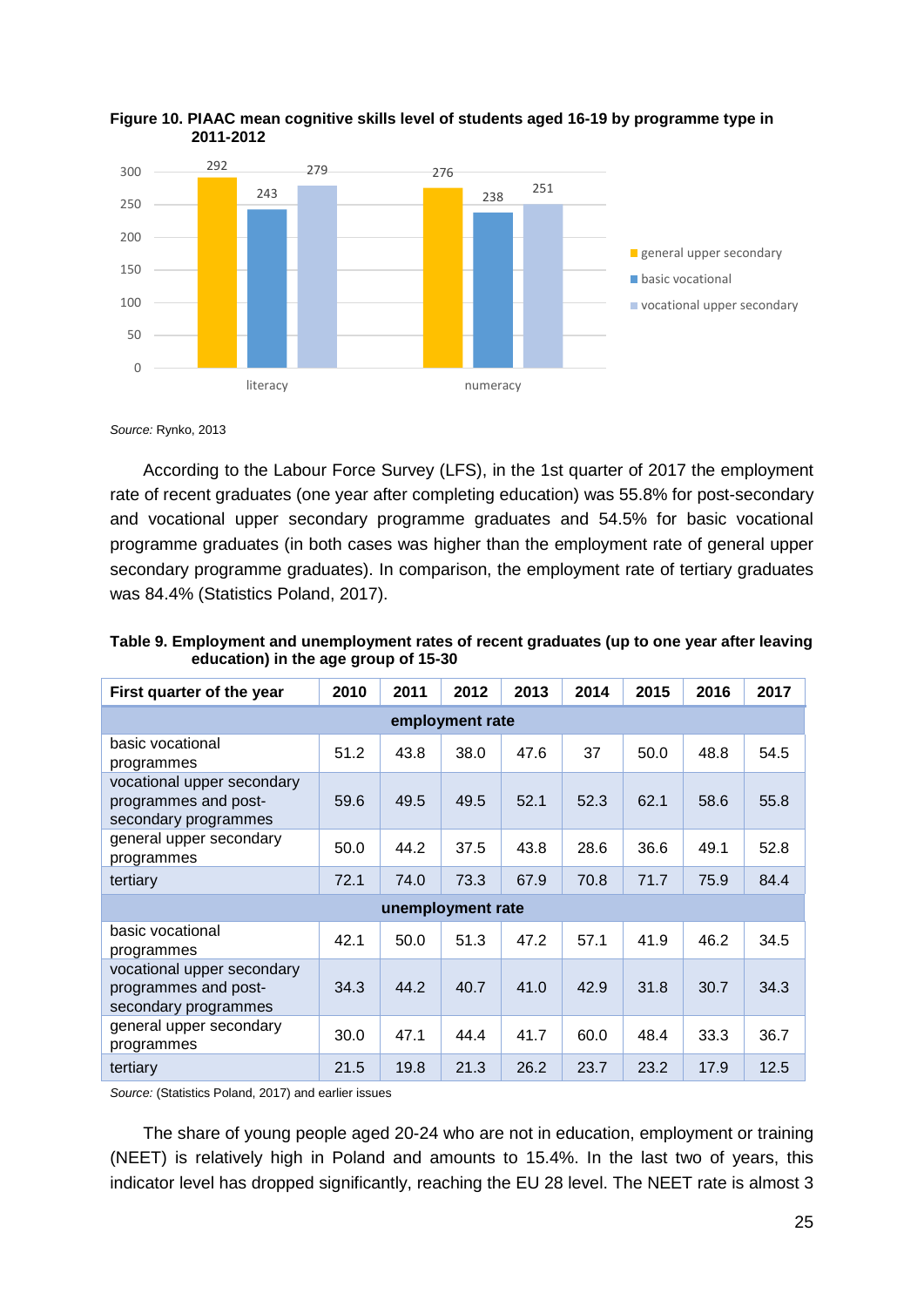**Figure 10. PIAAC mean cognitive skills level of students aged 16-19 by programme type in 2011-2012**

*Source:* Rynko, 2013

According to the Labour Force Survey (LFS), in the 1st quarter of 2017 the employment rate of recent graduates (one year after completing education) was 55.8% for post-secondary and vocational upper secondary programme graduates and 54.5% for basic vocational programme graduates (in both cases was higher than the employment rate of general upper secondary programme graduates). In comparison, the employment rate of tertiary graduates was 84.4% (Statistics Poland, 2017).

**Table 9. Employment and unemployment rates of recent graduates (up to one year after leaving education) in the age group of 15-30**

| First quarter of the year | 2010 | 2011 | 2012 | 2013 | 2014 | 2015 | 2016 | 2017 |
|---|---|---|---|---|---|---|---|---|
| **employment rate** | | | | | | | | |
| basic vocational programmes | 51.2 | 43.8 | 38.0 | 47.6 | 37 | 50.0 | 48.8 | 54.5 |
| vocational upper secondary programmes and post-secondary programmes | 59.6 | 49.5 | 49.5 | 52.1 | 52.3 | 62.1 | 58.6 | 55.8 |
| general upper secondary programmes | 50.0 | 44.2 | 37.5 | 43.8 | 28.6 | 36.6 | 49.1 | 52.8 |
| tertiary | 72.1 | 74.0 | 73.3 | 67.9 | 70.8 | 71.7 | 75.9 | 84.4 |
| **unemployment rate** | | | | | | | | |
| basic vocational programmes | 42.1 | 50.0 | 51.3 | 47.2 | 57.1 | 41.9 | 46.2 | 34.5 |
| vocational upper secondary programmes and post-secondary programmes | 34.3 | 44.2 | 40.7 | 41.0 | 42.9 | 31.8 | 30.7 | 34.3 |
| general upper secondary programmes | 30.0 | 47.1 | 44.4 | 41.7 | 60.0 | 48.4 | 33.3 | 36.7 |
| tertiary | 21.5 | 19.8 | 21.3 | 26.2 | 23.7 | 23.2 | 17.9 | 12.5 |

*Source:* (Statistics Poland, 2017) and earlier issues

The share of young people aged 20-24 who are not in education, employment or training (NEET) is relatively high in Poland and amounts to 15.4%. In the last two of years, this indicator level has dropped significantly, reaching the EU 28 level. The NEET rate is almost 3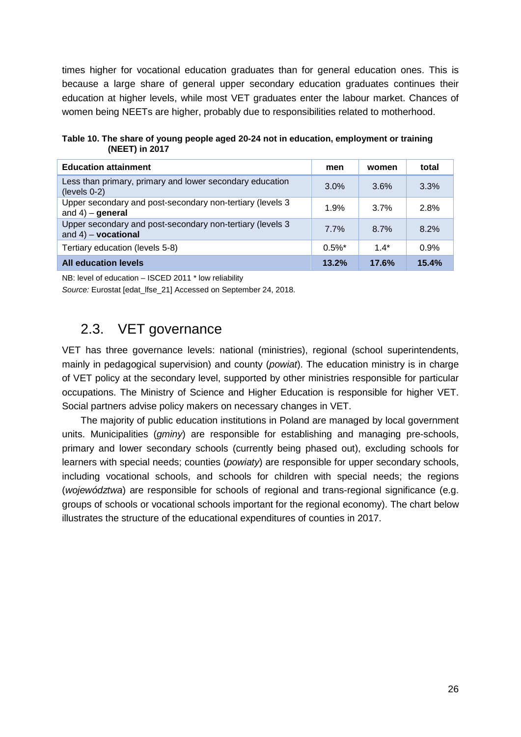times higher for vocational education graduates than for general education ones. This is because a large share of general upper secondary education graduates continues their education at higher levels, while most VET graduates enter the labour market. Chances of women being NEETs are higher, probably due to responsibilities related to motherhood.

**Table 10. The share of young people aged 20-24 not in education, employment or training (NEET) in 2017**

| Education attainment | men | women | total |
|---|---|---|---|
| Less than primary, primary and lower secondary education (levels 0-2) | 3.0% | 3.6% | 3.3% |
| Upper secondary and post-secondary non-tertiary (levels 3 and 4) – **general** | 1.9% | 3.7% | 2.8% |
| Upper secondary and post-secondary non-tertiary (levels 3 and 4) – **vocational** | 7.7% | 8.7% | 8.2% |
| Tertiary education (levels 5-8) | 0.5%* | 1.4* | 0.9% |
| **All education levels** | **13.2%** | **17.6%** | **15.4%** |

NB: level of education – ISCED 2011 * low reliability

*Source:* Eurostat [edat_lfse_21] Accessed on September 24, 2018.

## 2.3. VET governance

VET has three governance levels: national (ministries), regional (school superintendents, mainly in pedagogical supervision) and county (*powiat*). The education ministry is in charge of VET policy at the secondary level, supported by other ministries responsible for particular occupations. The Ministry of Science and Higher Education is responsible for higher VET. Social partners advise policy makers on necessary changes in VET.

The majority of public education institutions in Poland are managed by local government units. Municipalities (*gminy*) are responsible for establishing and managing pre-schools, primary and lower secondary schools (currently being phased out), excluding schools for learners with special needs; counties (*powiaty*) are responsible for upper secondary schools, including vocational schools, and schools for children with special needs; the regions (*województwa*) are responsible for schools of regional and trans-regional significance (e.g. groups of schools or vocational schools important for the regional economy). The chart below illustrates the structure of the educational expenditures of counties in 2017.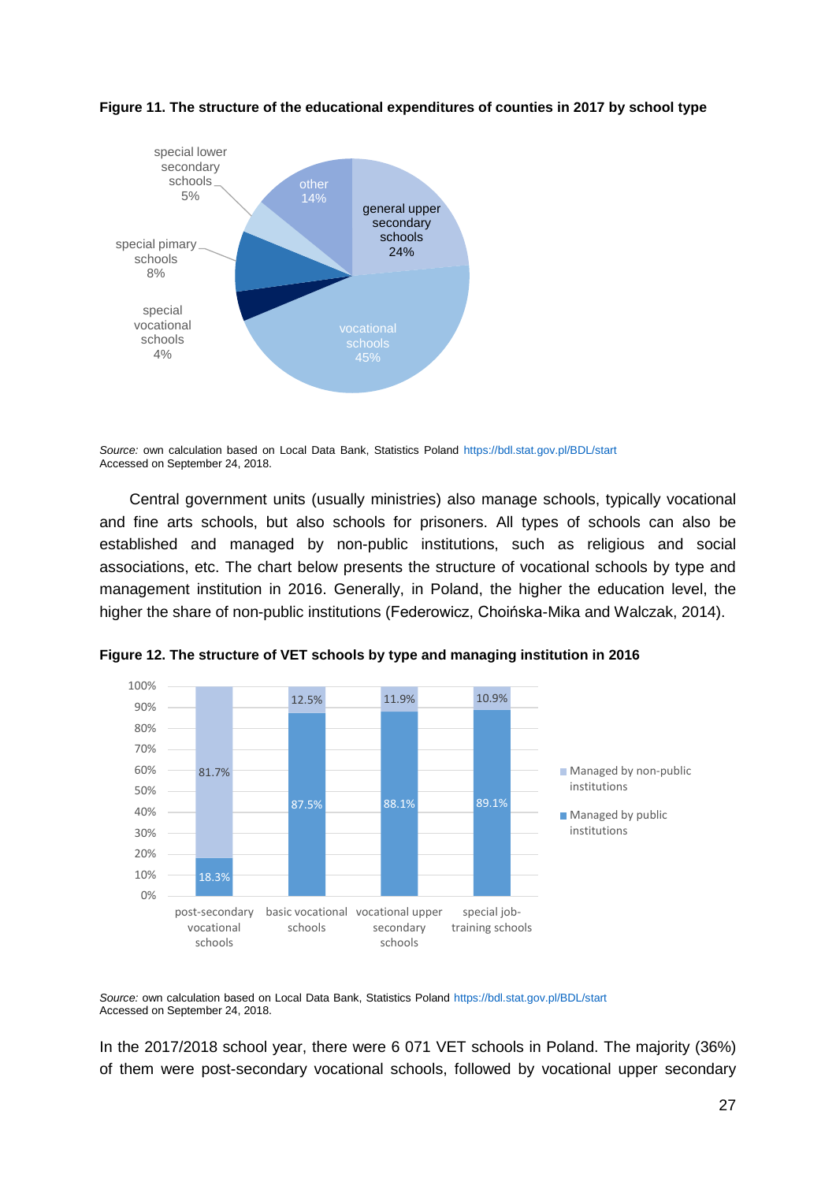**Figure 11. The structure of the educational expenditures of counties in 2017 by school type**

| School type | Share |
|---|---|
| general upper secondary schools | 24% |
| vocational schools | 45% |
| special vocational schools | 4% |
| special pimary schools | 8% |
| special lower secondary schools | 5% |
| other | 14% |

*Source:* own calculation based on Local Data Bank, Statistics Poland https://bdl.stat.gov.pl/BDL/start Accessed on September 24, 2018.

Central government units (usually ministries) also manage schools, typically vocational and fine arts schools, but also schools for prisoners. All types of schools can also be established and managed by non-public institutions, such as religious and social associations, etc. The chart below presents the structure of vocational schools by type and management institution in 2016. Generally, in Poland, the higher the education level, the higher the share of non-public institutions (Federowicz, Choińska-Mika and Walczak, 2014).

**Figure 12. The structure of VET schools by type and managing institution in 2016**

| | post-secondary vocational schools | basic vocational schools | vocational upper secondary schools | special job-training schools |
|---|---|---|---|---|
| Managed by non-public institutions | 81.7% | 12.5% | 11.9% | 10.9% |
| Managed by public institutions | 18.3% | 87.5% | 88.1% | 89.1% |

*Source:* own calculation based on Local Data Bank, Statistics Poland https://bdl.stat.gov.pl/BDL/start Accessed on September 24, 2018.

In the 2017/2018 school year, there were 6 071 VET schools in Poland. The majority (36%) of them were post-secondary vocational schools, followed by vocational upper secondary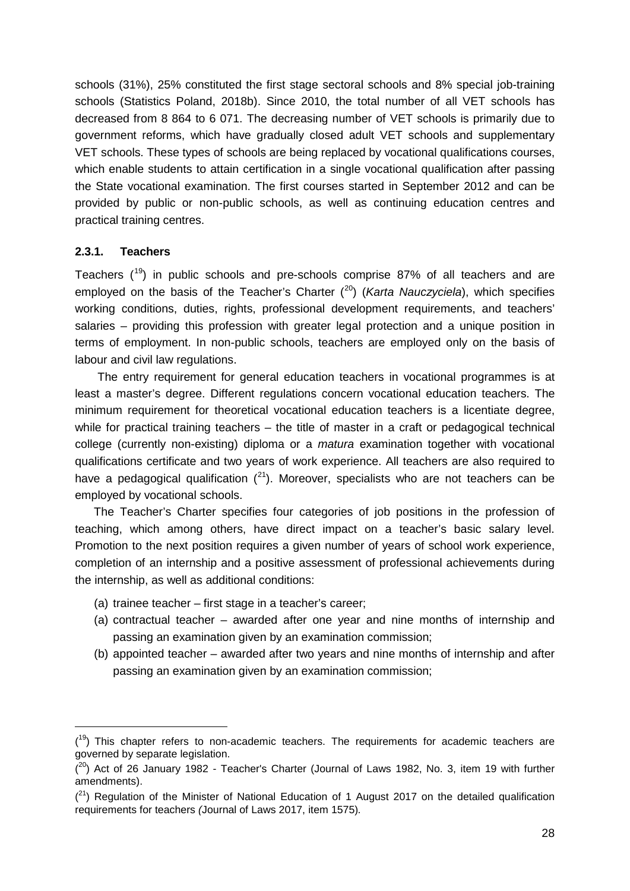schools (31%), 25% constituted the first stage sectoral schools and 8% special job-training schools (Statistics Poland, 2018b). Since 2010, the total number of all VET schools has decreased from 8 864 to 6 071. The decreasing number of VET schools is primarily due to government reforms, which have gradually closed adult VET schools and supplementary VET schools. These types of schools are being replaced by vocational qualifications courses, which enable students to attain certification in a single vocational qualification after passing the State vocational examination. The first courses started in September 2012 and can be provided by public or non-public schools, as well as continuing education centres and practical training centres.

### 2.3.1. Teachers

Teachers ([19]) in public schools and pre-schools comprise 87% of all teachers and are employed on the basis of the Teacher's Charter ([20]) (*Karta Nauczyciela*), which specifies working conditions, duties, rights, professional development requirements, and teachers' salaries – providing this profession with greater legal protection and a unique position in terms of employment. In non-public schools, teachers are employed only on the basis of labour and civil law regulations.

The entry requirement for general education teachers in vocational programmes is at least a master's degree. Different regulations concern vocational education teachers. The minimum requirement for theoretical vocational education teachers is a licentiate degree, while for practical training teachers – the title of master in a craft or pedagogical technical college (currently non-existing) diploma or a *matura* examination together with vocational qualifications certificate and two years of work experience. All teachers are also required to have a pedagogical qualification ([21]). Moreover, specialists who are not teachers can be employed by vocational schools.

The Teacher's Charter specifies four categories of job positions in the profession of teaching, which among others, have direct impact on a teacher's basic salary level. Promotion to the next position requires a given number of years of school work experience, completion of an internship and a positive assessment of professional achievements during the internship, as well as additional conditions:

(a) trainee teacher – first stage in a teacher's career;

(a) contractual teacher – awarded after one year and nine months of internship and passing an examination given by an examination commission;

(b) appointed teacher – awarded after two years and nine months of internship and after passing an examination given by an examination commission;

---

([19]) This chapter refers to non-academic teachers. The requirements for academic teachers are governed by separate legislation.

([20]) Act of 26 January 1982 - Teacher's Charter (Journal of Laws 1982, No. 3, item 19 with further amendments).

([21]) Regulation of the Minister of National Education of 1 August 2017 on the detailed qualification requirements for teachers (Journal of Laws 2017, item 1575).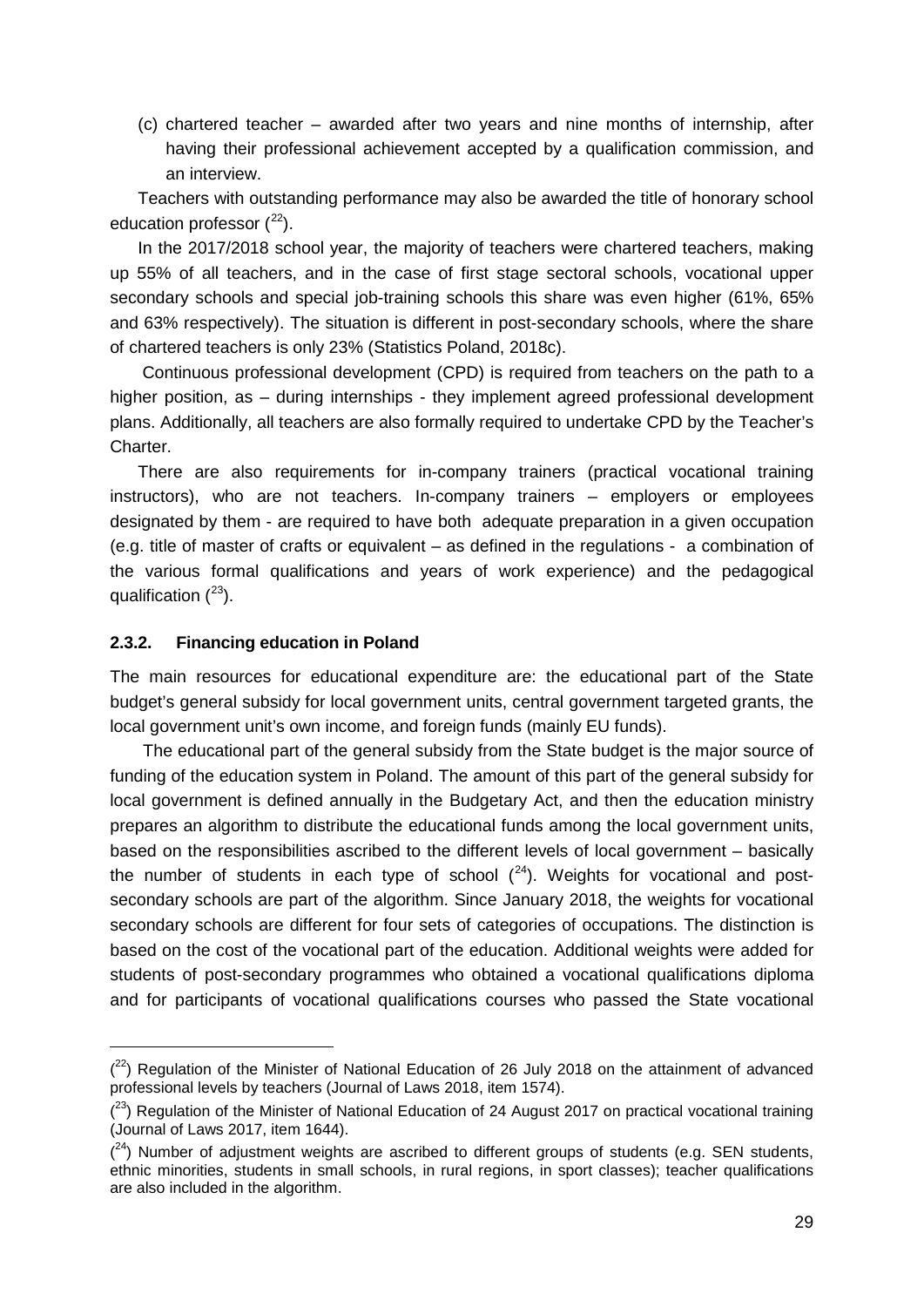(c) chartered teacher – awarded after two years and nine months of internship, after having their professional achievement accepted by a qualification commission, and an interview.

Teachers with outstanding performance may also be awarded the title of honorary school education professor ([22]).

In the 2017/2018 school year, the majority of teachers were chartered teachers, making up 55% of all teachers, and in the case of first stage sectoral schools, vocational upper secondary schools and special job-training schools this share was even higher (61%, 65% and 63% respectively). The situation is different in post-secondary schools, where the share of chartered teachers is only 23% (Statistics Poland, 2018c).

Continuous professional development (CPD) is required from teachers on the path to a higher position, as – during internships - they implement agreed professional development plans. Additionally, all teachers are also formally required to undertake CPD by the Teacher's Charter.

There are also requirements for in-company trainers (practical vocational training instructors), who are not teachers. In-company trainers – employers or employees designated by them - are required to have both adequate preparation in a given occupation (e.g. title of master of crafts or equivalent – as defined in the regulations - a combination of the various formal qualifications and years of work experience) and the pedagogical qualification ([23]).

### 2.3.2. Financing education in Poland

The main resources for educational expenditure are: the educational part of the State budget's general subsidy for local government units, central government targeted grants, the local government unit's own income, and foreign funds (mainly EU funds).

The educational part of the general subsidy from the State budget is the major source of funding of the education system in Poland. The amount of this part of the general subsidy for local government is defined annually in the Budgetary Act, and then the education ministry prepares an algorithm to distribute the educational funds among the local government units, based on the responsibilities ascribed to the different levels of local government – basically the number of students in each type of school ([24]). Weights for vocational and post-secondary schools are part of the algorithm. Since January 2018, the weights for vocational secondary schools are different for four sets of categories of occupations. The distinction is based on the cost of the vocational part of the education. Additional weights were added for students of post-secondary programmes who obtained a vocational qualifications diploma and for participants of vocational qualifications courses who passed the State vocational

---

([22]) Regulation of the Minister of National Education of 26 July 2018 on the attainment of advanced professional levels by teachers (Journal of Laws 2018, item 1574).

([23]) Regulation of the Minister of National Education of 24 August 2017 on practical vocational training (Journal of Laws 2017, item 1644).

([24]) Number of adjustment weights are ascribed to different groups of students (e.g. SEN students, ethnic minorities, students in small schools, in rural regions, in sport classes); teacher qualifications are also included in the algorithm.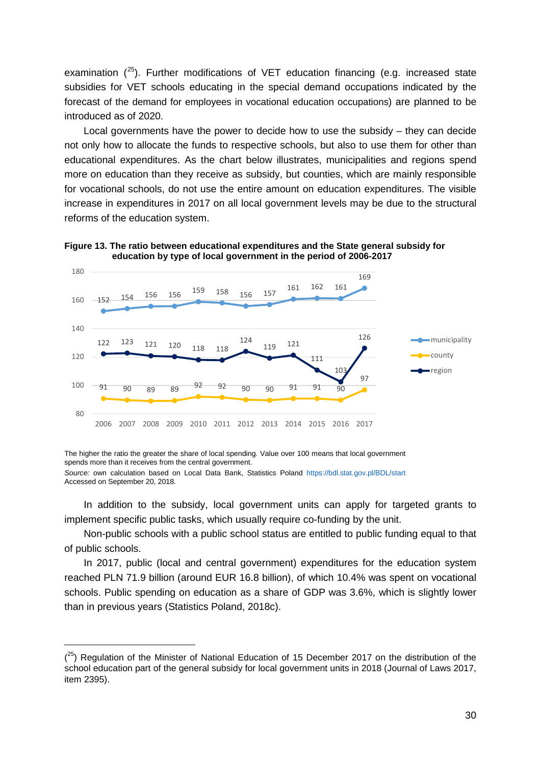examination ([25]). Further modifications of VET education financing (e.g. increased state subsidies for VET schools educating in the special demand occupations indicated by the forecast of the demand for employees in vocational education occupations) are planned to be introduced as of 2020.

Local governments have the power to decide how to use the subsidy – they can decide not only how to allocate the funds to respective schools, but also to use them for other than educational expenditures. As the chart below illustrates, municipalities and regions spend more on education than they receive as subsidy, but counties, which are mainly responsible for vocational schools, do not use the entire amount on education expenditures. The visible increase in expenditures in 2017 on all local government levels may be due to the structural reforms of the education system.

**Figure 13. The ratio between educational expenditures and the State general subsidy for education by type of local government in the period of 2006-2017**

| | 2006 | 2007 | 2008 | 2009 | 2010 | 2011 | 2012 | 2013 | 2014 | 2015 | 2016 | 2017 |
|---|---|---|---|---|---|---|---|---|---|---|---|---|
| municipality | 152 | 154 | 156 | 156 | 159 | 158 | 156 | 157 | 161 | 162 | 161 | 169 |
| county | 91 | 90 | 89 | 89 | 92 | 92 | 90 | 90 | 91 | 91 | 90 | 97 |
| region | 122 | 123 | 121 | 120 | 118 | 118 | 124 | 119 | 121 | 111 | 103 | 126 |

The higher the ratio the greater the share of local spending. Value over 100 means that local government spends more than it receives from the central government.

*Source:* own calculation based on Local Data Bank, Statistics Poland https://bdl.stat.gov.pl/BDL/start Accessed on September 20, 2018.

In addition to the subsidy, local government units can apply for targeted grants to implement specific public tasks, which usually require co-funding by the unit.

Non-public schools with a public school status are entitled to public funding equal to that of public schools.

In 2017, public (local and central government) expenditures for the education system reached PLN 71.9 billion (around EUR 16.8 billion), of which 10.4% was spent on vocational schools. Public spending on education as a share of GDP was 3.6%, which is slightly lower than in previous years (Statistics Poland, 2018c).

---

([25]) Regulation of the Minister of National Education of 15 December 2017 on the distribution of the school education part of the general subsidy for local government units in 2018 (Journal of Laws 2017, item 2395).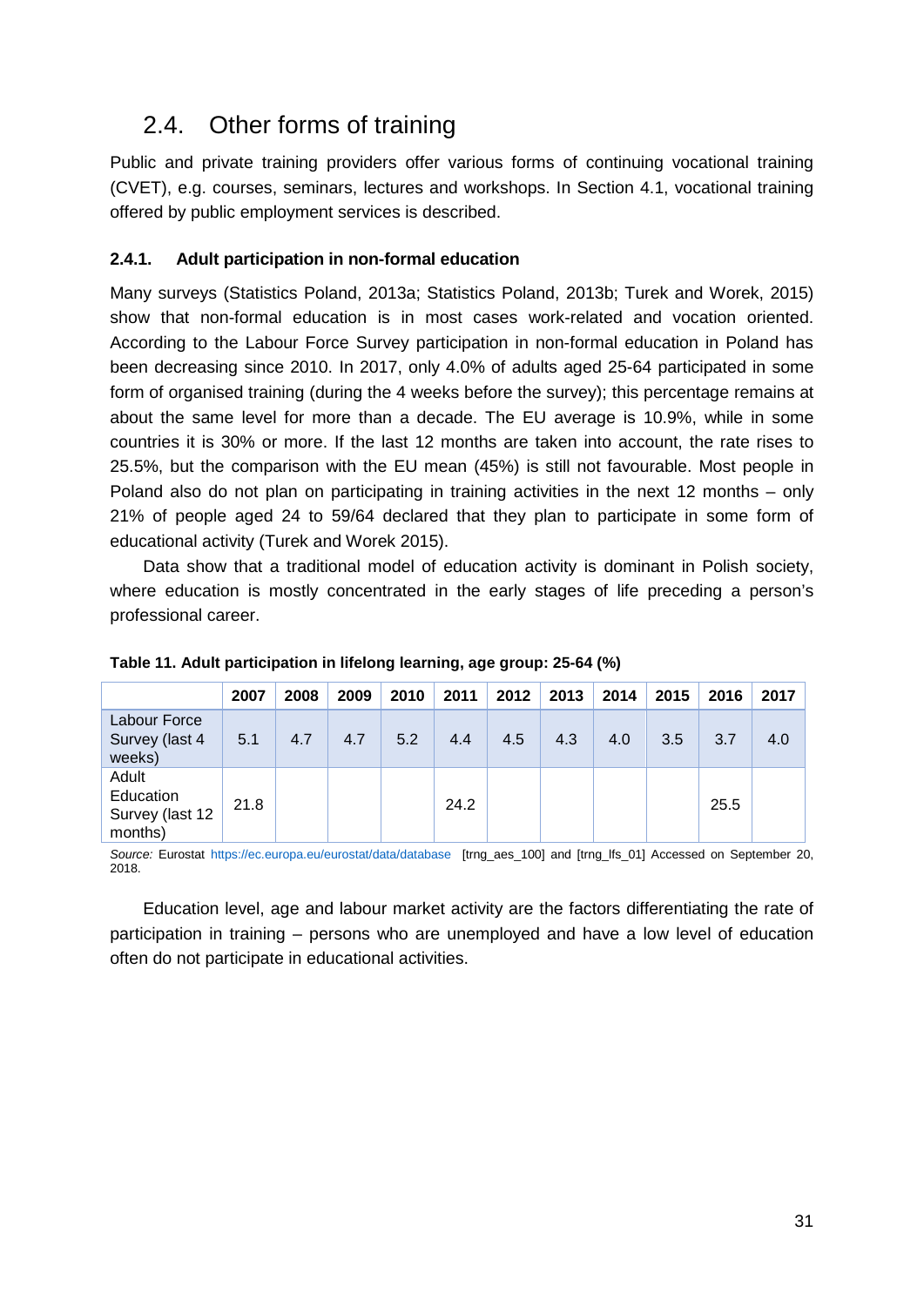## 2.4. Other forms of training

Public and private training providers offer various forms of continuing vocational training (CVET), e.g. courses, seminars, lectures and workshops. In Section 4.1, vocational training offered by public employment services is described.

### 2.4.1. Adult participation in non-formal education

Many surveys (Statistics Poland, 2013a; Statistics Poland, 2013b; Turek and Worek, 2015) show that non-formal education is in most cases work-related and vocation oriented. According to the Labour Force Survey participation in non-formal education in Poland has been decreasing since 2010. In 2017, only 4.0% of adults aged 25-64 participated in some form of organised training (during the 4 weeks before the survey); this percentage remains at about the same level for more than a decade. The EU average is 10.9%, while in some countries it is 30% or more. If the last 12 months are taken into account, the rate rises to 25.5%, but the comparison with the EU mean (45%) is still not favourable. Most people in Poland also do not plan on participating in training activities in the next 12 months – only 21% of people aged 24 to 59/64 declared that they plan to participate in some form of educational activity (Turek and Worek 2015).

Data show that a traditional model of education activity is dominant in Polish society, where education is mostly concentrated in the early stages of life preceding a person's professional career.

**Table 11. Adult participation in lifelong learning, age group: 25-64 (%)**

| | 2007 | 2008 | 2009 | 2010 | 2011 | 2012 | 2013 | 2014 | 2015 | 2016 | 2017 |
|---|---|---|---|---|---|---|---|---|---|---|---|
| Labour Force Survey (last 4 weeks) | 5.1 | 4.7 | 4.7 | 5.2 | 4.4 | 4.5 | 4.3 | 4.0 | 3.5 | 3.7 | 4.0 |
| Adult Education Survey (last 12 months) | 21.8 | | | | 24.2 | | | | | 25.5 | |

*Source:* Eurostat https://ec.europa.eu/eurostat/data/database [trng_aes_100] and [trng_lfs_01] Accessed on September 20, 2018.

Education level, age and labour market activity are the factors differentiating the rate of participation in training – persons who are unemployed and have a low level of education often do not participate in educational activities.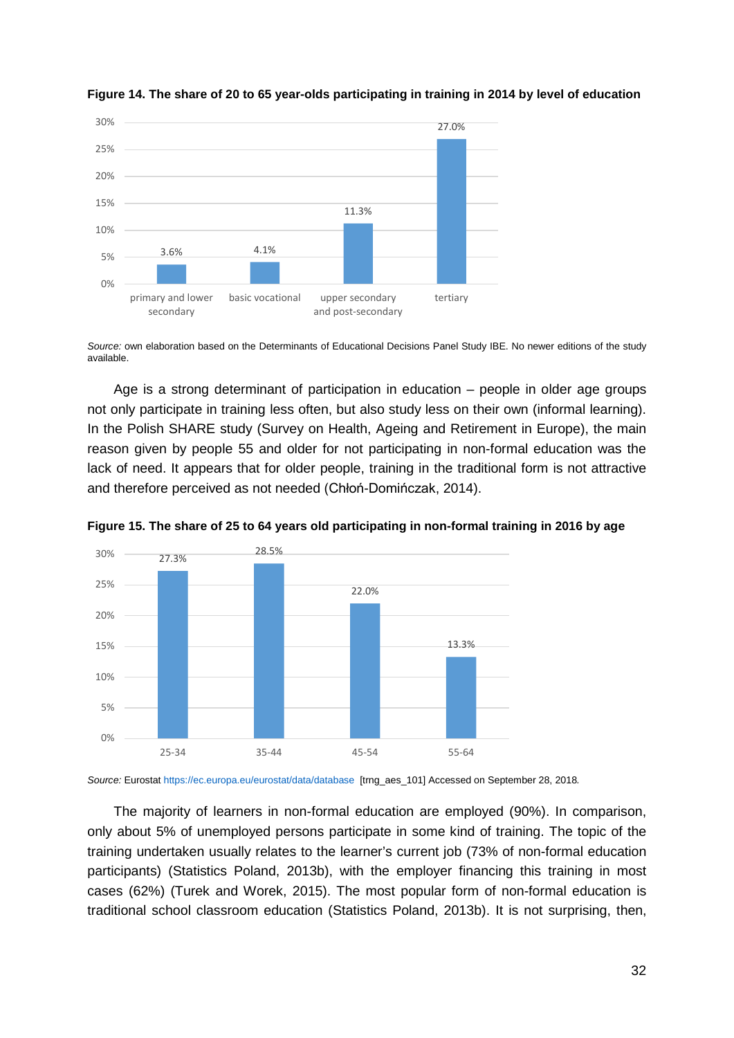**Figure 14. The share of 20 to 65 year-olds participating in training in 2014 by level of education**

| Level of education | Share |
|---|---|
| primary and lower secondary | 3.6% |
| basic vocational | 4.1% |
| upper secondary and post-secondary | 11.3% |
| tertiary | 27.0% |

*Source:* own elaboration based on the Determinants of Educational Decisions Panel Study IBE. No newer editions of the study available.

Age is a strong determinant of participation in education – people in older age groups not only participate in training less often, but also study less on their own (informal learning). In the Polish SHARE study (Survey on Health, Ageing and Retirement in Europe), the main reason given by people 55 and older for not participating in non-formal education was the lack of need. It appears that for older people, training in the traditional form is not attractive and therefore perceived as not needed (Chłoń-Domińczak, 2014).

**Figure 15. The share of 25 to 64 years old participating in non-formal training in 2016 by age**

| Age | Share |
|---|---|
| 25-34 | 27.3% |
| 35-44 | 28.5% |
| 45-54 | 22.0% |
| 55-64 | 13.3% |

*Source:* Eurostat https://ec.europa.eu/eurostat/data/database [trng_aes_101] Accessed on September 28, 2018.

The majority of learners in non-formal education are employed (90%). In comparison, only about 5% of unemployed persons participate in some kind of training. The topic of the training undertaken usually relates to the learner's current job (73% of non-formal education participants) (Statistics Poland, 2013b), with the employer financing this training in most cases (62%) (Turek and Worek, 2015). The most popular form of non-formal education is traditional school classroom education (Statistics Poland, 2013b). It is not surprising, then,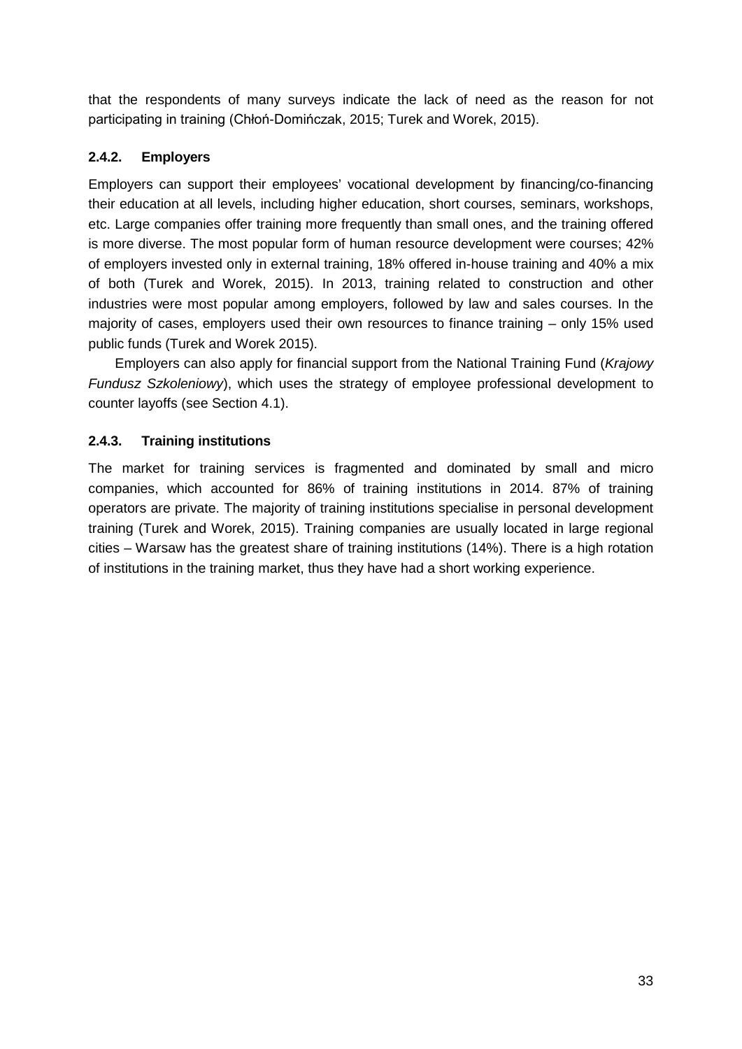that the respondents of many surveys indicate the lack of need as the reason for not participating in training (Chłoń-Domińczak, 2015; Turek and Worek, 2015).

### 2.4.2. Employers

Employers can support their employees' vocational development by financing/co-financing their education at all levels, including higher education, short courses, seminars, workshops, etc. Large companies offer training more frequently than small ones, and the training offered is more diverse. The most popular form of human resource development were courses; 42% of employers invested only in external training, 18% offered in-house training and 40% a mix of both (Turek and Worek, 2015). In 2013, training related to construction and other industries were most popular among employers, followed by law and sales courses. In the majority of cases, employers used their own resources to finance training – only 15% used public funds (Turek and Worek 2015).

Employers can also apply for financial support from the National Training Fund (*Krajowy Fundusz Szkoleniowy*), which uses the strategy of employee professional development to counter layoffs (see Section 4.1).

### 2.4.3. Training institutions

The market for training services is fragmented and dominated by small and micro companies, which accounted for 86% of training institutions in 2014. 87% of training operators are private. The majority of training institutions specialise in personal development training (Turek and Worek, 2015). Training companies are usually located in large regional cities – Warsaw has the greatest share of training institutions (14%). There is a high rotation of institutions in the training market, thus they have had a short working experience.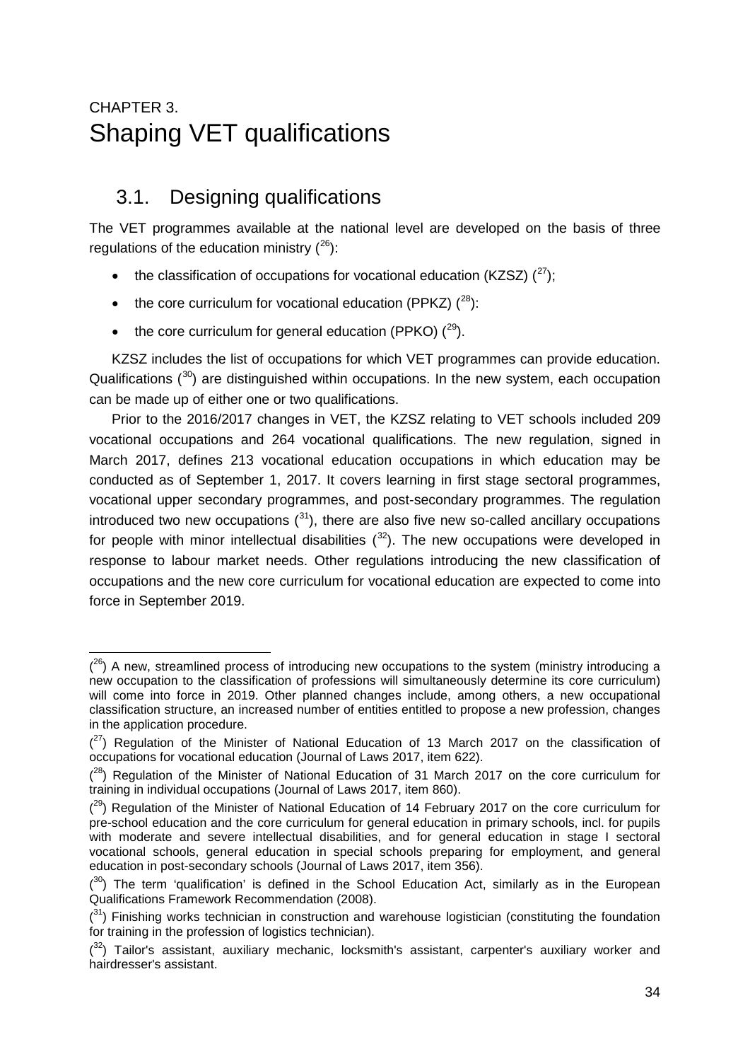# CHAPTER 3.
# Shaping VET qualifications

## 3.1. Designing qualifications

The VET programmes available at the national level are developed on the basis of three regulations of the education ministry ([26]):

- the classification of occupations for vocational education (KZSZ) ([27]);
- the core curriculum for vocational education (PPKZ) ([28]):
- the core curriculum for general education (PPKO) ([29]).

KZSZ includes the list of occupations for which VET programmes can provide education. Qualifications ([30]) are distinguished within occupations. In the new system, each occupation can be made up of either one or two qualifications.

Prior to the 2016/2017 changes in VET, the KZSZ relating to VET schools included 209 vocational occupations and 264 vocational qualifications. The new regulation, signed in March 2017, defines 213 vocational education occupations in which education may be conducted as of September 1, 2017. It covers learning in first stage sectoral programmes, vocational upper secondary programmes, and post-secondary programmes. The regulation introduced two new occupations ([31]), there are also five new so-called ancillary occupations for people with minor intellectual disabilities ([32]). The new occupations were developed in response to labour market needs. Other regulations introducing the new classification of occupations and the new core curriculum for vocational education are expected to come into force in September 2019.

---

([26]) A new, streamlined process of introducing new occupations to the system (ministry introducing a new occupation to the classification of professions will simultaneously determine its core curriculum) will come into force in 2019. Other planned changes include, among others, a new occupational classification structure, an increased number of entities entitled to propose a new profession, changes in the application procedure.

([27]) Regulation of the Minister of National Education of 13 March 2017 on the classification of occupations for vocational education (Journal of Laws 2017, item 622).

([28]) Regulation of the Minister of National Education of 31 March 2017 on the core curriculum for training in individual occupations (Journal of Laws 2017, item 860).

([29]) Regulation of the Minister of National Education of 14 February 2017 on the core curriculum for pre-school education and the core curriculum for general education in primary schools, incl. for pupils with moderate and severe intellectual disabilities, and for general education in stage I sectoral vocational schools, general education in special schools preparing for employment, and general education in post-secondary schools (Journal of Laws 2017, item 356).

([30]) The term 'qualification' is defined in the School Education Act, similarly as in the European Qualifications Framework Recommendation (2008).

([31]) Finishing works technician in construction and warehouse logistician (constituting the foundation for training in the profession of logistics technician).

([32]) Tailor's assistant, auxiliary mechanic, locksmith's assistant, carpenter's auxiliary worker and hairdresser's assistant.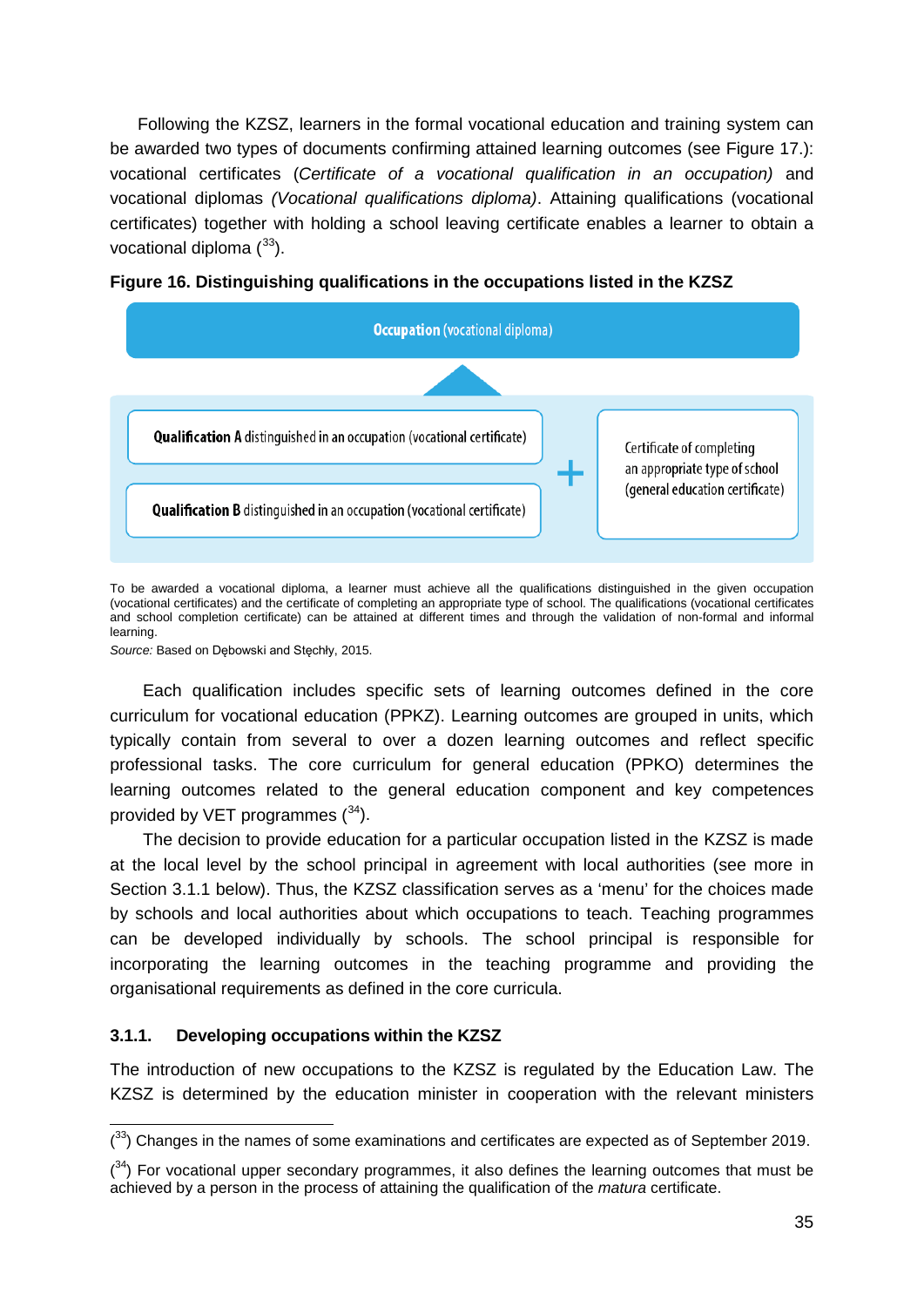Following the KZSZ, learners in the formal vocational education and training system can be awarded two types of documents confirming attained learning outcomes (see Figure 17.): vocational certificates (*Certificate of a vocational qualification in an occupation)* and vocational diplomas *(Vocational qualifications diploma)*. Attaining qualifications (vocational certificates) together with holding a school leaving certificate enables a learner to obtain a vocational diploma ([33]).

**Figure 16. Distinguishing qualifications in the occupations listed in the KZSZ**

**Occupation** (vocational diploma)

**Qualification A** distinguished in an occupation (vocational certificate)

**Qualification B** distinguished in an occupation (vocational certificate)

+

Certificate of completing an appropriate type of school (general education certificate)

To be awarded a vocational diploma, a learner must achieve all the qualifications distinguished in the given occupation (vocational certificates) and the certificate of completing an appropriate type of school. The qualifications (vocational certificates and school completion certificate) can be attained at different times and through the validation of non-formal and informal learning.

*Source:* Based on Dębowski and Stęchły, 2015.

Each qualification includes specific sets of learning outcomes defined in the core curriculum for vocational education (PPKZ). Learning outcomes are grouped in units, which typically contain from several to over a dozen learning outcomes and reflect specific professional tasks. The core curriculum for general education (PPKO) determines the learning outcomes related to the general education component and key competences provided by VET programmes ([34]).

The decision to provide education for a particular occupation listed in the KZSZ is made at the local level by the school principal in agreement with local authorities (see more in Section 3.1.1 below). Thus, the KZSZ classification serves as a 'menu' for the choices made by schools and local authorities about which occupations to teach. Teaching programmes can be developed individually by schools. The school principal is responsible for incorporating the learning outcomes in the teaching programme and providing the organisational requirements as defined in the core curricula.

### 3.1.1. Developing occupations within the KZSZ

The introduction of new occupations to the KZSZ is regulated by the Education Law. The KZSZ is determined by the education minister in cooperation with the relevant ministers

([33]) Changes in the names of some examinations and certificates are expected as of September 2019.

([34]) For vocational upper secondary programmes, it also defines the learning outcomes that must be achieved by a person in the process of attaining the qualification of the *matura* certificate.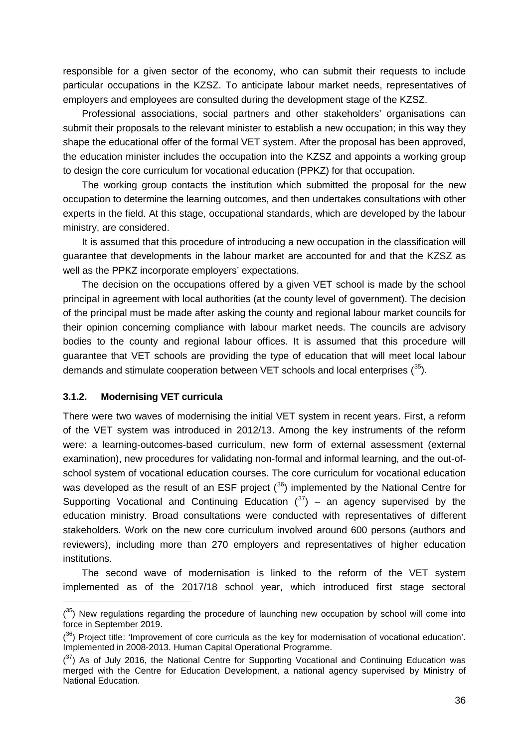responsible for a given sector of the economy, who can submit their requests to include particular occupations in the KZSZ. To anticipate labour market needs, representatives of employers and employees are consulted during the development stage of the KZSZ.

Professional associations, social partners and other stakeholders' organisations can submit their proposals to the relevant minister to establish a new occupation; in this way they shape the educational offer of the formal VET system. After the proposal has been approved, the education minister includes the occupation into the KZSZ and appoints a working group to design the core curriculum for vocational education (PPKZ) for that occupation.

The working group contacts the institution which submitted the proposal for the new occupation to determine the learning outcomes, and then undertakes consultations with other experts in the field. At this stage, occupational standards, which are developed by the labour ministry, are considered.

It is assumed that this procedure of introducing a new occupation in the classification will guarantee that developments in the labour market are accounted for and that the KZSZ as well as the PPKZ incorporate employers' expectations.

The decision on the occupations offered by a given VET school is made by the school principal in agreement with local authorities (at the county level of government). The decision of the principal must be made after asking the county and regional labour market councils for their opinion concerning compliance with labour market needs. The councils are advisory bodies to the county and regional labour offices. It is assumed that this procedure will guarantee that VET schools are providing the type of education that will meet local labour demands and stimulate cooperation between VET schools and local enterprises ([35]).

### 3.1.2. Modernising VET curricula

There were two waves of modernising the initial VET system in recent years. First, a reform of the VET system was introduced in 2012/13. Among the key instruments of the reform were: a learning-outcomes-based curriculum, new form of external assessment (external examination), new procedures for validating non-formal and informal learning, and the out-of-school system of vocational education courses. The core curriculum for vocational education was developed as the result of an ESF project ([36]) implemented by the National Centre for Supporting Vocational and Continuing Education ([37]) – an agency supervised by the education ministry. Broad consultations were conducted with representatives of different stakeholders. Work on the new core curriculum involved around 600 persons (authors and reviewers), including more than 270 employers and representatives of higher education institutions.

The second wave of modernisation is linked to the reform of the VET system implemented as of the 2017/18 school year, which introduced first stage sectoral

---

([35]) New regulations regarding the procedure of launching new occupation by school will come into force in September 2019.

([36]) Project title: 'Improvement of core curricula as the key for modernisation of vocational education'. Implemented in 2008-2013. Human Capital Operational Programme.

([37]) As of July 2016, the National Centre for Supporting Vocational and Continuing Education was merged with the Centre for Education Development, a national agency supervised by Ministry of National Education.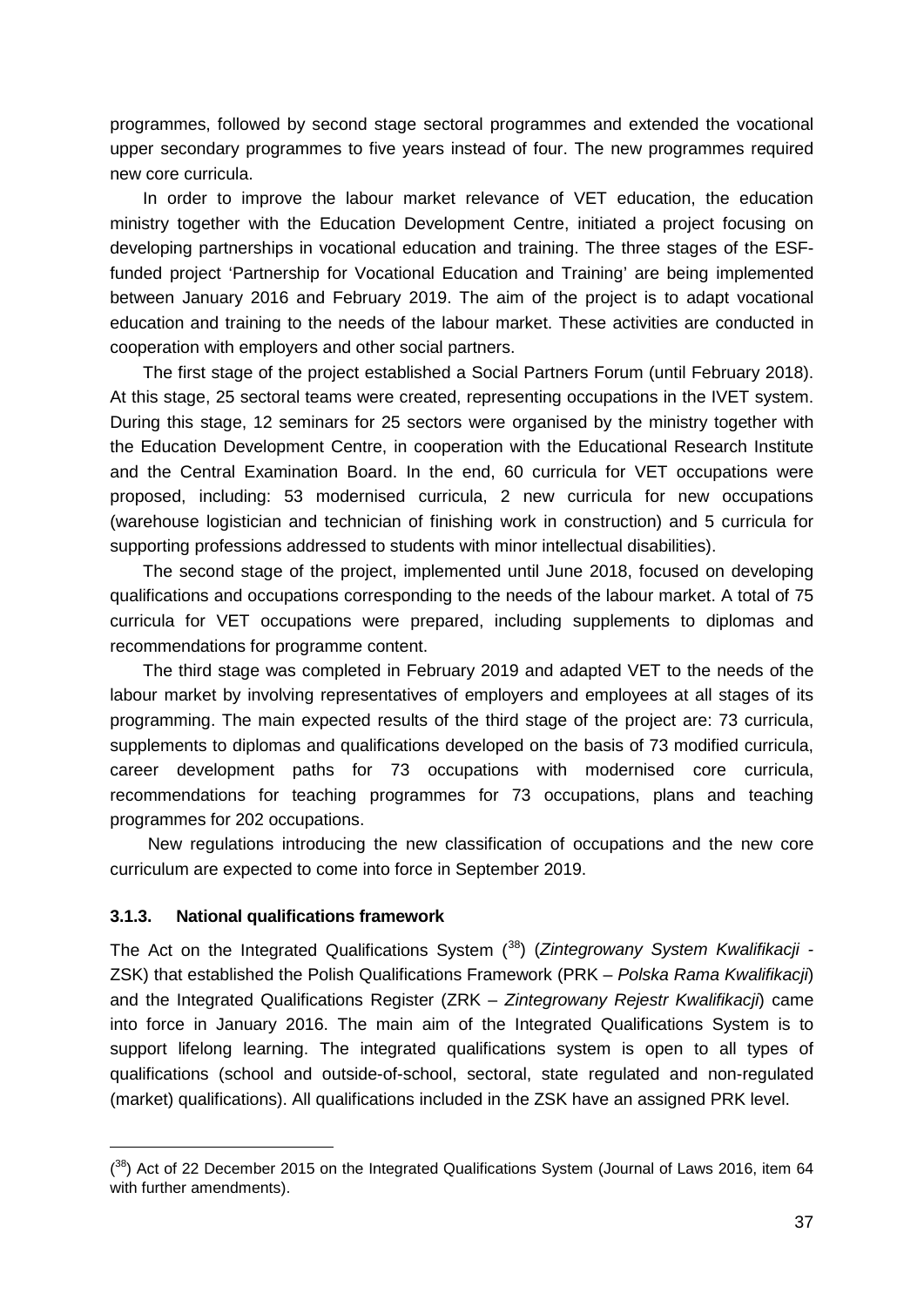programmes, followed by second stage sectoral programmes and extended the vocational upper secondary programmes to five years instead of four. The new programmes required new core curricula.

In order to improve the labour market relevance of VET education, the education ministry together with the Education Development Centre, initiated a project focusing on developing partnerships in vocational education and training. The three stages of the ESF-funded project 'Partnership for Vocational Education and Training' are being implemented between January 2016 and February 2019. The aim of the project is to adapt vocational education and training to the needs of the labour market. These activities are conducted in cooperation with employers and other social partners.

The first stage of the project established a Social Partners Forum (until February 2018). At this stage, 25 sectoral teams were created, representing occupations in the IVET system. During this stage, 12 seminars for 25 sectors were organised by the ministry together with the Education Development Centre, in cooperation with the Educational Research Institute and the Central Examination Board. In the end, 60 curricula for VET occupations were proposed, including: 53 modernised curricula, 2 new curricula for new occupations (warehouse logistician and technician of finishing work in construction) and 5 curricula for supporting professions addressed to students with minor intellectual disabilities).

The second stage of the project, implemented until June 2018, focused on developing qualifications and occupations corresponding to the needs of the labour market. A total of 75 curricula for VET occupations were prepared, including supplements to diplomas and recommendations for programme content.

The third stage was completed in February 2019 and adapted VET to the needs of the labour market by involving representatives of employers and employees at all stages of its programming. The main expected results of the third stage of the project are: 73 curricula, supplements to diplomas and qualifications developed on the basis of 73 modified curricula, career development paths for 73 occupations with modernised core curricula, recommendations for teaching programmes for 73 occupations, plans and teaching programmes for 202 occupations.

New regulations introducing the new classification of occupations and the new core curriculum are expected to come into force in September 2019.

### 3.1.3. National qualifications framework

The Act on the Integrated Qualifications System ([38]) (*Zintegrowany System Kwalifikacji* - ZSK) that established the Polish Qualifications Framework (PRK – *Polska Rama Kwalifikacji*) and the Integrated Qualifications Register (ZRK – *Zintegrowany Rejestr Kwalifikacji*) came into force in January 2016. The main aim of the Integrated Qualifications System is to support lifelong learning. The integrated qualifications system is open to all types of qualifications (school and outside-of-school, sectoral, state regulated and non-regulated (market) qualifications). All qualifications included in the ZSK have an assigned PRK level.

---

([38]) Act of 22 December 2015 on the Integrated Qualifications System (Journal of Laws 2016, item 64 with further amendments).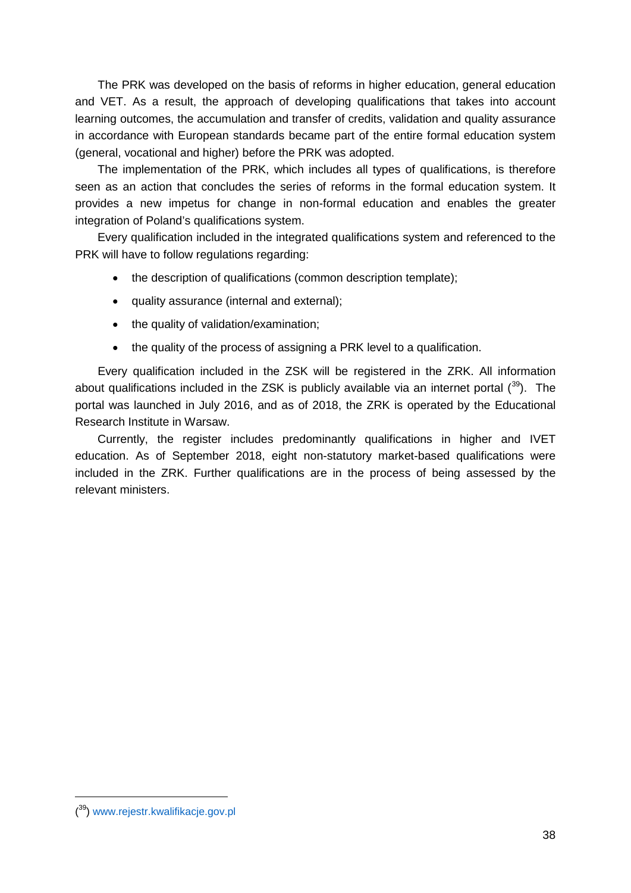The PRK was developed on the basis of reforms in higher education, general education and VET. As a result, the approach of developing qualifications that takes into account learning outcomes, the accumulation and transfer of credits, validation and quality assurance in accordance with European standards became part of the entire formal education system (general, vocational and higher) before the PRK was adopted.

The implementation of the PRK, which includes all types of qualifications, is therefore seen as an action that concludes the series of reforms in the formal education system. It provides a new impetus for change in non-formal education and enables the greater integration of Poland's qualifications system.

Every qualification included in the integrated qualifications system and referenced to the PRK will have to follow regulations regarding:

- the description of qualifications (common description template);
- quality assurance (internal and external);
- the quality of validation/examination;
- the quality of the process of assigning a PRK level to a qualification.

Every qualification included in the ZSK will be registered in the ZRK. All information about qualifications included in the ZSK is publicly available via an internet portal ([39]). The portal was launched in July 2016, and as of 2018, the ZRK is operated by the Educational Research Institute in Warsaw.

Currently, the register includes predominantly qualifications in higher and IVET education. As of September 2018, eight non-statutory market-based qualifications were included in the ZRK. Further qualifications are in the process of being assessed by the relevant ministers.

---

([39]) www.rejestr.kwalifikacje.gov.pl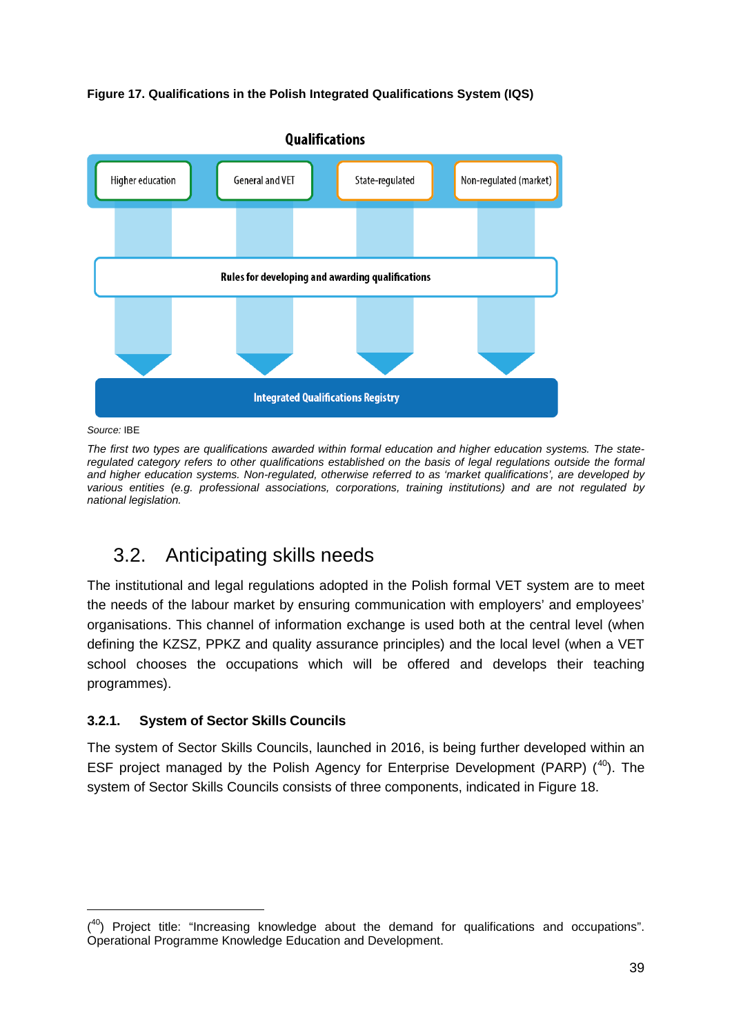**Figure 17. Qualifications in the Polish Integrated Qualifications System (IQS)**

Qualifications

Higher education | General and VET | State-regulated | Non-regulated (market)

Rules for developing and awarding qualifications

Integrated Qualifications Registry

*Source:* IBE

*The first two types are qualifications awarded within formal education and higher education systems. The state-regulated category refers to other qualifications established on the basis of legal regulations outside the formal and higher education systems. Non-regulated, otherwise referred to as 'market qualifications', are developed by various entities (e.g. professional associations, corporations, training institutions) and are not regulated by national legislation.*

## 3.2. Anticipating skills needs

The institutional and legal regulations adopted in the Polish formal VET system are to meet the needs of the labour market by ensuring communication with employers' and employees' organisations. This channel of information exchange is used both at the central level (when defining the KZSZ, PPKZ and quality assurance principles) and the local level (when a VET school chooses the occupations which will be offered and develops their teaching programmes).

### 3.2.1. System of Sector Skills Councils

The system of Sector Skills Councils, launched in 2016, is being further developed within an ESF project managed by the Polish Agency for Enterprise Development (PARP) ([40]). The system of Sector Skills Councils consists of three components, indicated in Figure 18.

---

([40]) Project title: "Increasing knowledge about the demand for qualifications and occupations". Operational Programme Knowledge Education and Development.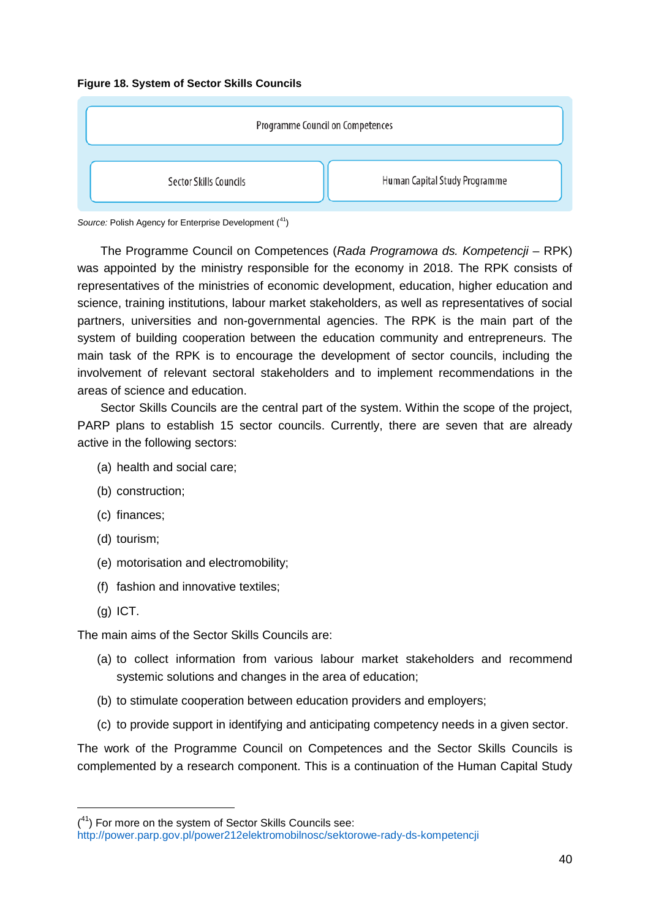**Figure 18. System of Sector Skills Councils**

Programme Council on Competences

Sector Skills Councils | Human Capital Study Programme

*Source:* Polish Agency for Enterprise Development ([41])

The Programme Council on Competences (*Rada Programowa ds. Kompetencji* – RPK) was appointed by the ministry responsible for the economy in 2018. The RPK consists of representatives of the ministries of economic development, education, higher education and science, training institutions, labour market stakeholders, as well as representatives of social partners, universities and non-governmental agencies. The RPK is the main part of the system of building cooperation between the education community and entrepreneurs. The main task of the RPK is to encourage the development of sector councils, including the involvement of relevant sectoral stakeholders and to implement recommendations in the areas of science and education.

Sector Skills Councils are the central part of the system. Within the scope of the project, PARP plans to establish 15 sector councils. Currently, there are seven that are already active in the following sectors:

(a) health and social care;

(b) construction;

(c) finances;

(d) tourism;

(e) motorisation and electromobility;

(f) fashion and innovative textiles;

(g) ICT.

The main aims of the Sector Skills Councils are:

(a) to collect information from various labour market stakeholders and recommend systemic solutions and changes in the area of education;

(b) to stimulate cooperation between education providers and employers;

(c) to provide support in identifying and anticipating competency needs in a given sector.

The work of the Programme Council on Competences and the Sector Skills Councils is complemented by a research component. This is a continuation of the Human Capital Study

([41]) For more on the system of Sector Skills Councils see: http://power.parp.gov.pl/power212elektromobilnosc/sektorowe-rady-ds-kompetencji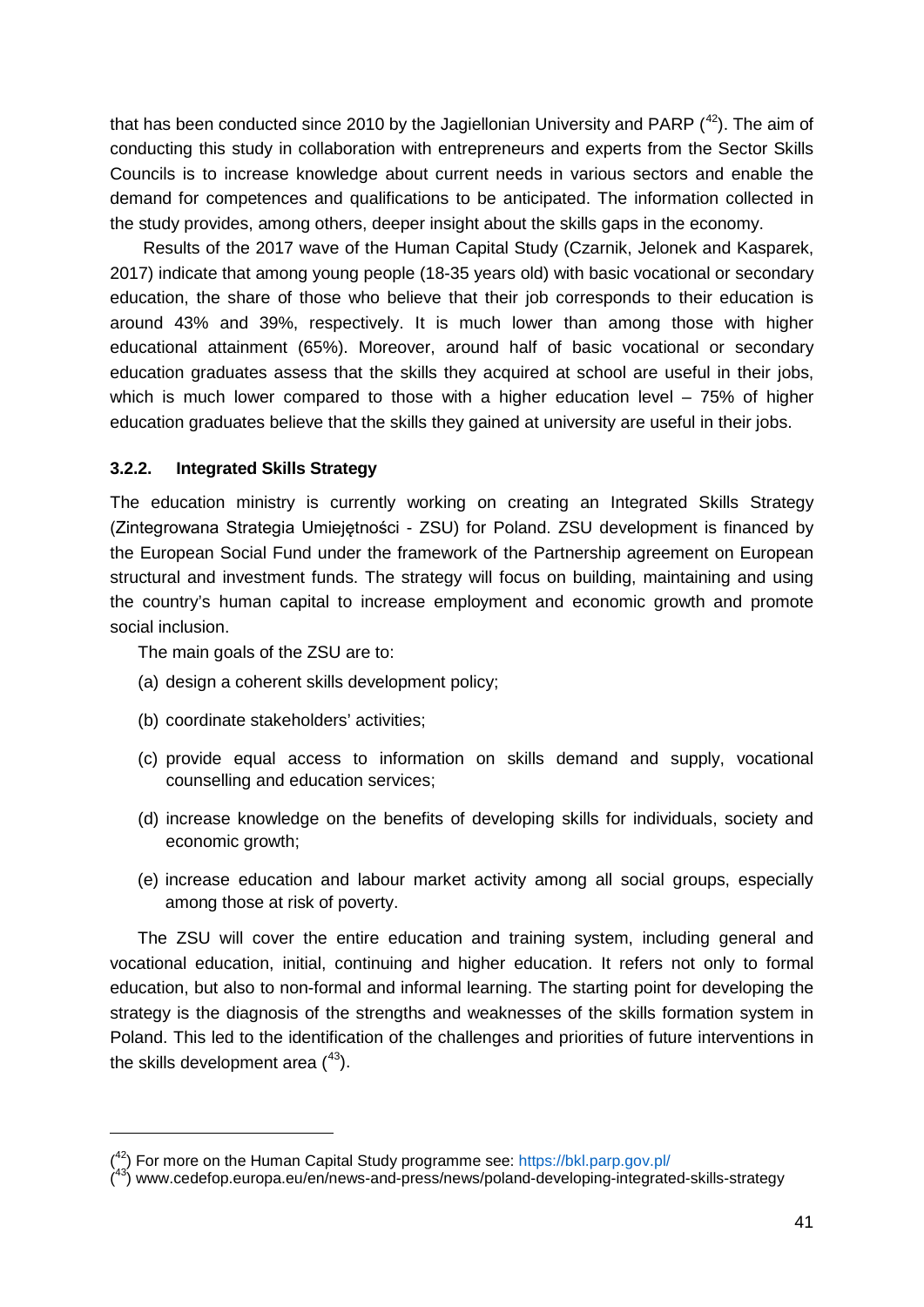that has been conducted since 2010 by the Jagiellonian University and PARP ([42]). The aim of conducting this study in collaboration with entrepreneurs and experts from the Sector Skills Councils is to increase knowledge about current needs in various sectors and enable the demand for competences and qualifications to be anticipated. The information collected in the study provides, among others, deeper insight about the skills gaps in the economy.

Results of the 2017 wave of the Human Capital Study (Czarnik, Jelonek and Kasparek, 2017) indicate that among young people (18-35 years old) with basic vocational or secondary education, the share of those who believe that their job corresponds to their education is around 43% and 39%, respectively. It is much lower than among those with higher educational attainment (65%). Moreover, around half of basic vocational or secondary education graduates assess that the skills they acquired at school are useful in their jobs, which is much lower compared to those with a higher education level – 75% of higher education graduates believe that the skills they gained at university are useful in their jobs.

### 3.2.2. Integrated Skills Strategy

The education ministry is currently working on creating an Integrated Skills Strategy (Zintegrowana Strategia Umiejętności - ZSU) for Poland. ZSU development is financed by the European Social Fund under the framework of the Partnership agreement on European structural and investment funds. The strategy will focus on building, maintaining and using the country's human capital to increase employment and economic growth and promote social inclusion.

The main goals of the ZSU are to:

(a) design a coherent skills development policy;

(b) coordinate stakeholders' activities;

(c) provide equal access to information on skills demand and supply, vocational counselling and education services;

(d) increase knowledge on the benefits of developing skills for individuals, society and economic growth;

(e) increase education and labour market activity among all social groups, especially among those at risk of poverty.

The ZSU will cover the entire education and training system, including general and vocational education, initial, continuing and higher education. It refers not only to formal education, but also to non-formal and informal learning. The starting point for developing the strategy is the diagnosis of the strengths and weaknesses of the skills formation system in Poland. This led to the identification of the challenges and priorities of future interventions in the skills development area ([43]).

---

([42]) For more on the Human Capital Study programme see: https://bkl.parp.gov.pl/

([43]) www.cedefop.europa.eu/en/news-and-press/news/poland-developing-integrated-skills-strategy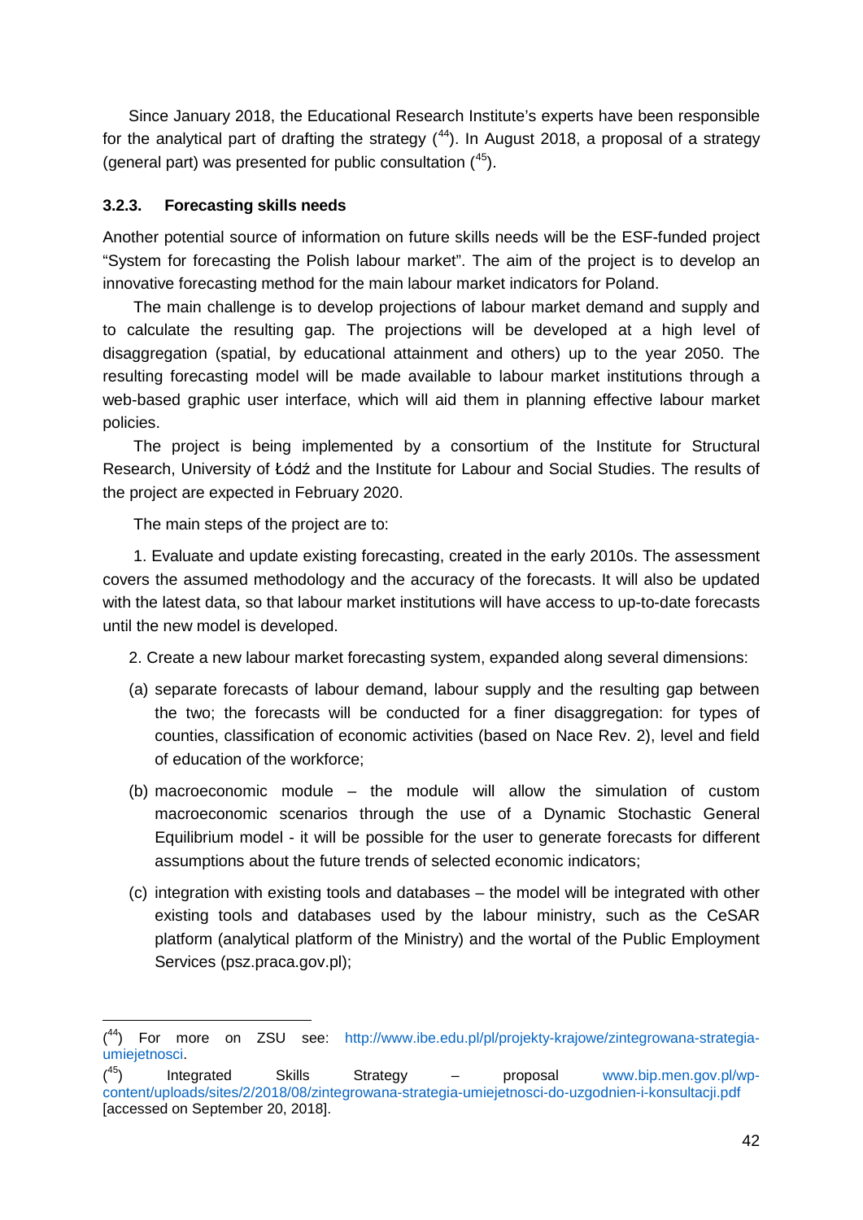Since January 2018, the Educational Research Institute's experts have been responsible for the analytical part of drafting the strategy ([44]). In August 2018, a proposal of a strategy (general part) was presented for public consultation ([45]).

### 3.2.3. Forecasting skills needs

Another potential source of information on future skills needs will be the ESF-funded project "System for forecasting the Polish labour market". The aim of the project is to develop an innovative forecasting method for the main labour market indicators for Poland.

The main challenge is to develop projections of labour market demand and supply and to calculate the resulting gap. The projections will be developed at a high level of disaggregation (spatial, by educational attainment and others) up to the year 2050. The resulting forecasting model will be made available to labour market institutions through a web-based graphic user interface, which will aid them in planning effective labour market policies.

The project is being implemented by a consortium of the Institute for Structural Research, University of Łódź and the Institute for Labour and Social Studies. The results of the project are expected in February 2020.

The main steps of the project are to:

1. Evaluate and update existing forecasting, created in the early 2010s. The assessment covers the assumed methodology and the accuracy of the forecasts. It will also be updated with the latest data, so that labour market institutions will have access to up-to-date forecasts until the new model is developed.

2. Create a new labour market forecasting system, expanded along several dimensions:

(a) separate forecasts of labour demand, labour supply and the resulting gap between the two; the forecasts will be conducted for a finer disaggregation: for types of counties, classification of economic activities (based on Nace Rev. 2), level and field of education of the workforce;

(b) macroeconomic module – the module will allow the simulation of custom macroeconomic scenarios through the use of a Dynamic Stochastic General Equilibrium model - it will be possible for the user to generate forecasts for different assumptions about the future trends of selected economic indicators;

(c) integration with existing tools and databases – the model will be integrated with other existing tools and databases used by the labour ministry, such as the CeSAR platform (analytical platform of the Ministry) and the wortal of the Public Employment Services (psz.praca.gov.pl);

---

([44]) For more on ZSU see: http://www.ibe.edu.pl/pl/projekty-krajowe/zintegrowana-strategia-umiejetnosci.

([45]) Integrated Skills Strategy – proposal www.bip.men.gov.pl/wp-content/uploads/sites/2/2018/08/zintegrowana-strategia-umiejetnosci-do-uzgodnien-i-konsultacji.pdf [accessed on September 20, 2018].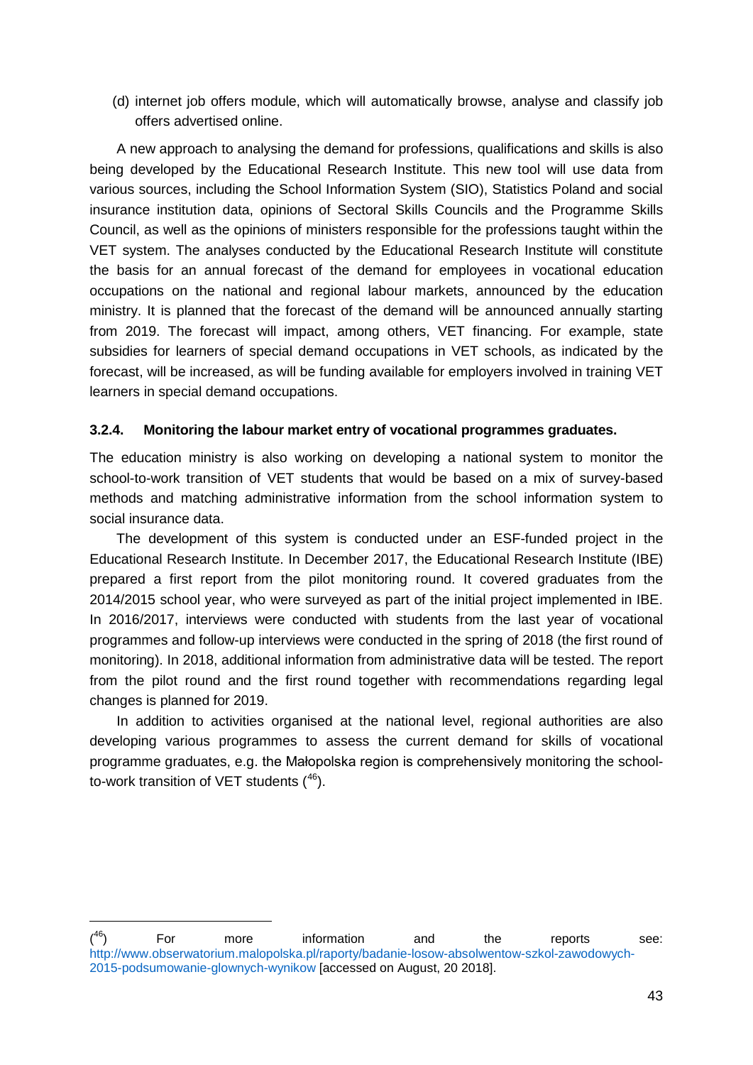(d) internet job offers module, which will automatically browse, analyse and classify job offers advertised online.

A new approach to analysing the demand for professions, qualifications and skills is also being developed by the Educational Research Institute. This new tool will use data from various sources, including the School Information System (SIO), Statistics Poland and social insurance institution data, opinions of Sectoral Skills Councils and the Programme Skills Council, as well as the opinions of ministers responsible for the professions taught within the VET system. The analyses conducted by the Educational Research Institute will constitute the basis for an annual forecast of the demand for employees in vocational education occupations on the national and regional labour markets, announced by the education ministry. It is planned that the forecast of the demand will be announced annually starting from 2019. The forecast will impact, among others, VET financing. For example, state subsidies for learners of special demand occupations in VET schools, as indicated by the forecast, will be increased, as will be funding available for employers involved in training VET learners in special demand occupations.

### 3.2.4. Monitoring the labour market entry of vocational programmes graduates.

The education ministry is also working on developing a national system to monitor the school-to-work transition of VET students that would be based on a mix of survey-based methods and matching administrative information from the school information system to social insurance data.

The development of this system is conducted under an ESF-funded project in the Educational Research Institute. In December 2017, the Educational Research Institute (IBE) prepared a first report from the pilot monitoring round. It covered graduates from the 2014/2015 school year, who were surveyed as part of the initial project implemented in IBE. In 2016/2017, interviews were conducted with students from the last year of vocational programmes and follow-up interviews were conducted in the spring of 2018 (the first round of monitoring). In 2018, additional information from administrative data will be tested. The report from the pilot round and the first round together with recommendations regarding legal changes is planned for 2019.

In addition to activities organised at the national level, regional authorities are also developing various programmes to assess the current demand for skills of vocational programme graduates, e.g. the Małopolska region is comprehensively monitoring the school-to-work transition of VET students ([46]).

---

([46]) For more information and the reports see: http://www.obserwatorium.malopolska.pl/raporty/badanie-losow-absolwentow-szkol-zawodowych-2015-podsumowanie-glownych-wynikow [accessed on August, 20 2018].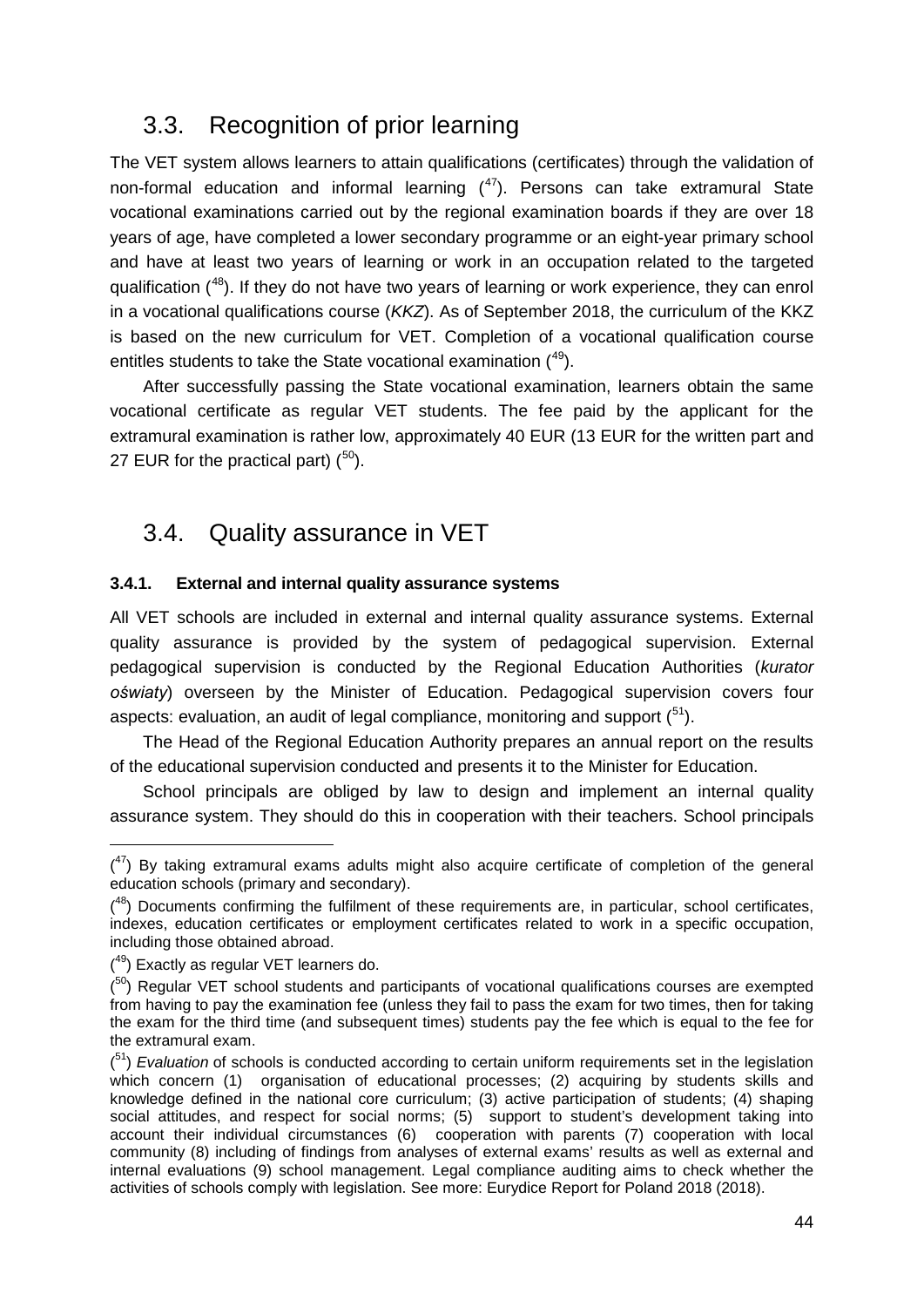## 3.3. Recognition of prior learning

The VET system allows learners to attain qualifications (certificates) through the validation of non-formal education and informal learning ([47]). Persons can take extramural State vocational examinations carried out by the regional examination boards if they are over 18 years of age, have completed a lower secondary programme or an eight-year primary school and have at least two years of learning or work in an occupation related to the targeted qualification ([48]). If they do not have two years of learning or work experience, they can enrol in a vocational qualifications course (*KKZ*). As of September 2018, the curriculum of the KKZ is based on the new curriculum for VET. Completion of a vocational qualification course entitles students to take the State vocational examination ([49]).

After successfully passing the State vocational examination, learners obtain the same vocational certificate as regular VET students. The fee paid by the applicant for the extramural examination is rather low, approximately 40 EUR (13 EUR for the written part and 27 EUR for the practical part) ([50]).

## 3.4. Quality assurance in VET

### 3.4.1. External and internal quality assurance systems

All VET schools are included in external and internal quality assurance systems. External quality assurance is provided by the system of pedagogical supervision. External pedagogical supervision is conducted by the Regional Education Authorities (*kurator oświaty*) overseen by the Minister of Education. Pedagogical supervision covers four aspects: evaluation, an audit of legal compliance, monitoring and support ([51]).

The Head of the Regional Education Authority prepares an annual report on the results of the educational supervision conducted and presents it to the Minister for Education.

School principals are obliged by law to design and implement an internal quality assurance system. They should do this in cooperation with their teachers. School principals

---

([47]) By taking extramural exams adults might also acquire certificate of completion of the general education schools (primary and secondary).

([48]) Documents confirming the fulfilment of these requirements are, in particular, school certificates, indexes, education certificates or employment certificates related to work in a specific occupation, including those obtained abroad.

([49]) Exactly as regular VET learners do.

([50]) Regular VET school students and participants of vocational qualifications courses are exempted from having to pay the examination fee (unless they fail to pass the exam for two times, then for taking the exam for the third time (and subsequent times) students pay the fee which is equal to the fee for the extramural exam.

([51]) *Evaluation* of schools is conducted according to certain uniform requirements set in the legislation which concern (1) organisation of educational processes; (2) acquiring by students skills and knowledge defined in the national core curriculum; (3) active participation of students; (4) shaping social attitudes, and respect for social norms; (5) support to student's development taking into account their individual circumstances (6) cooperation with parents (7) cooperation with local community (8) including of findings from analyses of external exams' results as well as external and internal evaluations (9) school management. Legal compliance auditing aims to check whether the activities of schools comply with legislation. See more: Eurydice Report for Poland 2018 (2018).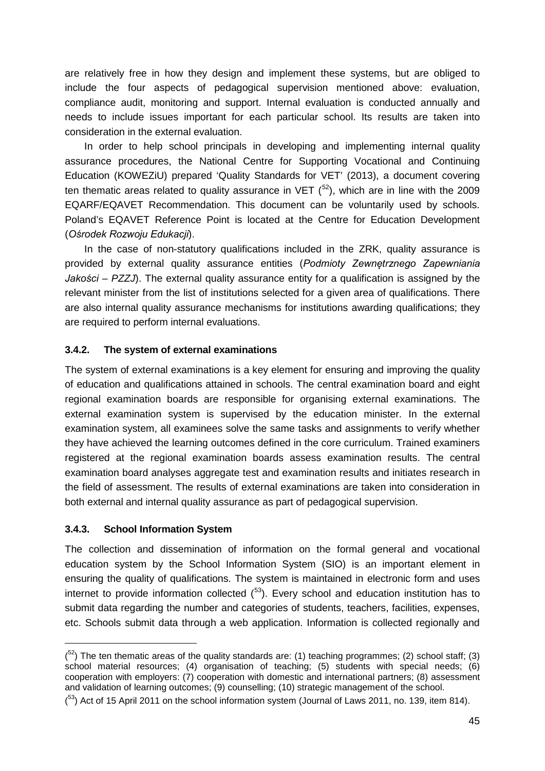are relatively free in how they design and implement these systems, but are obliged to include the four aspects of pedagogical supervision mentioned above: evaluation, compliance audit, monitoring and support. Internal evaluation is conducted annually and needs to include issues important for each particular school. Its results are taken into consideration in the external evaluation.

In order to help school principals in developing and implementing internal quality assurance procedures, the National Centre for Supporting Vocational and Continuing Education (KOWEZiU) prepared 'Quality Standards for VET' (2013), a document covering ten thematic areas related to quality assurance in VET ([52]), which are in line with the 2009 EQARF/EQAVET Recommendation. This document can be voluntarily used by schools. Poland's EQAVET Reference Point is located at the Centre for Education Development (*Ośrodek Rozwoju Edukacji*).

In the case of non-statutory qualifications included in the ZRK, quality assurance is provided by external quality assurance entities (*Podmioty Zewnętrznego Zapewniania Jakości – PZZJ*). The external quality assurance entity for a qualification is assigned by the relevant minister from the list of institutions selected for a given area of qualifications. There are also internal quality assurance mechanisms for institutions awarding qualifications; they are required to perform internal evaluations.

### 3.4.2. The system of external examinations

The system of external examinations is a key element for ensuring and improving the quality of education and qualifications attained in schools. The central examination board and eight regional examination boards are responsible for organising external examinations. The external examination system is supervised by the education minister. In the external examination system, all examinees solve the same tasks and assignments to verify whether they have achieved the learning outcomes defined in the core curriculum. Trained examiners registered at the regional examination boards assess examination results. The central examination board analyses aggregate test and examination results and initiates research in the field of assessment. The results of external examinations are taken into consideration in both external and internal quality assurance as part of pedagogical supervision.

### 3.4.3. School Information System

The collection and dissemination of information on the formal general and vocational education system by the School Information System (SIO) is an important element in ensuring the quality of qualifications. The system is maintained in electronic form and uses internet to provide information collected ([53]). Every school and education institution has to submit data regarding the number and categories of students, teachers, facilities, expenses, etc. Schools submit data through a web application. Information is collected regionally and

---

([52]) The ten thematic areas of the quality standards are: (1) teaching programmes; (2) school staff; (3) school material resources; (4) organisation of teaching; (5) students with special needs; (6) cooperation with employers: (7) cooperation with domestic and international partners; (8) assessment and validation of learning outcomes; (9) counselling; (10) strategic management of the school.

([53]) Act of 15 April 2011 on the school information system (Journal of Laws 2011, no. 139, item 814).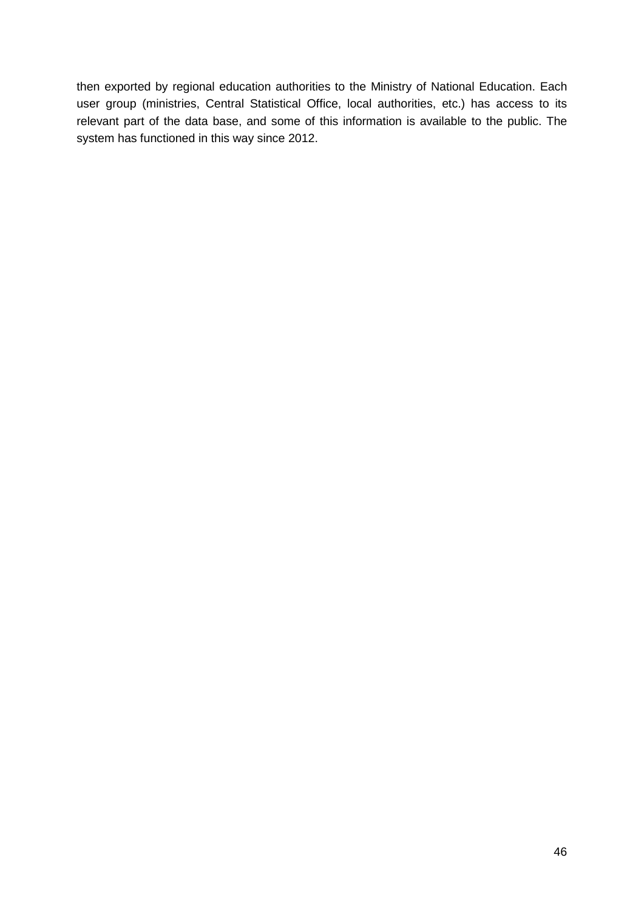then exported by regional education authorities to the Ministry of National Education. Each user group (ministries, Central Statistical Office, local authorities, etc.) has access to its relevant part of the data base, and some of this information is available to the public. The system has functioned in this way since 2012.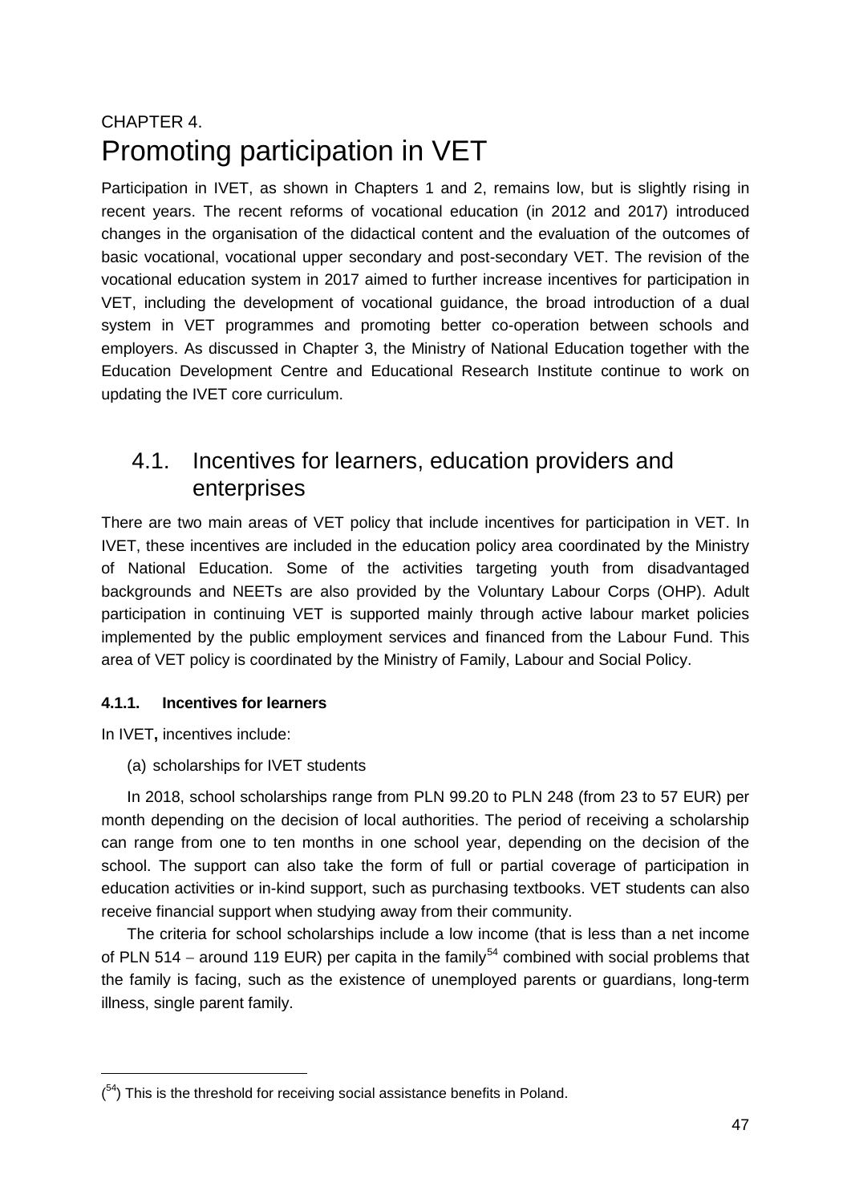# CHAPTER 4.
# Promoting participation in VET

Participation in IVET, as shown in Chapters 1 and 2, remains low, but is slightly rising in recent years. The recent reforms of vocational education (in 2012 and 2017) introduced changes in the organisation of the didactical content and the evaluation of the outcomes of basic vocational, vocational upper secondary and post-secondary VET. The revision of the vocational education system in 2017 aimed to further increase incentives for participation in VET, including the development of vocational guidance, the broad introduction of a dual system in VET programmes and promoting better co-operation between schools and employers. As discussed in Chapter 3, the Ministry of National Education together with the Education Development Centre and Educational Research Institute continue to work on updating the IVET core curriculum.

## 4.1. Incentives for learners, education providers and enterprises

There are two main areas of VET policy that include incentives for participation in VET. In IVET, these incentives are included in the education policy area coordinated by the Ministry of National Education. Some of the activities targeting youth from disadvantaged backgrounds and NEETs are also provided by the Voluntary Labour Corps (OHP). Adult participation in continuing VET is supported mainly through active labour market policies implemented by the public employment services and financed from the Labour Fund. This area of VET policy is coordinated by the Ministry of Family, Labour and Social Policy.

### 4.1.1. Incentives for learners

In IVET**,** incentives include:

(a) scholarships for IVET students

In 2018, school scholarships range from PLN 99.20 to PLN 248 (from 23 to 57 EUR) per month depending on the decision of local authorities. The period of receiving a scholarship can range from one to ten months in one school year, depending on the decision of the school. The support can also take the form of full or partial coverage of participation in education activities or in-kind support, such as purchasing textbooks. VET students can also receive financial support when studying away from their community.

The criteria for school scholarships include a low income (that is less than a net income of PLN 514 – around 119 EUR) per capita in the family[54] combined with social problems that the family is facing, such as the existence of unemployed parents or guardians, long-term illness, single parent family.

---

([54]) This is the threshold for receiving social assistance benefits in Poland.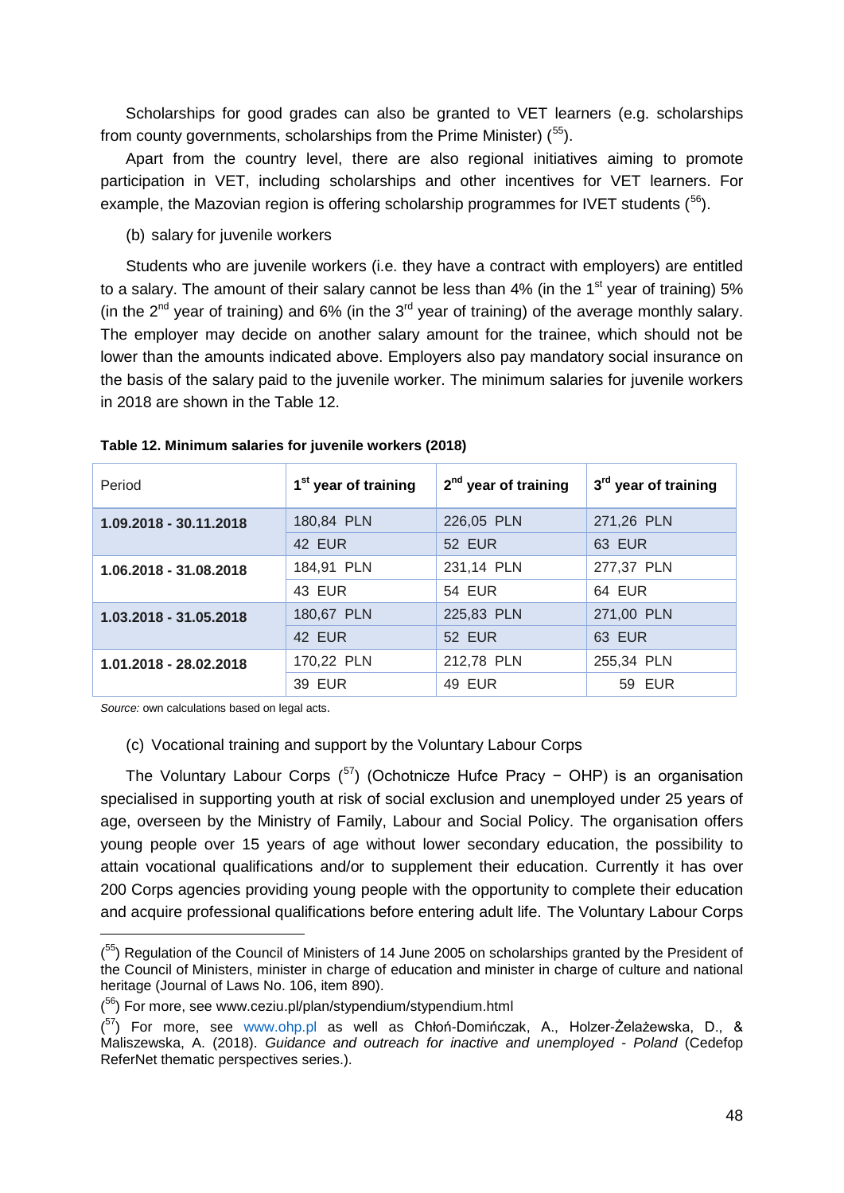Scholarships for good grades can also be granted to VET learners (e.g. scholarships from county governments, scholarships from the Prime Minister) ([55]).

Apart from the country level, there are also regional initiatives aiming to promote participation in VET, including scholarships and other incentives for VET learners. For example, the Mazovian region is offering scholarship programmes for IVET students ([56]).

(b) salary for juvenile workers

Students who are juvenile workers (i.e. they have a contract with employers) are entitled to a salary. The amount of their salary cannot be less than 4% (in the 1st year of training) 5% (in the 2nd year of training) and 6% (in the 3rd year of training) of the average monthly salary. The employer may decide on another salary amount for the trainee, which should not be lower than the amounts indicated above. Employers also pay mandatory social insurance on the basis of the salary paid to the juvenile worker. The minimum salaries for juvenile workers in 2018 are shown in the Table 12.

**Table 12. Minimum salaries for juvenile workers (2018)**

| Period | 1st year of training | 2nd year of training | 3rd year of training |
|---|---|---|---|
| **1.09.2018 - 30.11.2018** | 180,84 PLN | 226,05 PLN | 271,26 PLN |
| | 42 EUR | 52 EUR | 63 EUR |
| **1.06.2018 - 31.08.2018** | 184,91 PLN | 231,14 PLN | 277,37 PLN |
| | 43 EUR | 54 EUR | 64 EUR |
| **1.03.2018 - 31.05.2018** | 180,67 PLN | 225,83 PLN | 271,00 PLN |
| | 42 EUR | 52 EUR | 63 EUR |
| **1.01.2018 - 28.02.2018** | 170,22 PLN | 212,78 PLN | 255,34 PLN |
| | 39 EUR | 49 EUR | 59 EUR |

*Source:* own calculations based on legal acts.

(c) Vocational training and support by the Voluntary Labour Corps

The Voluntary Labour Corps ([57]) (Ochotnicze Hufce Pracy − OHP) is an organisation specialised in supporting youth at risk of social exclusion and unemployed under 25 years of age, overseen by the Ministry of Family, Labour and Social Policy. The organisation offers young people over 15 years of age without lower secondary education, the possibility to attain vocational qualifications and/or to supplement their education. Currently it has over 200 Corps agencies providing young people with the opportunity to complete their education and acquire professional qualifications before entering adult life. The Voluntary Labour Corps

---

([55]) Regulation of the Council of Ministers of 14 June 2005 on scholarships granted by the President of the Council of Ministers, minister in charge of education and minister in charge of culture and national heritage (Journal of Laws No. 106, item 890).

([56]) For more, see www.ceziu.pl/plan/stypendium/stypendium.html

([57]) For more, see www.ohp.pl as well as Chłoń-Domińczak, A., Holzer-Żelażewska, D., & Maliszewska, A. (2018). *Guidance and outreach for inactive and unemployed - Poland* (Cedefop ReferNet thematic perspectives series.).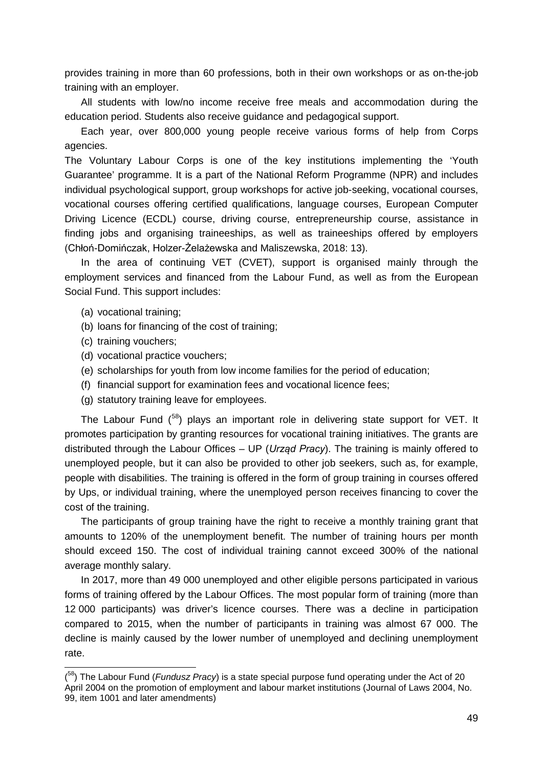provides training in more than 60 professions, both in their own workshops or as on-the-job training with an employer.

All students with low/no income receive free meals and accommodation during the education period. Students also receive guidance and pedagogical support.

Each year, over 800,000 young people receive various forms of help from Corps agencies.

The Voluntary Labour Corps is one of the key institutions implementing the 'Youth Guarantee' programme. It is a part of the National Reform Programme (NPR) and includes individual psychological support, group workshops for active job-seeking, vocational courses, vocational courses offering certified qualifications, language courses, European Computer Driving Licence (ECDL) course, driving course, entrepreneurship course, assistance in finding jobs and organising traineeships, as well as traineeships offered by employers (Chłoń-Domińczak, Holzer-Żelażewska and Maliszewska, 2018: 13).

In the area of continuing VET (CVET), support is organised mainly through the employment services and financed from the Labour Fund, as well as from the European Social Fund. This support includes:

(a) vocational training;
(b) loans for financing of the cost of training;
(c) training vouchers;
(d) vocational practice vouchers;
(e) scholarships for youth from low income families for the period of education;
(f) financial support for examination fees and vocational licence fees;
(g) statutory training leave for employees.

The Labour Fund ([58]) plays an important role in delivering state support for VET. It promotes participation by granting resources for vocational training initiatives. The grants are distributed through the Labour Offices – UP (*Urząd Pracy*). The training is mainly offered to unemployed people, but it can also be provided to other job seekers, such as, for example, people with disabilities. The training is offered in the form of group training in courses offered by Ups, or individual training, where the unemployed person receives financing to cover the cost of the training.

The participants of group training have the right to receive a monthly training grant that amounts to 120% of the unemployment benefit. The number of training hours per month should exceed 150. The cost of individual training cannot exceed 300% of the national average monthly salary.

In 2017, more than 49 000 unemployed and other eligible persons participated in various forms of training offered by the Labour Offices. The most popular form of training (more than 12 000 participants) was driver's licence courses. There was a decline in participation compared to 2015, when the number of participants in training was almost 67 000. The decline is mainly caused by the lower number of unemployed and declining unemployment rate.

([58]) The Labour Fund (*Fundusz Pracy*) is a state special purpose fund operating under the Act of 20 April 2004 on the promotion of employment and labour market institutions (Journal of Laws 2004, No. 99, item 1001 and later amendments)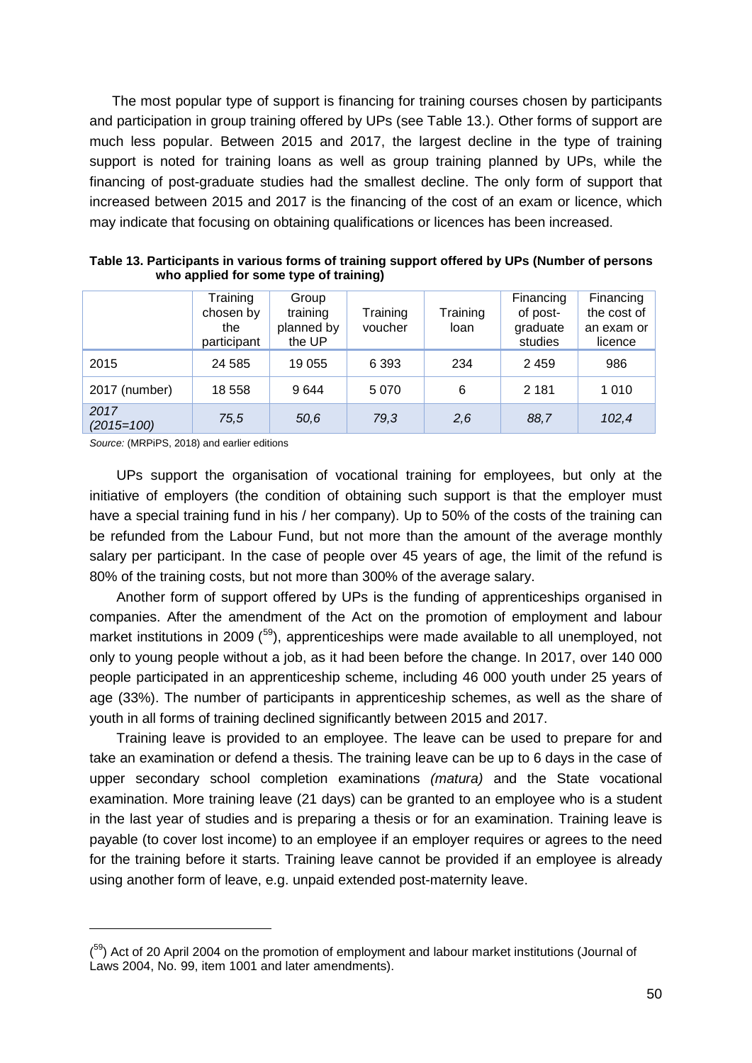The most popular type of support is financing for training courses chosen by participants and participation in group training offered by UPs (see Table 13.). Other forms of support are much less popular. Between 2015 and 2017, the largest decline in the type of training support is noted for training loans as well as group training planned by UPs, while the financing of post-graduate studies had the smallest decline. The only form of support that increased between 2015 and 2017 is the financing of the cost of an exam or licence, which may indicate that focusing on obtaining qualifications or licences has been increased.

**Table 13. Participants in various forms of training support offered by UPs (Number of persons who applied for some type of training)**

| | Training chosen by the participant | Group training planned by the UP | Training voucher | Training loan | Financing of post-graduate studies | Financing the cost of an exam or licence |
|---|---|---|---|---|---|---|
| 2015 | 24 585 | 19 055 | 6 393 | 234 | 2 459 | 986 |
| 2017 (number) | 18 558 | 9 644 | 5 070 | 6 | 2 181 | 1 010 |
| *2017 (2015=100)* | *75,5* | *50,6* | *79,3* | *2,6* | *88,7* | *102,4* |

*Source:* (MRPiPS, 2018) and earlier editions

UPs support the organisation of vocational training for employees, but only at the initiative of employers (the condition of obtaining such support is that the employer must have a special training fund in his / her company). Up to 50% of the costs of the training can be refunded from the Labour Fund, but not more than the amount of the average monthly salary per participant. In the case of people over 45 years of age, the limit of the refund is 80% of the training costs, but not more than 300% of the average salary.

Another form of support offered by UPs is the funding of apprenticeships organised in companies. After the amendment of the Act on the promotion of employment and labour market institutions in 2009 ([59]), apprenticeships were made available to all unemployed, not only to young people without a job, as it had been before the change. In 2017, over 140 000 people participated in an apprenticeship scheme, including 46 000 youth under 25 years of age (33%). The number of participants in apprenticeship schemes, as well as the share of youth in all forms of training declined significantly between 2015 and 2017.

Training leave is provided to an employee. The leave can be used to prepare for and take an examination or defend a thesis. The training leave can be up to 6 days in the case of upper secondary school completion examinations *(matura)* and the State vocational examination. More training leave (21 days) can be granted to an employee who is a student in the last year of studies and is preparing a thesis or for an examination. Training leave is payable (to cover lost income) to an employee if an employer requires or agrees to the need for the training before it starts. Training leave cannot be provided if an employee is already using another form of leave, e.g. unpaid extended post-maternity leave.

([59]) Act of 20 April 2004 on the promotion of employment and labour market institutions (Journal of Laws 2004, No. 99, item 1001 and later amendments).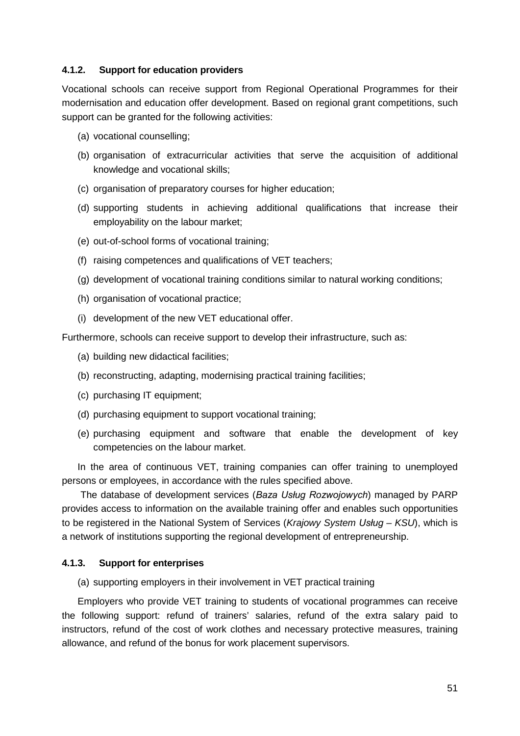#### 4.1.2. Support for education providers

Vocational schools can receive support from Regional Operational Programmes for their modernisation and education offer development. Based on regional grant competitions, such support can be granted for the following activities:

(a) vocational counselling;

(b) organisation of extracurricular activities that serve the acquisition of additional knowledge and vocational skills;

(c) organisation of preparatory courses for higher education;

(d) supporting students in achieving additional qualifications that increase their employability on the labour market;

(e) out-of-school forms of vocational training;

(f) raising competences and qualifications of VET teachers;

(g) development of vocational training conditions similar to natural working conditions;

(h) organisation of vocational practice;

(i) development of the new VET educational offer.

Furthermore, schools can receive support to develop their infrastructure, such as:

(a) building new didactical facilities;

(b) reconstructing, adapting, modernising practical training facilities;

(c) purchasing IT equipment;

(d) purchasing equipment to support vocational training;

(e) purchasing equipment and software that enable the development of key competencies on the labour market.

In the area of continuous VET, training companies can offer training to unemployed persons or employees, in accordance with the rules specified above.

The database of development services (*Baza Usług Rozwojowych*) managed by PARP provides access to information on the available training offer and enables such opportunities to be registered in the National System of Services (*Krajowy System Usług – KSU*), which is a network of institutions supporting the regional development of entrepreneurship.

#### 4.1.3. Support for enterprises

(a) supporting employers in their involvement in VET practical training

Employers who provide VET training to students of vocational programmes can receive the following support: refund of trainers' salaries, refund of the extra salary paid to instructors, refund of the cost of work clothes and necessary protective measures, training allowance, and refund of the bonus for work placement supervisors.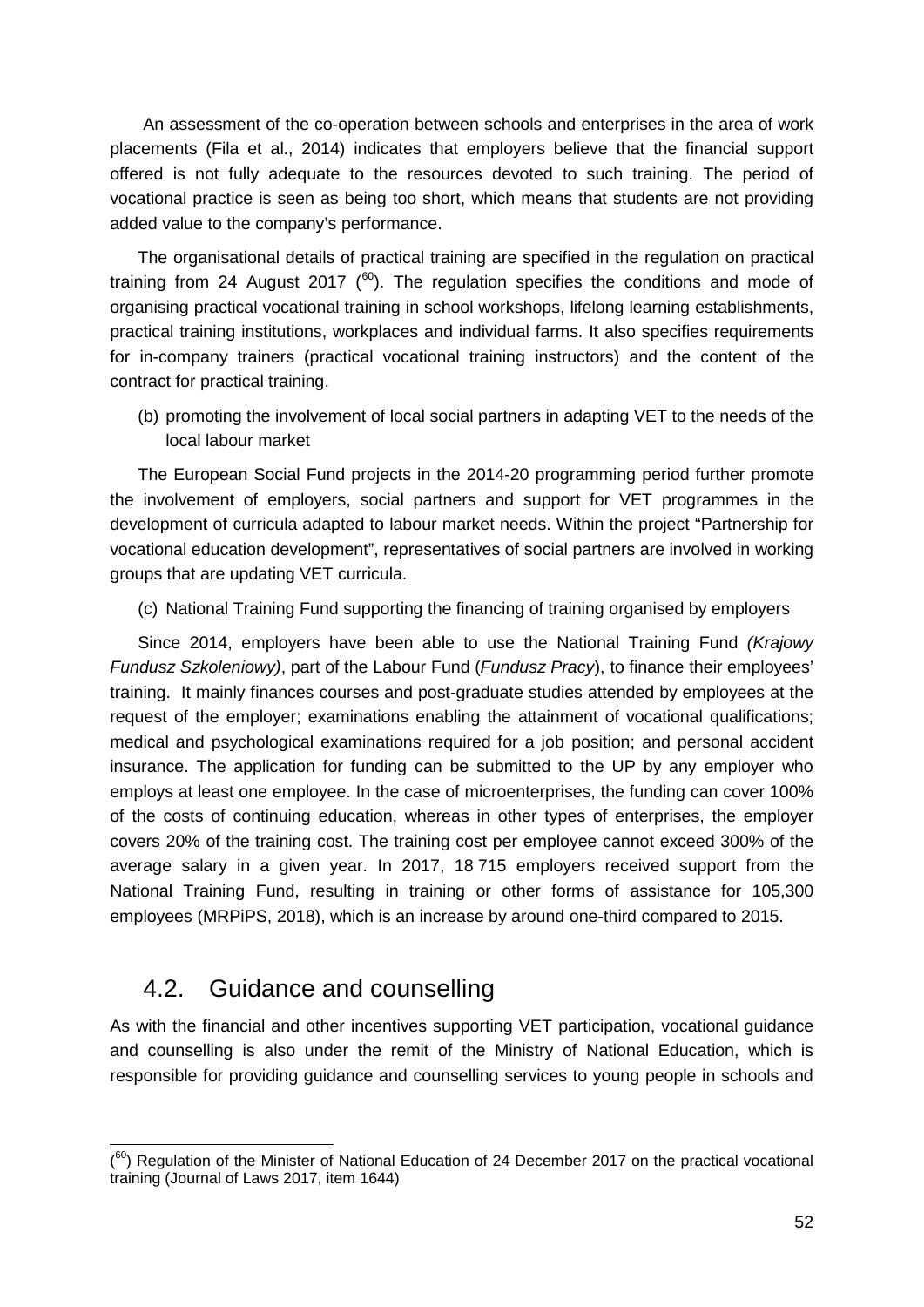An assessment of the co-operation between schools and enterprises in the area of work placements (Fila et al., 2014) indicates that employers believe that the financial support offered is not fully adequate to the resources devoted to such training. The period of vocational practice is seen as being too short, which means that students are not providing added value to the company's performance.

The organisational details of practical training are specified in the regulation on practical training from 24 August 2017 ([60]). The regulation specifies the conditions and mode of organising practical vocational training in school workshops, lifelong learning establishments, practical training institutions, workplaces and individual farms. It also specifies requirements for in-company trainers (practical vocational training instructors) and the content of the contract for practical training.

(b) promoting the involvement of local social partners in adapting VET to the needs of the local labour market

The European Social Fund projects in the 2014-20 programming period further promote the involvement of employers, social partners and support for VET programmes in the development of curricula adapted to labour market needs. Within the project "Partnership for vocational education development", representatives of social partners are involved in working groups that are updating VET curricula.

(c) National Training Fund supporting the financing of training organised by employers

Since 2014, employers have been able to use the National Training Fund *(Krajowy Fundusz Szkoleniowy)*, part of the Labour Fund (*Fundusz Pracy*), to finance their employees' training. It mainly finances courses and post-graduate studies attended by employees at the request of the employer; examinations enabling the attainment of vocational qualifications; medical and psychological examinations required for a job position; and personal accident insurance. The application for funding can be submitted to the UP by any employer who employs at least one employee. In the case of microenterprises, the funding can cover 100% of the costs of continuing education, whereas in other types of enterprises, the employer covers 20% of the training cost. The training cost per employee cannot exceed 300% of the average salary in a given year. In 2017, 18 715 employers received support from the National Training Fund, resulting in training or other forms of assistance for 105,300 employees (MRPiPS, 2018), which is an increase by around one-third compared to 2015.

## 4.2. Guidance and counselling

As with the financial and other incentives supporting VET participation, vocational guidance and counselling is also under the remit of the Ministry of National Education, which is responsible for providing guidance and counselling services to young people in schools and

([60]) Regulation of the Minister of National Education of 24 December 2017 on the practical vocational training (Journal of Laws 2017, item 1644)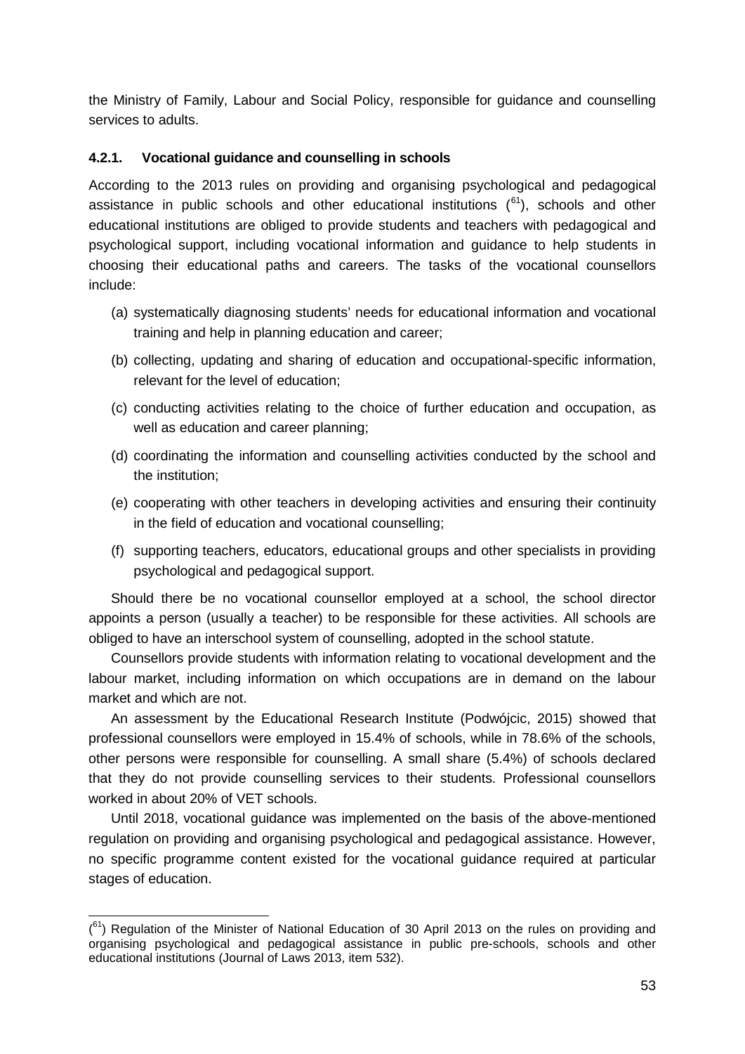the Ministry of Family, Labour and Social Policy, responsible for guidance and counselling services to adults.

### 4.2.1. Vocational guidance and counselling in schools

According to the 2013 rules on providing and organising psychological and pedagogical assistance in public schools and other educational institutions ([61]), schools and other educational institutions are obliged to provide students and teachers with pedagogical and psychological support, including vocational information and guidance to help students in choosing their educational paths and careers. The tasks of the vocational counsellors include:

(a) systematically diagnosing students' needs for educational information and vocational training and help in planning education and career;

(b) collecting, updating and sharing of education and occupational-specific information, relevant for the level of education;

(c) conducting activities relating to the choice of further education and occupation, as well as education and career planning;

(d) coordinating the information and counselling activities conducted by the school and the institution;

(e) cooperating with other teachers in developing activities and ensuring their continuity in the field of education and vocational counselling;

(f) supporting teachers, educators, educational groups and other specialists in providing psychological and pedagogical support.

Should there be no vocational counsellor employed at a school, the school director appoints a person (usually a teacher) to be responsible for these activities. All schools are obliged to have an interschool system of counselling, adopted in the school statute.

Counsellors provide students with information relating to vocational development and the labour market, including information on which occupations are in demand on the labour market and which are not.

An assessment by the Educational Research Institute (Podwójcic, 2015) showed that professional counsellors were employed in 15.4% of schools, while in 78.6% of the schools, other persons were responsible for counselling. A small share (5.4%) of schools declared that they do not provide counselling services to their students. Professional counsellors worked in about 20% of VET schools.

Until 2018, vocational guidance was implemented on the basis of the above-mentioned regulation on providing and organising psychological and pedagogical assistance. However, no specific programme content existed for the vocational guidance required at particular stages of education.

---

([61]) Regulation of the Minister of National Education of 30 April 2013 on the rules on providing and organising psychological and pedagogical assistance in public pre-schools, schools and other educational institutions (Journal of Laws 2013, item 532).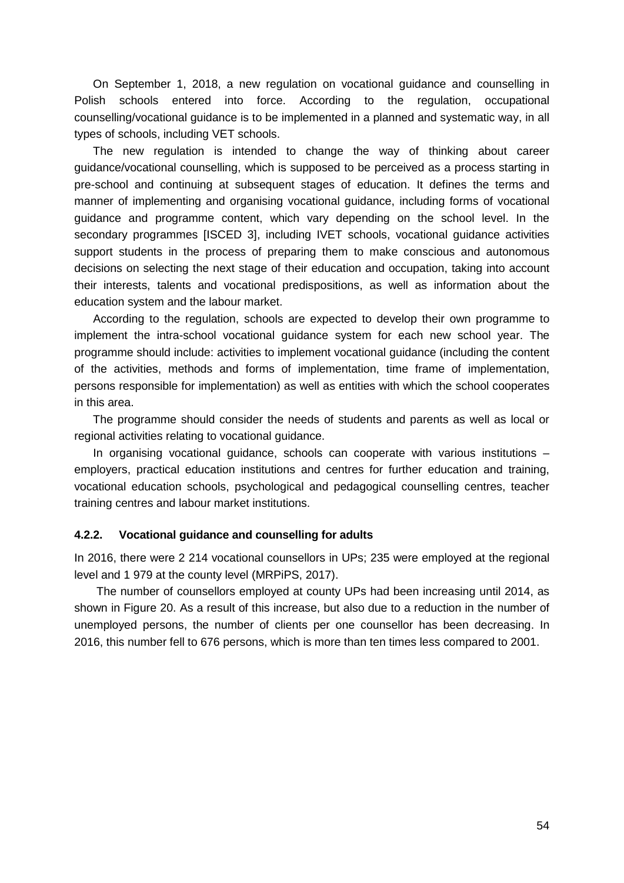On September 1, 2018, a new regulation on vocational guidance and counselling in Polish schools entered into force. According to the regulation, occupational counselling/vocational guidance is to be implemented in a planned and systematic way, in all types of schools, including VET schools.

The new regulation is intended to change the way of thinking about career guidance/vocational counselling, which is supposed to be perceived as a process starting in pre-school and continuing at subsequent stages of education. It defines the terms and manner of implementing and organising vocational guidance, including forms of vocational guidance and programme content, which vary depending on the school level. In the secondary programmes [ISCED 3], including IVET schools, vocational guidance activities support students in the process of preparing them to make conscious and autonomous decisions on selecting the next stage of their education and occupation, taking into account their interests, talents and vocational predispositions, as well as information about the education system and the labour market.

According to the regulation, schools are expected to develop their own programme to implement the intra-school vocational guidance system for each new school year. The programme should include: activities to implement vocational guidance (including the content of the activities, methods and forms of implementation, time frame of implementation, persons responsible for implementation) as well as entities with which the school cooperates in this area.

The programme should consider the needs of students and parents as well as local or regional activities relating to vocational guidance.

In organising vocational guidance, schools can cooperate with various institutions – employers, practical education institutions and centres for further education and training, vocational education schools, psychological and pedagogical counselling centres, teacher training centres and labour market institutions.

#### 4.2.2. Vocational guidance and counselling for adults

In 2016, there were 2 214 vocational counsellors in UPs; 235 were employed at the regional level and 1 979 at the county level (MRPiPS, 2017).

The number of counsellors employed at county UPs had been increasing until 2014, as shown in Figure 20. As a result of this increase, but also due to a reduction in the number of unemployed persons, the number of clients per one counsellor has been decreasing. In 2016, this number fell to 676 persons, which is more than ten times less compared to 2001.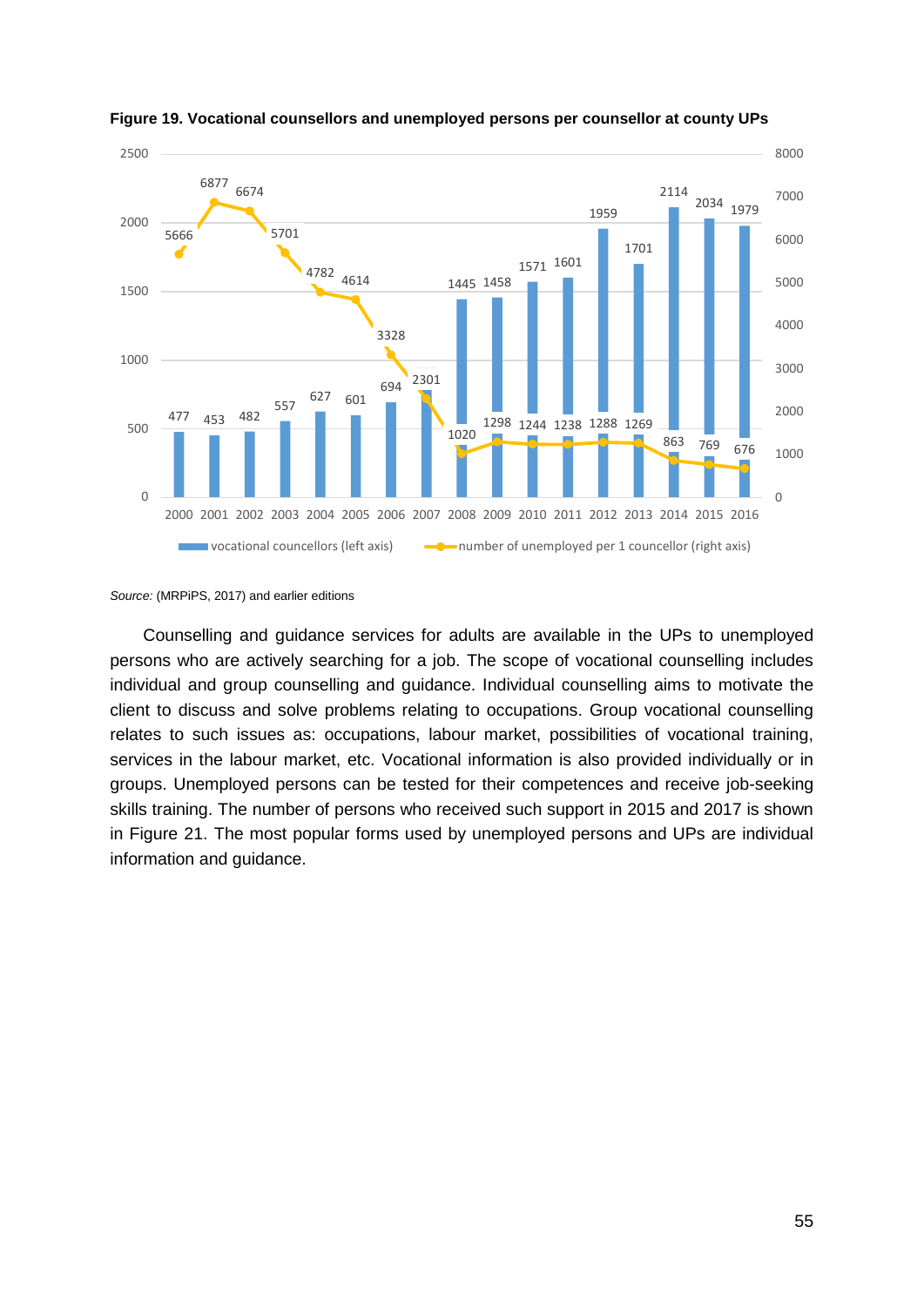**Figure 19. Vocational counsellors and unemployed persons per counsellor at county UPs**

| Year | vocational councellors (left axis) | number of unemployed per 1 councellor (right axis) |
|---|---|---|
| 2000 | 477 | 5666 |
| 2001 | 453 | 6877 |
| 2002 | 482 | 6674 |
| 2003 | 557 | 5701 |
| 2004 | 627 | 4782 |
| 2005 | 601 | 4614 |
| 2006 | 694 | 3328 |
| 2007 | 2301 | |
| 2008 | 1445 | 1020 |
| 2009 | 1458 | 1298 |
| 2010 | 1571 | 1244 |
| 2011 | 1601 | 1238 |
| 2012 | 1959 | 1288 |
| 2013 | 1701 | 1269 |
| 2014 | 2114 | 863 |
| 2015 | 2034 | 769 |
| 2016 | 1979 | 676 |

*Source:* (MRPiPS, 2017) and earlier editions

Counselling and guidance services for adults are available in the UPs to unemployed persons who are actively searching for a job. The scope of vocational counselling includes individual and group counselling and guidance. Individual counselling aims to motivate the client to discuss and solve problems relating to occupations. Group vocational counselling relates to such issues as: occupations, labour market, possibilities of vocational training, services in the labour market, etc. Vocational information is also provided individually or in groups. Unemployed persons can be tested for their competences and receive job-seeking skills training. The number of persons who received such support in 2015 and 2017 is shown in Figure 21. The most popular forms used by unemployed persons and UPs are individual information and guidance.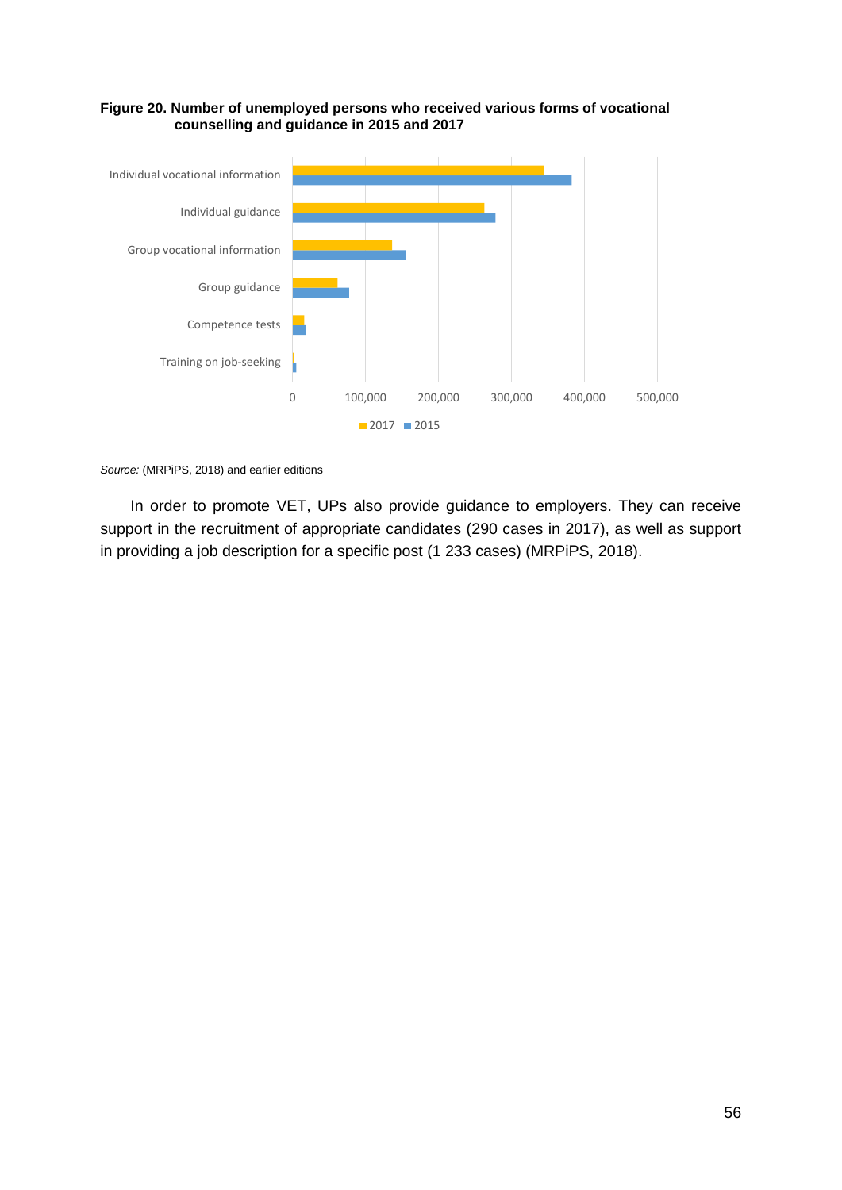**Figure 20. Number of unemployed persons who received various forms of vocational counselling and guidance in 2015 and 2017**

*Source:* (MRPiPS, 2018) and earlier editions

In order to promote VET, UPs also provide guidance to employers. They can receive support in the recruitment of appropriate candidates (290 cases in 2017), as well as support in providing a job description for a specific post (1 233 cases) (MRPiPS, 2018).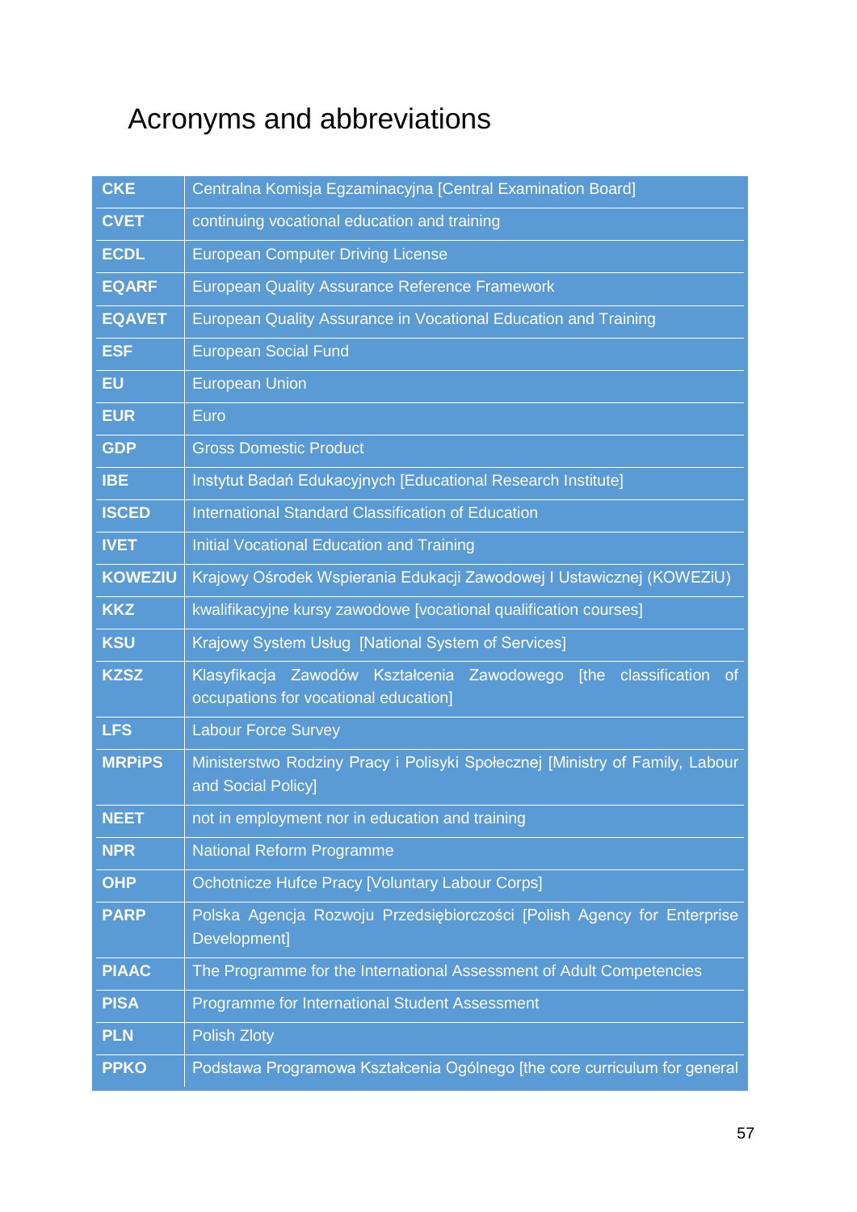# Acronyms and abbreviations

| | |
|---|---|
| **CKE** | Centralna Komisja Egzaminacyjna [Central Examination Board] |
| **CVET** | continuing vocational education and training |
| **ECDL** | European Computer Driving License |
| **EQARF** | European Quality Assurance Reference Framework |
| **EQAVET** | European Quality Assurance in Vocational Education and Training |
| **ESF** | European Social Fund |
| **EU** | European Union |
| **EUR** | Euro |
| **GDP** | Gross Domestic Product |
| **IBE** | Instytut Badań Edukacyjnych [Educational Research Institute] |
| **ISCED** | International Standard Classification of Education |
| **IVET** | Initial Vocational Education and Training |
| **KOWEZIU** | Krajowy Ośrodek Wspierania Edukacji Zawodowej I Ustawicznej (KOWEZiU) |
| **KKZ** | kwalifikacyjne kursy zawodowe [vocational qualification courses] |
| **KSU** | Krajowy System Usług [National System of Services] |
| **KZSZ** | Klasyfikacja Zawodów Kształcenia Zawodowego [the classification of occupations for vocational education] |
| **LFS** | Labour Force Survey |
| **MRPiPS** | Ministerstwo Rodziny Pracy i Polisyki Społecznej [Ministry of Family, Labour and Social Policy] |
| **NEET** | not in employment nor in education and training |
| **NPR** | National Reform Programme |
| **OHP** | Ochotnicze Hufce Pracy [Voluntary Labour Corps] |
| **PARP** | Polska Agencja Rozwoju Przedsiębiorczości [Polish Agency for Enterprise Development] |
| **PIAAC** | The Programme for the International Assessment of Adult Competencies |
| **PISA** | Programme for International Student Assessment |
| **PLN** | Polish Zloty |
| **PPKO** | Podstawa Programowa Kształcenia Ogólnego [the core curriculum for general |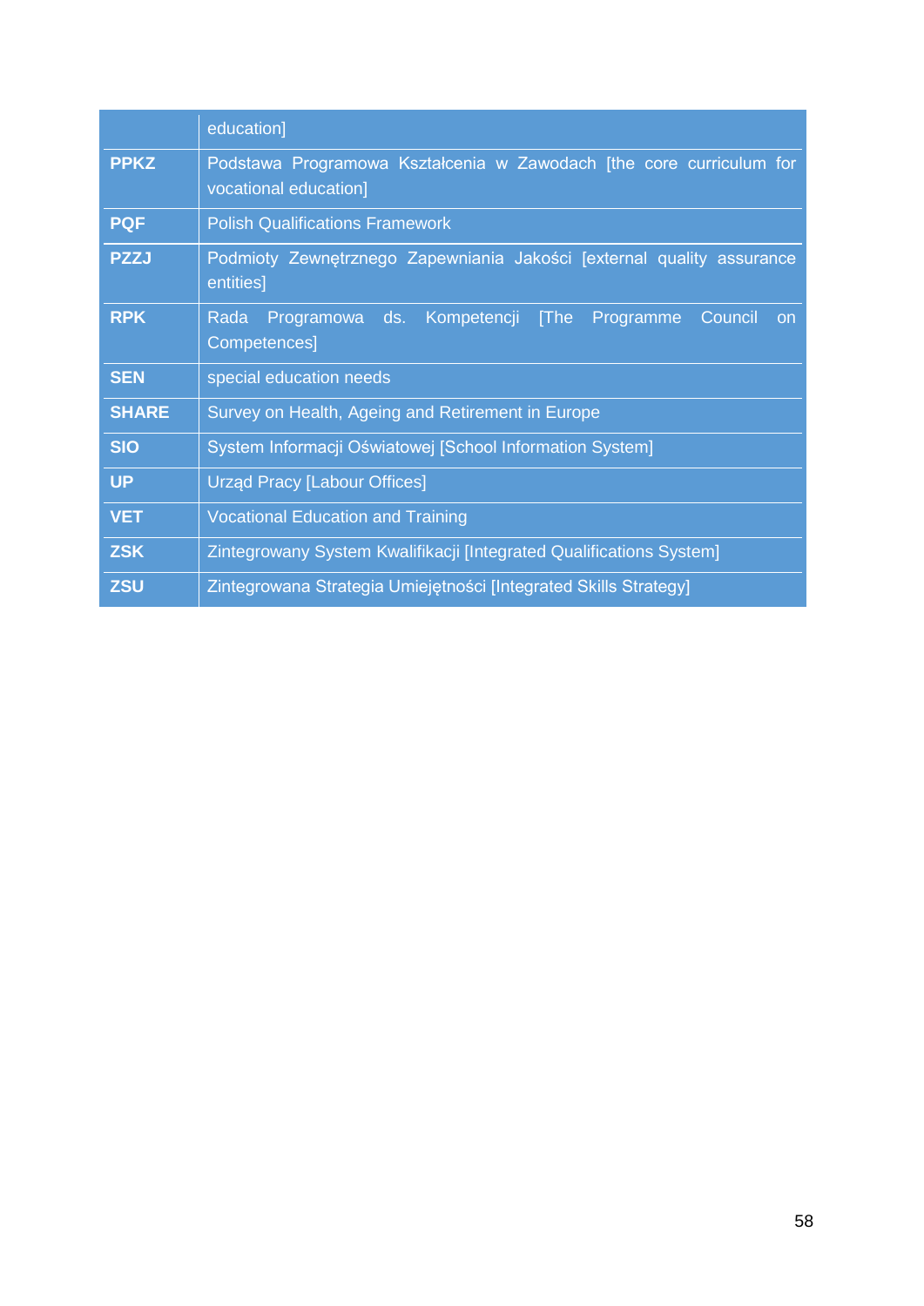|  |  |
|---|---|
|  | education] |
| **PPKZ** | Podstawa Programowa Kształcenia w Zawodach [the core curriculum for vocational education] |
| **PQF** | Polish Qualifications Framework |
| **PZZJ** | Podmioty Zewnętrznego Zapewniania Jakości [external quality assurance entities] |
| **RPK** | Rada Programowa ds. Kompetencji [The Programme Council on Competences] |
| **SEN** | special education needs |
| **SHARE** | Survey on Health, Ageing and Retirement in Europe |
| **SIO** | System Informacji Oświatowej [School Information System] |
| **UP** | Urząd Pracy [Labour Offices] |
| **VET** | Vocational Education and Training |
| **ZSK** | Zintegrowany System Kwalifikacji [Integrated Qualifications System] |
| **ZSU** | Zintegrowana Strategia Umiejętności [Integrated Skills Strategy] |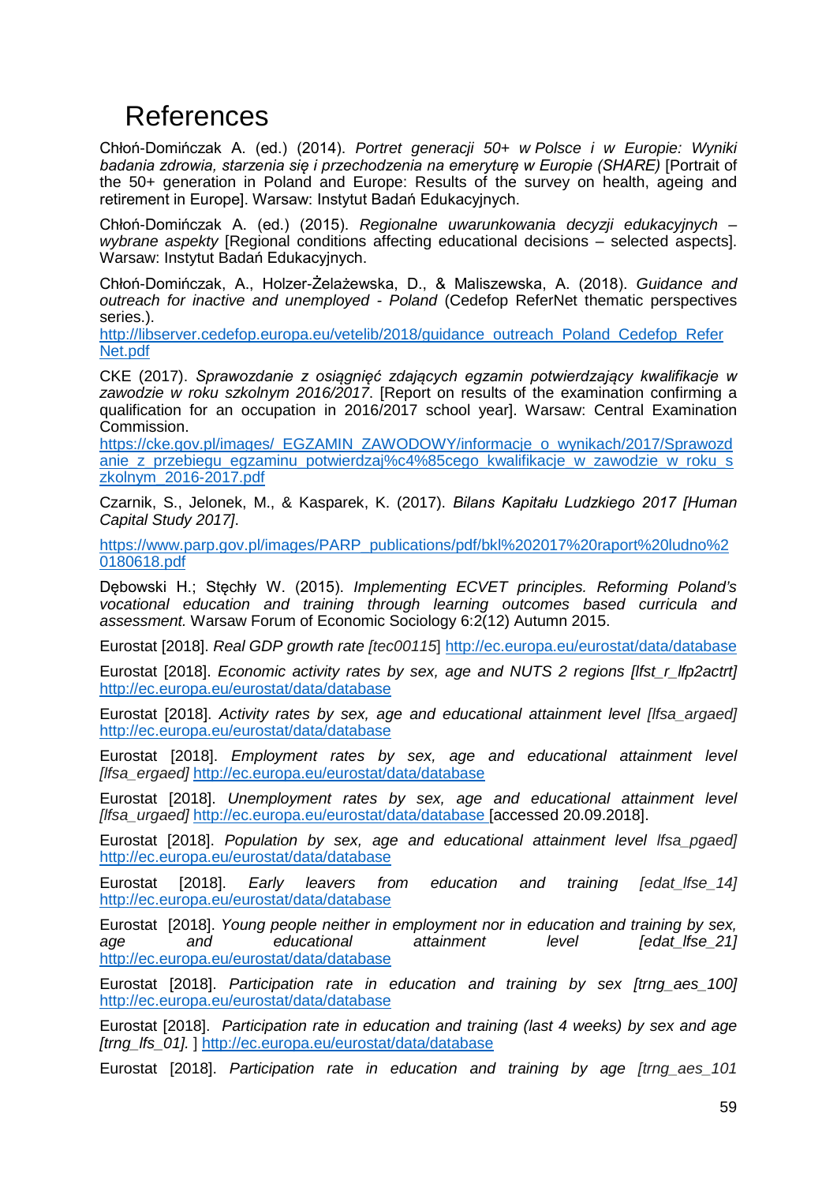# References

Chłoń-Domińczak A. (ed.) (2014). *Portret generacji 50+ w Polsce i w Europie: Wyniki badania zdrowia, starzenia się i przechodzenia na emeryturę w Europie (SHARE)* [Portrait of the 50+ generation in Poland and Europe: Results of the survey on health, ageing and retirement in Europe]. Warsaw: Instytut Badań Edukacyjnych.

Chłoń-Domińczak A. (ed.) (2015). *Regionalne uwarunkowania decyzji edukacyjnych – wybrane aspekty* [Regional conditions affecting educational decisions – selected aspects]. Warsaw: Instytut Badań Edukacyjnych.

Chłoń-Domińczak, A., Holzer-Żelażewska, D., & Maliszewska, A. (2018). *Guidance and outreach for inactive and unemployed - Poland* (Cedefop ReferNet thematic perspectives series.).
http://libserver.cedefop.europa.eu/vetelib/2018/guidance_outreach_Poland_Cedefop_ReferNet.pdf

CKE (2017). *Sprawozdanie z osiągnięć zdających egzamin potwierdzający kwalifikacje w zawodzie w roku szkolnym 2016/2017*. [Report on results of the examination confirming a qualification for an occupation in 2016/2017 school year]. Warsaw: Central Examination Commission.
https://cke.gov.pl/images/_EGZAMIN_ZAWODOWY/informacje_o_wynikach/2017/Sprawozdanie_z_przebiegu_egzaminu_potwierdzaj%c4%85cego_kwalifikacje_w_zawodzie_w_roku_szkolnym_2016-2017.pdf

Czarnik, S., Jelonek, M., & Kasparek, K. (2017). *Bilans Kapitału Ludzkiego 2017 [Human Capital Study 2017]*.

https://www.parp.gov.pl/images/PARP_publications/pdf/bkl%202017%20raport%20ludno%20180618.pdf

Dębowski H.; Stęchły W. (2015). *Implementing ECVET principles. Reforming Poland's vocational education and training through learning outcomes based curricula and assessment.* Warsaw Forum of Economic Sociology 6:2(12) Autumn 2015.

Eurostat [2018]. *Real GDP growth rate [tec00115*] http://ec.europa.eu/eurostat/data/database

Eurostat [2018]. *Economic activity rates by sex, age and NUTS 2 regions [lfst_r_lfp2actrt]* http://ec.europa.eu/eurostat/data/database

Eurostat [2018]. *Activity rates by sex, age and educational attainment level [lfsa_argaed]* http://ec.europa.eu/eurostat/data/database

Eurostat [2018]. *Employment rates by sex, age and educational attainment level [lfsa_ergaed]* http://ec.europa.eu/eurostat/data/database

Eurostat [2018]. *Unemployment rates by sex, age and educational attainment level [lfsa_urgaed]* http://ec.europa.eu/eurostat/data/database [accessed 20.09.2018].

Eurostat [2018]. *Population by sex, age and educational attainment level lfsa_pgaed]* http://ec.europa.eu/eurostat/data/database

Eurostat [2018]. *Early leavers from education and training [edat_lfse_14]* http://ec.europa.eu/eurostat/data/database

Eurostat [2018]. *Young people neither in employment nor in education and training by sex, age and educational attainment level [edat_lfse_21]* http://ec.europa.eu/eurostat/data/database

Eurostat [2018]. *Participation rate in education and training by sex [trng_aes_100]* http://ec.europa.eu/eurostat/data/database

Eurostat [2018]. *Participation rate in education and training (last 4 weeks) by sex and age [trng_lfs_01].* ] http://ec.europa.eu/eurostat/data/database

Eurostat [2018]. *Participation rate in education and training by age [trng_aes_101*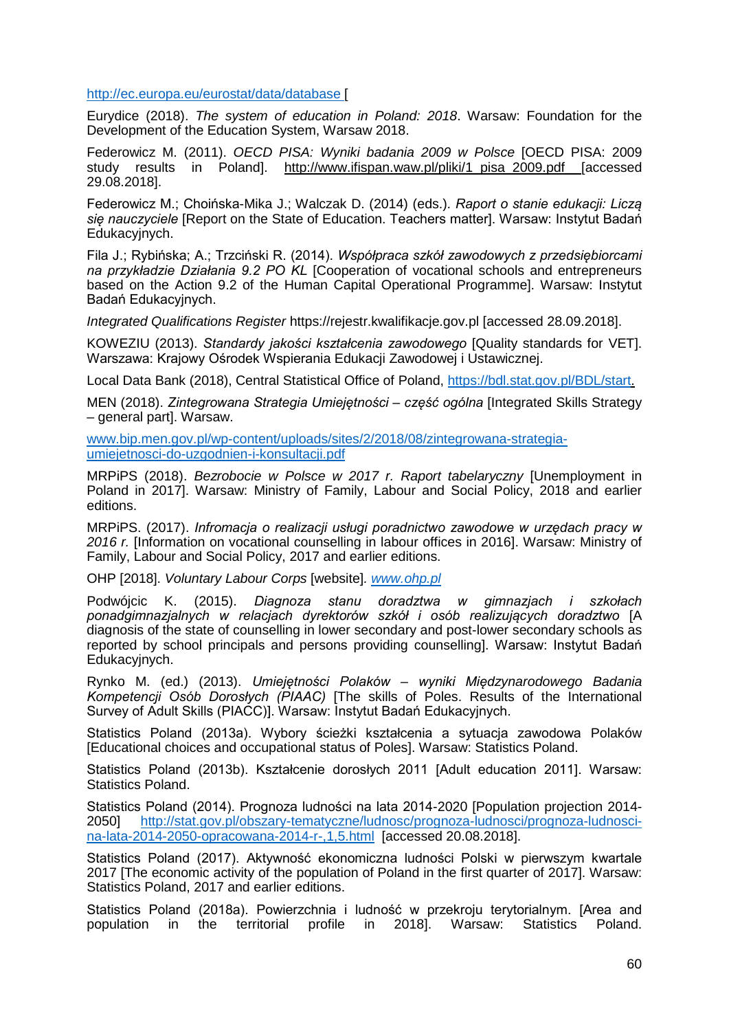http://ec.europa.eu/eurostat/data/database [

Eurydice (2018). *The system of education in Poland: 2018*. Warsaw: Foundation for the Development of the Education System, Warsaw 2018.

Federowicz M. (2011). *OECD PISA: Wyniki badania 2009 w Polsce* [OECD PISA: 2009 study results in Poland]. http://www.ifispan.waw.pl/pliki/1_pisa_2009.pdf [accessed 29.08.2018].

Federowicz M.; Choińska-Mika J.; Walczak D. (2014) (eds.). *Raport o stanie edukacji: Liczą się nauczyciele* [Report on the State of Education. Teachers matter]. Warsaw: Instytut Badań Edukacyjnych.

Fila J.; Rybińska; A.; Trzciński R. (2014). *Współpraca szkół zawodowych z przedsiębiorcami na przykładzie Działania 9.2 PO KL* [Cooperation of vocational schools and entrepreneurs based on the Action 9.2 of the Human Capital Operational Programme]. Warsaw: Instytut Badań Edukacyjnych.

*Integrated Qualifications Register* https://rejestr.kwalifikacje.gov.pl [accessed 28.09.2018].

KOWEZIU (2013). *Standardy jakości kształcenia zawodowego* [Quality standards for VET]. Warszawa: Krajowy Ośrodek Wspierania Edukacji Zawodowej i Ustawicznej.

Local Data Bank (2018), Central Statistical Office of Poland, https://bdl.stat.gov.pl/BDL/start.

MEN (2018). *Zintegrowana Strategia Umiejętności – część ogólna* [Integrated Skills Strategy – general part]. Warsaw.

www.bip.men.gov.pl/wp-content/uploads/sites/2/2018/08/zintegrowana-strategia-umiejetnosci-do-uzgodnien-i-konsultacji.pdf

MRPiPS (2018). *Bezrobocie w Polsce w 2017 r. Raport tabelaryczny* [Unemployment in Poland in 2017]. Warsaw: Ministry of Family, Labour and Social Policy, 2018 and earlier editions.

MRPiPS. (2017). *Infromacja o realizacji usługi poradnictwo zawodowe w urzędach pracy w 2016 r.* [Information on vocational counselling in labour offices in 2016]. Warsaw: Ministry of Family, Labour and Social Policy, 2017 and earlier editions.

OHP [2018]. *Voluntary Labour Corps* [website]. *www.ohp.pl*

Podwójcic K. (2015). *Diagnoza stanu doradztwa w gimnazjach i szkołach ponadgimnazjalnych w relacjach dyrektorów szkół i osób realizujących doradztwo* [A diagnosis of the state of counselling in lower secondary and post-lower secondary schools as reported by school principals and persons providing counselling]. Warsaw: Instytut Badań Edukacyjnych.

Rynko M. (ed.) (2013). *Umiejętności Polaków – wyniki Międzynarodowego Badania Kompetencji Osób Dorosłych (PIAAC)* [The skills of Poles. Results of the International Survey of Adult Skills (PIACC)]. Warsaw: Instytut Badań Edukacyjnych.

Statistics Poland (2013a). Wybory ścieżki kształcenia a sytuacja zawodowa Polaków [Educational choices and occupational status of Poles]. Warsaw: Statistics Poland.

Statistics Poland (2013b). Kształcenie dorosłych 2011 [Adult education 2011]. Warsaw: Statistics Poland.

Statistics Poland (2014). Prognoza ludności na lata 2014-2020 [Population projection 2014-2050] http://stat.gov.pl/obszary-tematyczne/ludnosc/prognoza-ludnosci/prognoza-ludnosci-na-lata-2014-2050-opracowana-2014-r-,1,5.html [accessed 20.08.2018].

Statistics Poland (2017). Aktywność ekonomiczna ludności Polski w pierwszym kwartale 2017 [The economic activity of the population of Poland in the first quarter of 2017]. Warsaw: Statistics Poland, 2017 and earlier editions.

Statistics Poland (2018a). Powierzchnia i ludność w przekroju terytorialnym. [Area and population in the territorial profile in 2018]. Warsaw: Statistics Poland.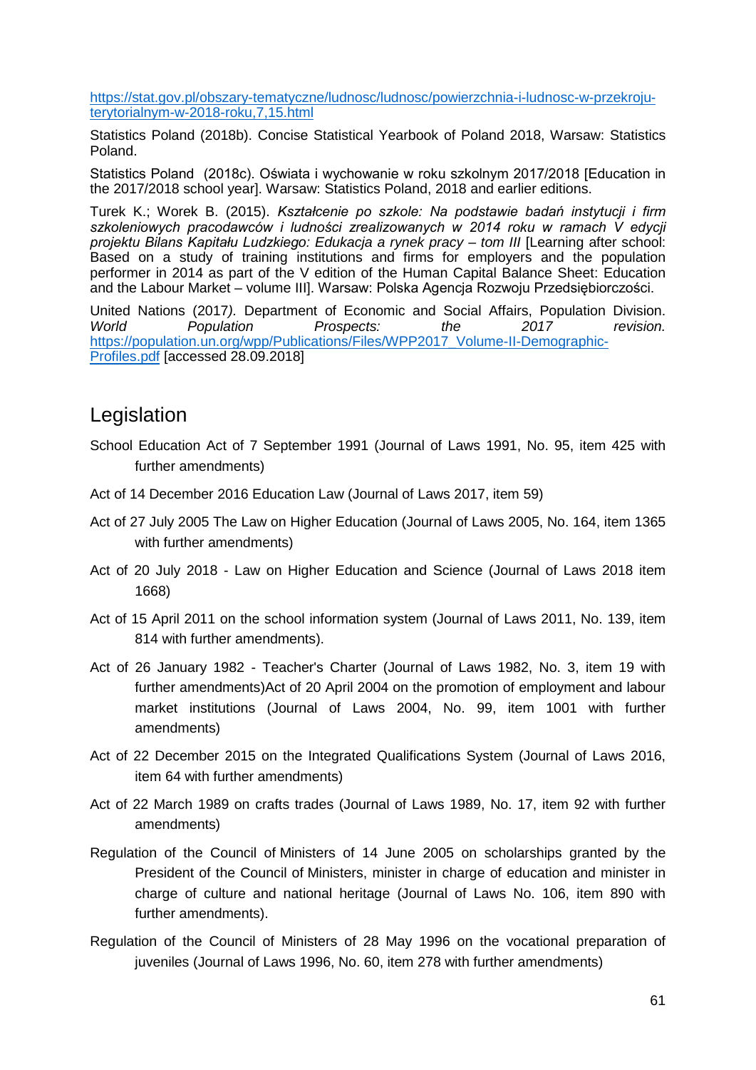https://stat.gov.pl/obszary-tematyczne/ludnosc/ludnosc/powierzchnia-i-ludnosc-w-przekroju-terytorialnym-w-2018-roku,7,15.html

Statistics Poland (2018b). Concise Statistical Yearbook of Poland 2018, Warsaw: Statistics Poland.

Statistics Poland (2018c). Oświata i wychowanie w roku szkolnym 2017/2018 [Education in the 2017/2018 school year]. Warsaw: Statistics Poland, 2018 and earlier editions.

Turek K.; Worek B. (2015). *Kształcenie po szkole: Na podstawie badań instytucji i firm szkoleniowych pracodawców i ludności zrealizowanych w 2014 roku w ramach V edycji projektu Bilans Kapitału Ludzkiego: Edukacja a rynek pracy – tom III* [Learning after school: Based on a study of training institutions and firms for employers and the population performer in 2014 as part of the V edition of the Human Capital Balance Sheet: Education and the Labour Market – volume III]. Warsaw: Polska Agencja Rozwoju Przedsiębiorczości.

United Nations (2017). Department of Economic and Social Affairs, Population Division. *World Population Prospects: the 2017 revision.* https://population.un.org/wpp/Publications/Files/WPP2017_Volume-II-Demographic-Profiles.pdf [accessed 28.09.2018]

## Legislation

School Education Act of 7 September 1991 (Journal of Laws 1991, No. 95, item 425 with further amendments)

Act of 14 December 2016 Education Law (Journal of Laws 2017, item 59)

Act of 27 July 2005 The Law on Higher Education (Journal of Laws 2005, No. 164, item 1365 with further amendments)

Act of 20 July 2018 - Law on Higher Education and Science (Journal of Laws 2018 item 1668)

Act of 15 April 2011 on the school information system (Journal of Laws 2011, No. 139, item 814 with further amendments).

Act of 26 January 1982 - Teacher's Charter (Journal of Laws 1982, No. 3, item 19 with further amendments)Act of 20 April 2004 on the promotion of employment and labour market institutions (Journal of Laws 2004, No. 99, item 1001 with further amendments)

Act of 22 December 2015 on the Integrated Qualifications System (Journal of Laws 2016, item 64 with further amendments)

Act of 22 March 1989 on crafts trades (Journal of Laws 1989, No. 17, item 92 with further amendments)

Regulation of the Council of Ministers of 14 June 2005 on scholarships granted by the President of the Council of Ministers, minister in charge of education and minister in charge of culture and national heritage (Journal of Laws No. 106, item 890 with further amendments).

Regulation of the Council of Ministers of 28 May 1996 on the vocational preparation of juveniles (Journal of Laws 1996, No. 60, item 278 with further amendments)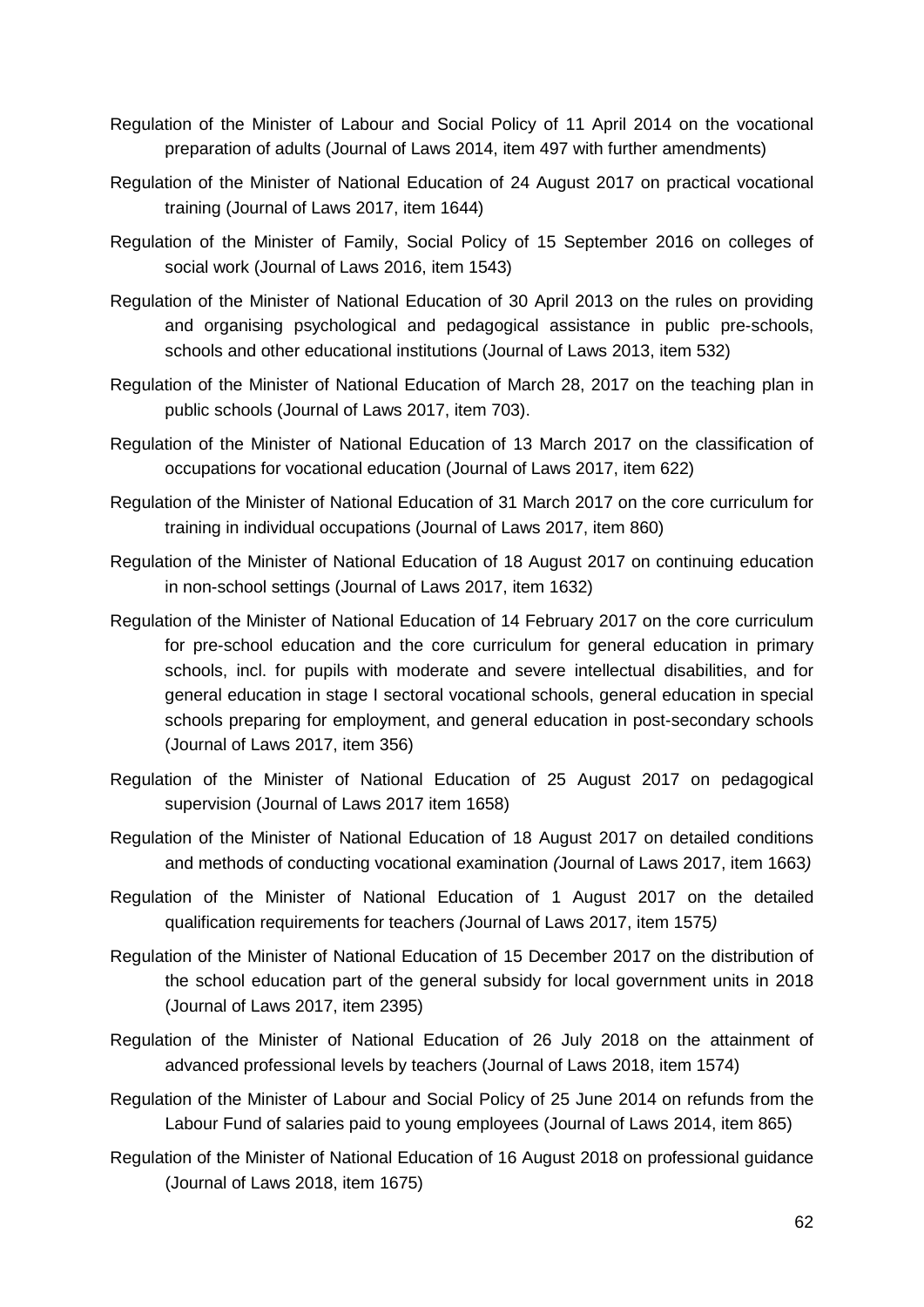Regulation of the Minister of Labour and Social Policy of 11 April 2014 on the vocational preparation of adults (Journal of Laws 2014, item 497 with further amendments)

Regulation of the Minister of National Education of 24 August 2017 on practical vocational training (Journal of Laws 2017, item 1644)

Regulation of the Minister of Family, Social Policy of 15 September 2016 on colleges of social work (Journal of Laws 2016, item 1543)

Regulation of the Minister of National Education of 30 April 2013 on the rules on providing and organising psychological and pedagogical assistance in public pre-schools, schools and other educational institutions (Journal of Laws 2013, item 532)

Regulation of the Minister of National Education of March 28, 2017 on the teaching plan in public schools (Journal of Laws 2017, item 703).

Regulation of the Minister of National Education of 13 March 2017 on the classification of occupations for vocational education (Journal of Laws 2017, item 622)

Regulation of the Minister of National Education of 31 March 2017 on the core curriculum for training in individual occupations (Journal of Laws 2017, item 860)

Regulation of the Minister of National Education of 18 August 2017 on continuing education in non-school settings (Journal of Laws 2017, item 1632)

Regulation of the Minister of National Education of 14 February 2017 on the core curriculum for pre-school education and the core curriculum for general education in primary schools, incl. for pupils with moderate and severe intellectual disabilities, and for general education in stage I sectoral vocational schools, general education in special schools preparing for employment, and general education in post-secondary schools (Journal of Laws 2017, item 356)

Regulation of the Minister of National Education of 25 August 2017 on pedagogical supervision (Journal of Laws 2017 item 1658)

Regulation of the Minister of National Education of 18 August 2017 on detailed conditions and methods of conducting vocational examination *(*Journal of Laws 2017, item 1663*)*

Regulation of the Minister of National Education of 1 August 2017 on the detailed qualification requirements for teachers *(*Journal of Laws 2017, item 1575*)*

Regulation of the Minister of National Education of 15 December 2017 on the distribution of the school education part of the general subsidy for local government units in 2018 (Journal of Laws 2017, item 2395)

Regulation of the Minister of National Education of 26 July 2018 on the attainment of advanced professional levels by teachers (Journal of Laws 2018, item 1574)

Regulation of the Minister of Labour and Social Policy of 25 June 2014 on refunds from the Labour Fund of salaries paid to young employees (Journal of Laws 2014, item 865)

Regulation of the Minister of National Education of 16 August 2018 on professional guidance (Journal of Laws 2018, item 1675)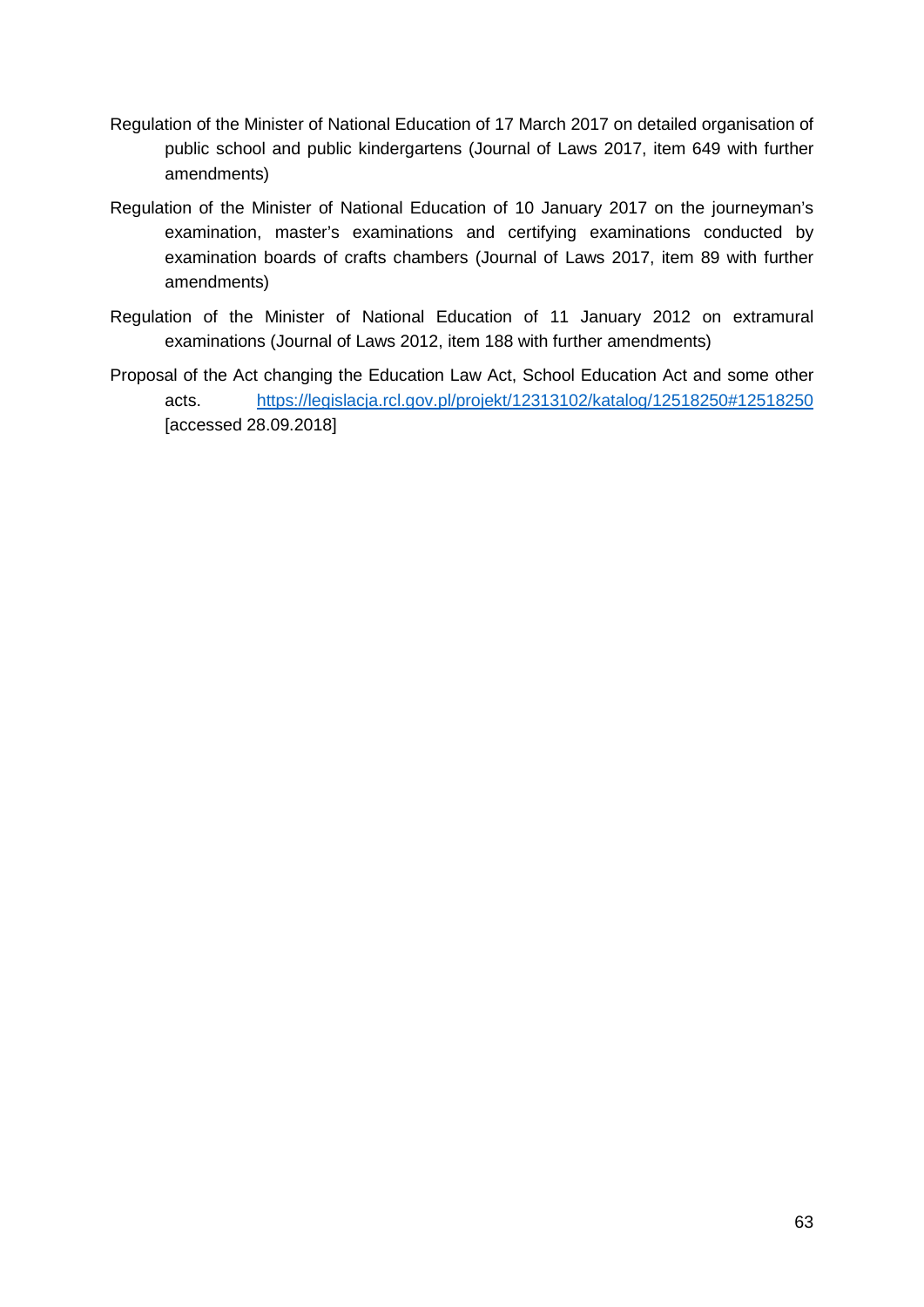Regulation of the Minister of National Education of 17 March 2017 on detailed organisation of public school and public kindergartens (Journal of Laws 2017, item 649 with further amendments)

Regulation of the Minister of National Education of 10 January 2017 on the journeyman's examination, master's examinations and certifying examinations conducted by examination boards of crafts chambers (Journal of Laws 2017, item 89 with further amendments)

Regulation of the Minister of National Education of 11 January 2012 on extramural examinations (Journal of Laws 2012, item 188 with further amendments)

Proposal of the Act changing the Education Law Act, School Education Act and some other acts. https://legislacja.rcl.gov.pl/projekt/12313102/katalog/12518250#12518250 [accessed 28.09.2018]